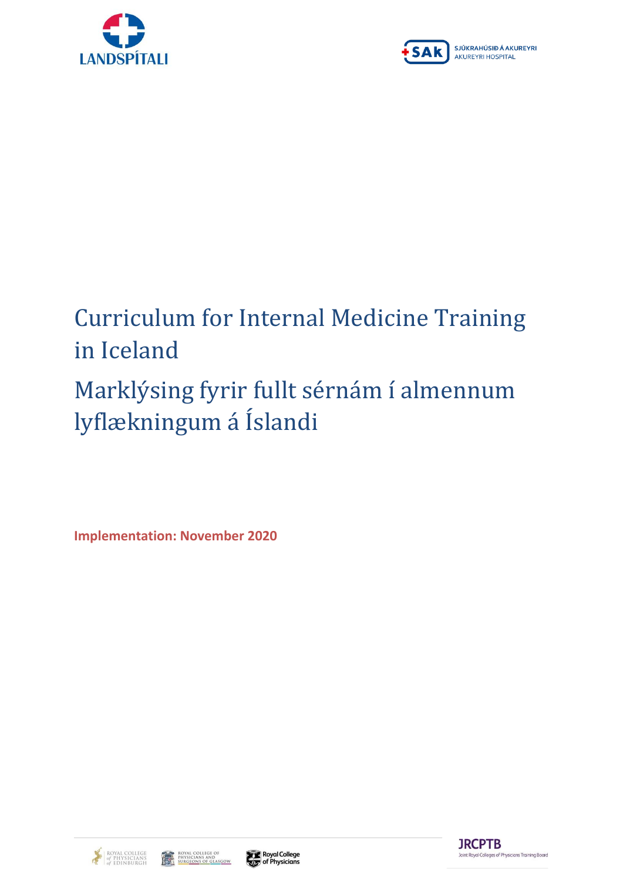LANDSPÍTALI

SAk SJÚKRAHÚSIÐ Á AKUREYRI AKUREYRI HOSPITAL

# Curriculum for Internal Medicine Training in Iceland

# Marklýsing fyrir fullt sérnám í almennum lyflækningum á Íslandi

**Implementation: November 2020**

ROYAL COLLEGE of PHYSICIANS of EDINBURGH

ROYAL COLLEGE OF PHYSICIANS AND SURGEONS OF GLASGOW

Royal College of Physicians

JRCPTB Joint Royal Colleges of Physicians Training Board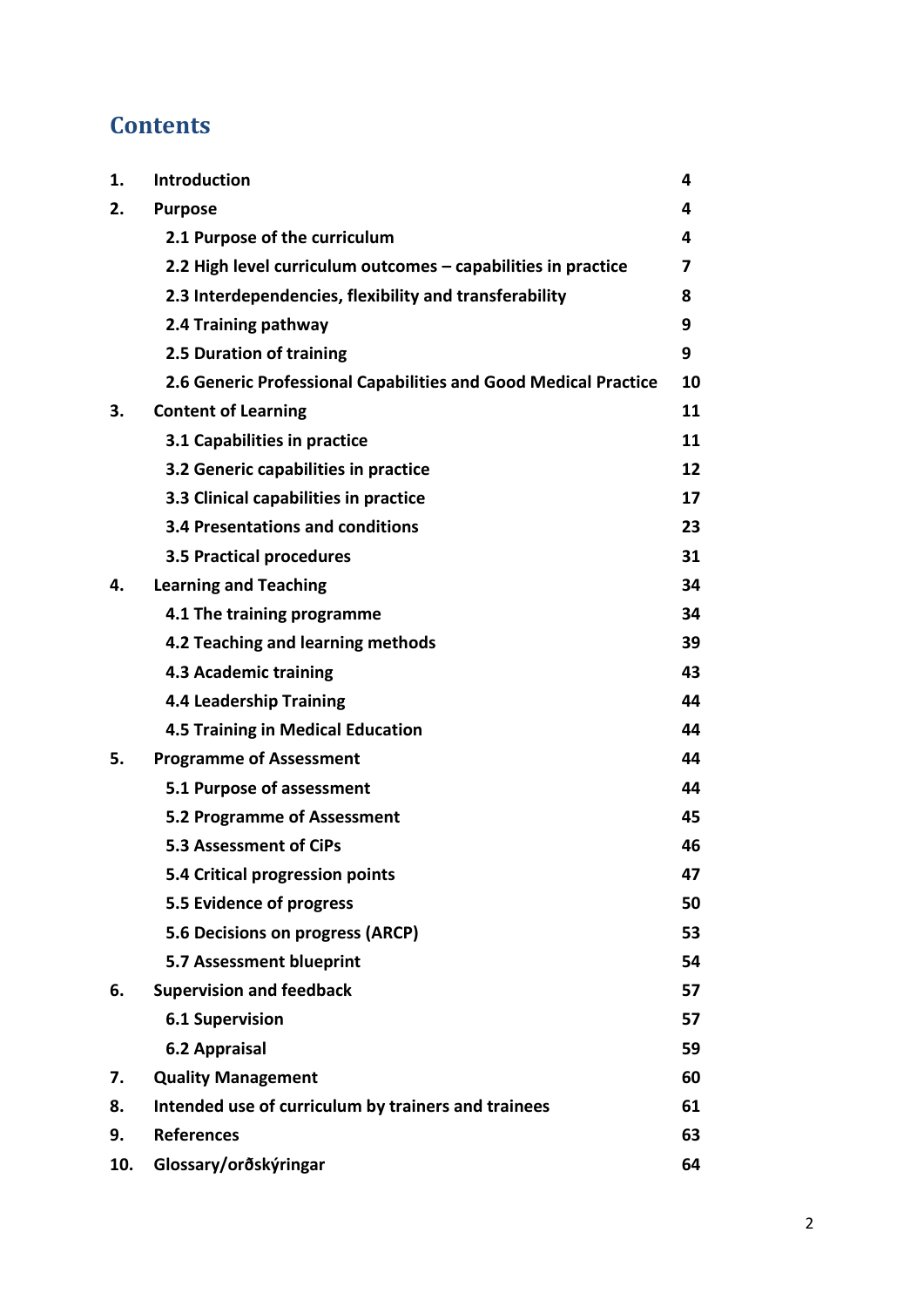## Contents

| | | |
|---|---|---|
| **1.** | **Introduction** | **4** |
| **2.** | **Purpose** | **4** |
| | **2.1 Purpose of the curriculum** | **4** |
| | **2.2 High level curriculum outcomes – capabilities in practice** | **7** |
| | **2.3 Interdependencies, flexibility and transferability** | **8** |
| | **2.4 Training pathway** | **9** |
| | **2.5 Duration of training** | **9** |
| | **2.6 Generic Professional Capabilities and Good Medical Practice** | **10** |
| **3.** | **Content of Learning** | **11** |
| | **3.1 Capabilities in practice** | **11** |
| | **3.2 Generic capabilities in practice** | **12** |
| | **3.3 Clinical capabilities in practice** | **17** |
| | **3.4 Presentations and conditions** | **23** |
| | **3.5 Practical procedures** | **31** |
| **4.** | **Learning and Teaching** | **34** |
| | **4.1 The training programme** | **34** |
| | **4.2 Teaching and learning methods** | **39** |
| | **4.3 Academic training** | **43** |
| | **4.4 Leadership Training** | **44** |
| | **4.5 Training in Medical Education** | **44** |
| **5.** | **Programme of Assessment** | **44** |
| | **5.1 Purpose of assessment** | **44** |
| | **5.2 Programme of Assessment** | **45** |
| | **5.3 Assessment of CiPs** | **46** |
| | **5.4 Critical progression points** | **47** |
| | **5.5 Evidence of progress** | **50** |
| | **5.6 Decisions on progress (ARCP)** | **53** |
| | **5.7 Assessment blueprint** | **54** |
| **6.** | **Supervision and feedback** | **57** |
| | **6.1 Supervision** | **57** |
| | **6.2 Appraisal** | **59** |
| **7.** | **Quality Management** | **60** |
| **8.** | **Intended use of curriculum by trainers and trainees** | **61** |
| **9.** | **References** | **63** |
| **10.** | **Glossary/orðskýringar** | **64** |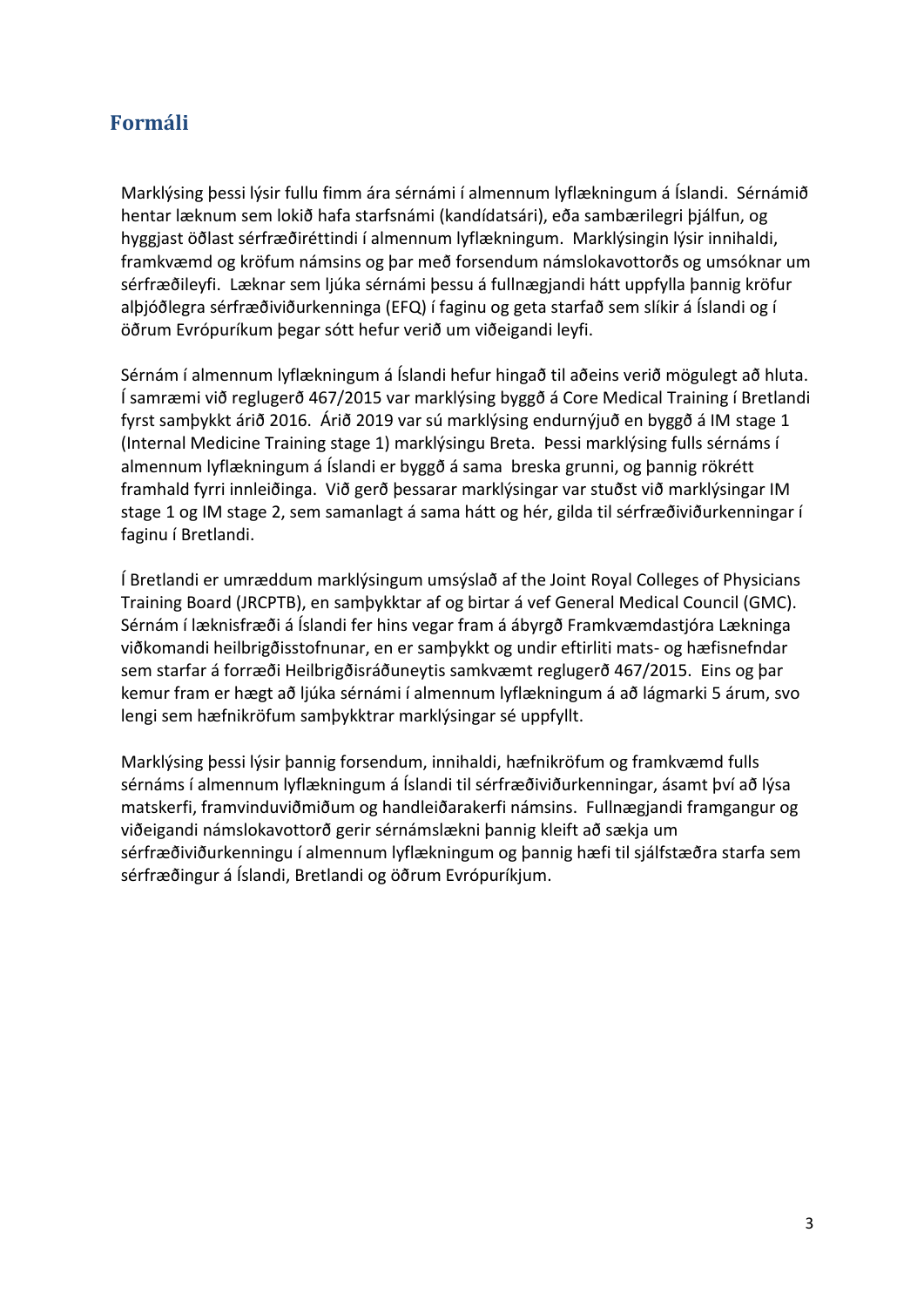## Formáli

Marklýsing þessi lýsir fullu fimm ára sérnámi í almennum lyflækningum á Íslandi. Sérnámið hentar læknum sem lokið hafa starfsnámi (kandídatsári), eða sambærilegri þjálfun, og hyggjast öðlast sérfræðiréttindi í almennum lyflækningum. Marklýsingin lýsir innihaldi, framkvæmd og kröfum námsins og þar með forsendum námslokavottorðs og umsóknar um sérfræðileyfi. Læknar sem ljúka sérnámi þessu á fullnægjandi hátt uppfylla þannig kröfur alþjóðlegra sérfræðiviðurkenninga (EFQ) í faginu og geta starfað sem slíkir á Íslandi og í öðrum Evrópuríkum þegar sótt hefur verið um viðeigandi leyfi.

Sérnám í almennum lyflækningum á Íslandi hefur hingað til aðeins verið mögulegt að hluta. Í samræmi við reglugerð 467/2015 var marklýsing byggð á Core Medical Training í Bretlandi fyrst samþykkt árið 2016. Árið 2019 var sú marklýsing endurnýjuð en byggð á IM stage 1 (Internal Medicine Training stage 1) marklýsingu Breta. Þessi marklýsing fulls sérnáms í almennum lyflækningum á Íslandi er byggð á sama breska grunni, og þannig rökrétt framhald fyrri innleiðinga. Við gerð þessarar marklýsingar var stuðst við marklýsingar IM stage 1 og IM stage 2, sem samanlagt á sama hátt og hér, gilda til sérfræðiviðurkenningar í faginu í Bretlandi.

Í Bretlandi er umræddum marklýsingum umsýslað af the Joint Royal Colleges of Physicians Training Board (JRCPTB), en samþykktar af og birtar á vef General Medical Council (GMC). Sérnám í læknisfræði á Íslandi fer hins vegar fram á ábyrgð Framkvæmdastjóra Lækninga viðkomandi heilbrigðisstofnunar, en er samþykkt og undir eftirliti mats- og hæfisnefndar sem starfar á forræði Heilbrigðisráðuneytis samkvæmt reglugerð 467/2015. Eins og þar kemur fram er hægt að ljúka sérnámi í almennum lyflækningum á að lágmarki 5 árum, svo lengi sem hæfnikröfum samþykktrar marklýsingar sé uppfyllt.

Marklýsing þessi lýsir þannig forsendum, innihaldi, hæfnikröfum og framkvæmd fulls sérnáms í almennum lyflækningum á Íslandi til sérfræðiviðurkenningar, ásamt því að lýsa matskerfi, framvinduviðmiðum og handleiðarakerfi námsins. Fullnægjandi framgangur og viðeigandi námslokavottorð gerir sérnámslækni þannig kleift að sækja um sérfræðiviðurkenningu í almennum lyflækningum og þannig hæfi til sjálfstæðra starfa sem sérfræðingur á Íslandi, Bretlandi og öðrum Evrópuríkjum.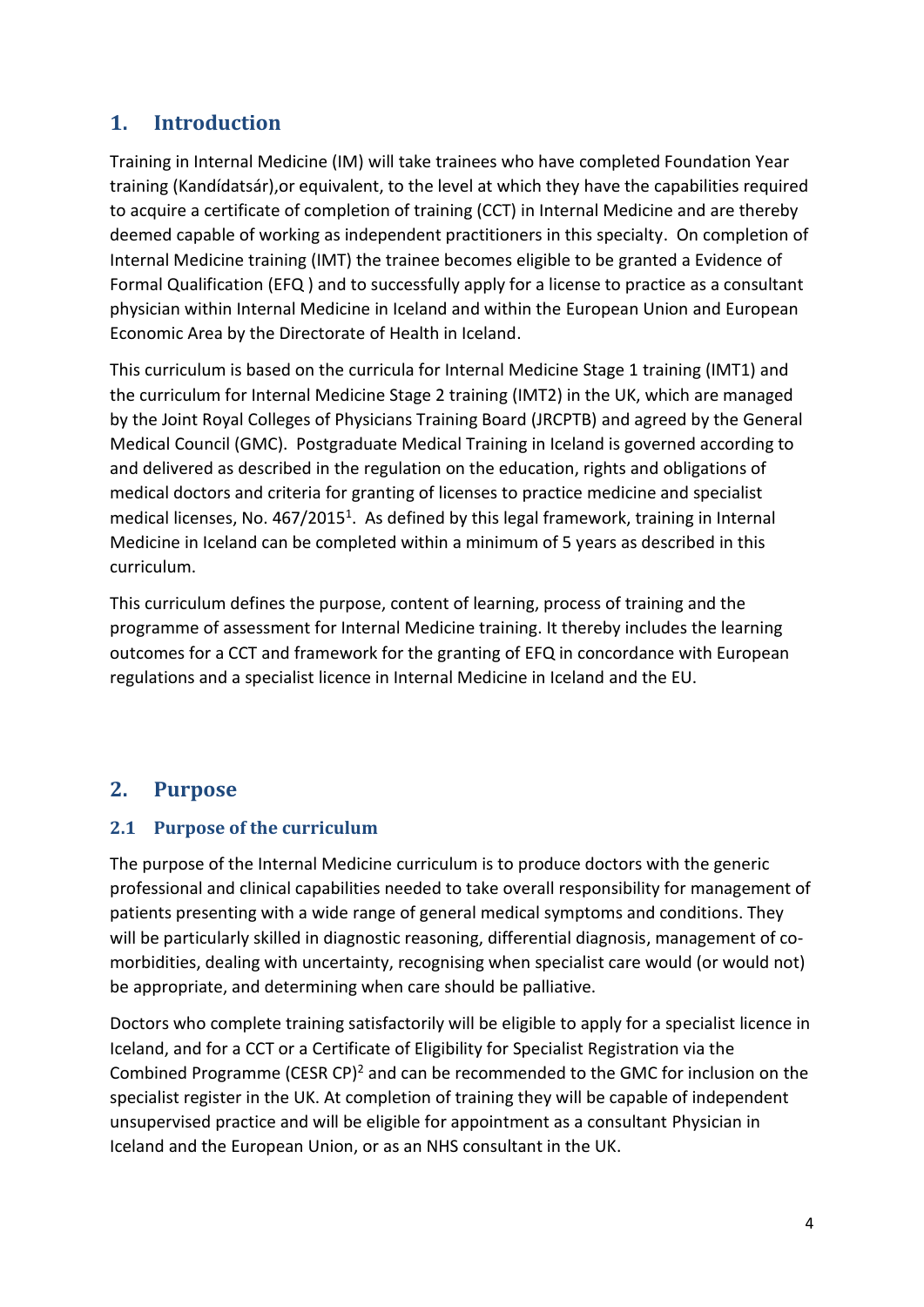## 1. Introduction

Training in Internal Medicine (IM) will take trainees who have completed Foundation Year training (Kandídatsár),or equivalent, to the level at which they have the capabilities required to acquire a certificate of completion of training (CCT) in Internal Medicine and are thereby deemed capable of working as independent practitioners in this specialty. On completion of Internal Medicine training (IMT) the trainee becomes eligible to be granted a Evidence of Formal Qualification (EFQ ) and to successfully apply for a license to practice as a consultant physician within Internal Medicine in Iceland and within the European Union and European Economic Area by the Directorate of Health in Iceland.

This curriculum is based on the curricula for Internal Medicine Stage 1 training (IMT1) and the curriculum for Internal Medicine Stage 2 training (IMT2) in the UK, which are managed by the Joint Royal Colleges of Physicians Training Board (JRCPTB) and agreed by the General Medical Council (GMC). Postgraduate Medical Training in Iceland is governed according to and delivered as described in the regulation on the education, rights and obligations of medical doctors and criteria for granting of licenses to practice medicine and specialist medical licenses, No. 467/2015[1]. As defined by this legal framework, training in Internal Medicine in Iceland can be completed within a minimum of 5 years as described in this curriculum.

This curriculum defines the purpose, content of learning, process of training and the programme of assessment for Internal Medicine training. It thereby includes the learning outcomes for a CCT and framework for the granting of EFQ in concordance with European regulations and a specialist licence in Internal Medicine in Iceland and the EU.

## 2. Purpose

### 2.1 Purpose of the curriculum

The purpose of the Internal Medicine curriculum is to produce doctors with the generic professional and clinical capabilities needed to take overall responsibility for management of patients presenting with a wide range of general medical symptoms and conditions. They will be particularly skilled in diagnostic reasoning, differential diagnosis, management of co-morbidities, dealing with uncertainty, recognising when specialist care would (or would not) be appropriate, and determining when care should be palliative.

Doctors who complete training satisfactorily will be eligible to apply for a specialist licence in Iceland, and for a CCT or a Certificate of Eligibility for Specialist Registration via the Combined Programme (CESR CP)[2] and can be recommended to the GMC for inclusion on the specialist register in the UK. At completion of training they will be capable of independent unsupervised practice and will be eligible for appointment as a consultant Physician in Iceland and the European Union, or as an NHS consultant in the UK.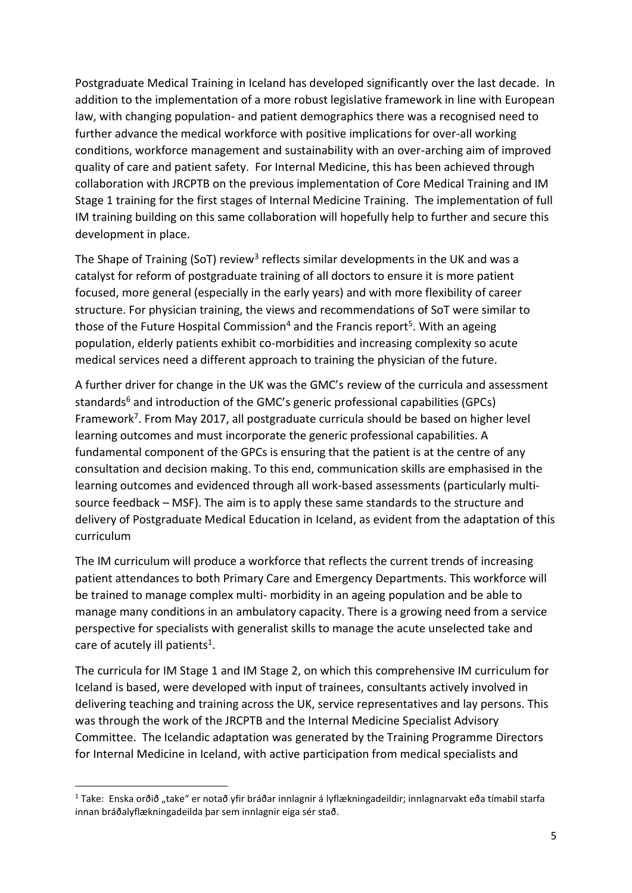Postgraduate Medical Training in Iceland has developed significantly over the last decade. In addition to the implementation of a more robust legislative framework in line with European law, with changing population- and patient demographics there was a recognised need to further advance the medical workforce with positive implications for over-all working conditions, workforce management and sustainability with an over-arching aim of improved quality of care and patient safety. For Internal Medicine, this has been achieved through collaboration with JRCPTB on the previous implementation of Core Medical Training and IM Stage 1 training for the first stages of Internal Medicine Training. The implementation of full IM training building on this same collaboration will hopefully help to further and secure this development in place.

The Shape of Training (SoT) review[3] reflects similar developments in the UK and was a catalyst for reform of postgraduate training of all doctors to ensure it is more patient focused, more general (especially in the early years) and with more flexibility of career structure. For physician training, the views and recommendations of SoT were similar to those of the Future Hospital Commission[4] and the Francis report[5]. With an ageing population, elderly patients exhibit co-morbidities and increasing complexity so acute medical services need a different approach to training the physician of the future.

A further driver for change in the UK was the GMC's review of the curricula and assessment standards[6] and introduction of the GMC's generic professional capabilities (GPCs) Framework[7]. From May 2017, all postgraduate curricula should be based on higher level learning outcomes and must incorporate the generic professional capabilities. A fundamental component of the GPCs is ensuring that the patient is at the centre of any consultation and decision making. To this end, communication skills are emphasised in the learning outcomes and evidenced through all work-based assessments (particularly multi-source feedback – MSF). The aim is to apply these same standards to the structure and delivery of Postgraduate Medical Education in Iceland, as evident from the adaptation of this curriculum

The IM curriculum will produce a workforce that reflects the current trends of increasing patient attendances to both Primary Care and Emergency Departments. This workforce will be trained to manage complex multi- morbidity in an ageing population and be able to manage many conditions in an ambulatory capacity. There is a growing need from a service perspective for specialists with generalist skills to manage the acute unselected take and care of acutely ill patients[1].

The curricula for IM Stage 1 and IM Stage 2, on which this comprehensive IM curriculum for Iceland is based, were developed with input of trainees, consultants actively involved in delivering teaching and training across the UK, service representatives and lay persons. This was through the work of the JRCPTB and the Internal Medicine Specialist Advisory Committee. The Icelandic adaptation was generated by the Training Programme Directors for Internal Medicine in Iceland, with active participation from medical specialists and

---

[1] Take: Enska orðið „take" er notað yfir bráðar innlagnir á lyflækningadeildir; innlagnarvakt eða tímabil starfa innan bráðalyflækningadeilda þar sem innlagnir eiga sér stað.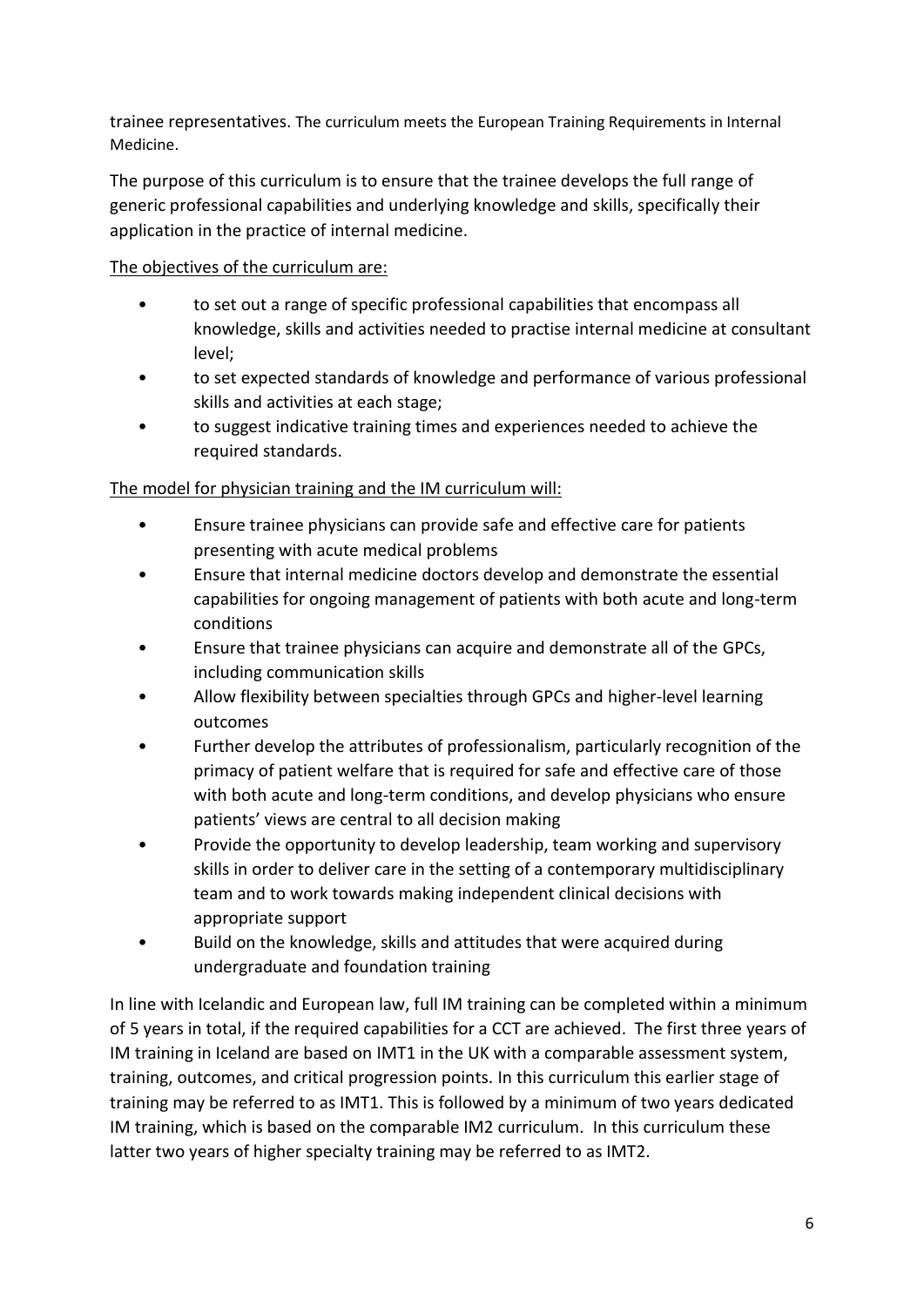trainee representatives. The curriculum meets the European Training Requirements in Internal Medicine.

The purpose of this curriculum is to ensure that the trainee develops the full range of generic professional capabilities and underlying knowledge and skills, specifically their application in the practice of internal medicine.

The objectives of the curriculum are:

- to set out a range of specific professional capabilities that encompass all knowledge, skills and activities needed to practise internal medicine at consultant level;
- to set expected standards of knowledge and performance of various professional skills and activities at each stage;
- to suggest indicative training times and experiences needed to achieve the required standards.

The model for physician training and the IM curriculum will:

- Ensure trainee physicians can provide safe and effective care for patients presenting with acute medical problems
- Ensure that internal medicine doctors develop and demonstrate the essential capabilities for ongoing management of patients with both acute and long-term conditions
- Ensure that trainee physicians can acquire and demonstrate all of the GPCs, including communication skills
- Allow flexibility between specialties through GPCs and higher-level learning outcomes
- Further develop the attributes of professionalism, particularly recognition of the primacy of patient welfare that is required for safe and effective care of those with both acute and long-term conditions, and develop physicians who ensure patients' views are central to all decision making
- Provide the opportunity to develop leadership, team working and supervisory skills in order to deliver care in the setting of a contemporary multidisciplinary team and to work towards making independent clinical decisions with appropriate support
- Build on the knowledge, skills and attitudes that were acquired during undergraduate and foundation training

In line with Icelandic and European law, full IM training can be completed within a minimum of 5 years in total, if the required capabilities for a CCT are achieved. The first three years of IM training in Iceland are based on IMT1 in the UK with a comparable assessment system, training, outcomes, and critical progression points. In this curriculum this earlier stage of training may be referred to as IMT1. This is followed by a minimum of two years dedicated IM training, which is based on the comparable IM2 curriculum. In this curriculum these latter two years of higher specialty training may be referred to as IMT2.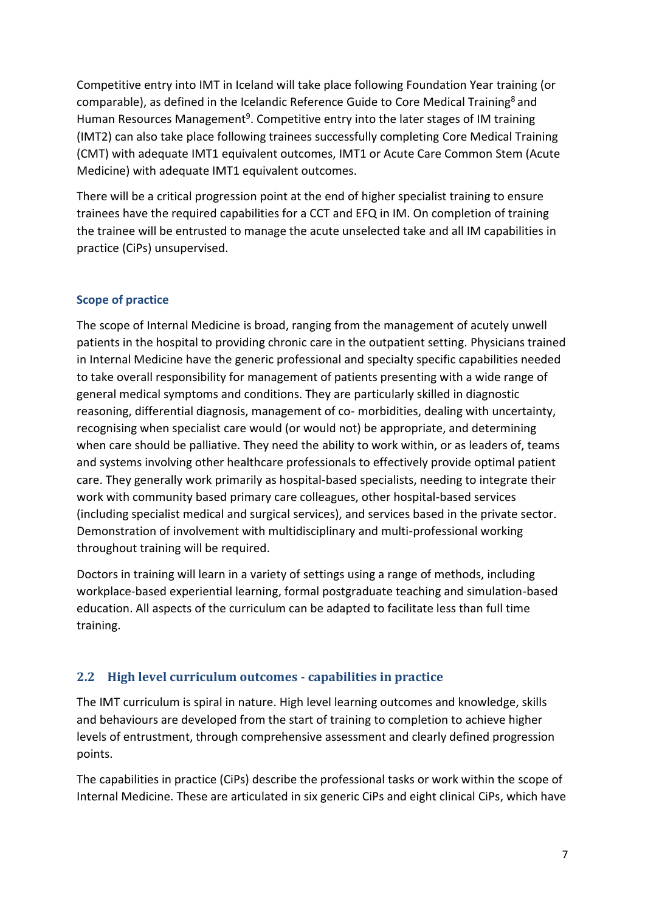Competitive entry into IMT in Iceland will take place following Foundation Year training (or comparable), as defined in the Icelandic Reference Guide to Core Medical Training[8] and Human Resources Management[9]. Competitive entry into the later stages of IM training (IMT2) can also take place following trainees successfully completing Core Medical Training (CMT) with adequate IMT1 equivalent outcomes, IMT1 or Acute Care Common Stem (Acute Medicine) with adequate IMT1 equivalent outcomes.

There will be a critical progression point at the end of higher specialist training to ensure trainees have the required capabilities for a CCT and EFQ in IM. On completion of training the trainee will be entrusted to manage the acute unselected take and all IM capabilities in practice (CiPs) unsupervised.

### Scope of practice

The scope of Internal Medicine is broad, ranging from the management of acutely unwell patients in the hospital to providing chronic care in the outpatient setting. Physicians trained in Internal Medicine have the generic professional and specialty specific capabilities needed to take overall responsibility for management of patients presenting with a wide range of general medical symptoms and conditions. They are particularly skilled in diagnostic reasoning, differential diagnosis, management of co- morbidities, dealing with uncertainty, recognising when specialist care would (or would not) be appropriate, and determining when care should be palliative. They need the ability to work within, or as leaders of, teams and systems involving other healthcare professionals to effectively provide optimal patient care. They generally work primarily as hospital-based specialists, needing to integrate their work with community based primary care colleagues, other hospital-based services (including specialist medical and surgical services), and services based in the private sector. Demonstration of involvement with multidisciplinary and multi-professional working throughout training will be required.

Doctors in training will learn in a variety of settings using a range of methods, including workplace-based experiential learning, formal postgraduate teaching and simulation-based education. All aspects of the curriculum can be adapted to facilitate less than full time training.

## 2.2 High level curriculum outcomes - capabilities in practice

The IMT curriculum is spiral in nature. High level learning outcomes and knowledge, skills and behaviours are developed from the start of training to completion to achieve higher levels of entrustment, through comprehensive assessment and clearly defined progression points.

The capabilities in practice (CiPs) describe the professional tasks or work within the scope of Internal Medicine. These are articulated in six generic CiPs and eight clinical CiPs, which have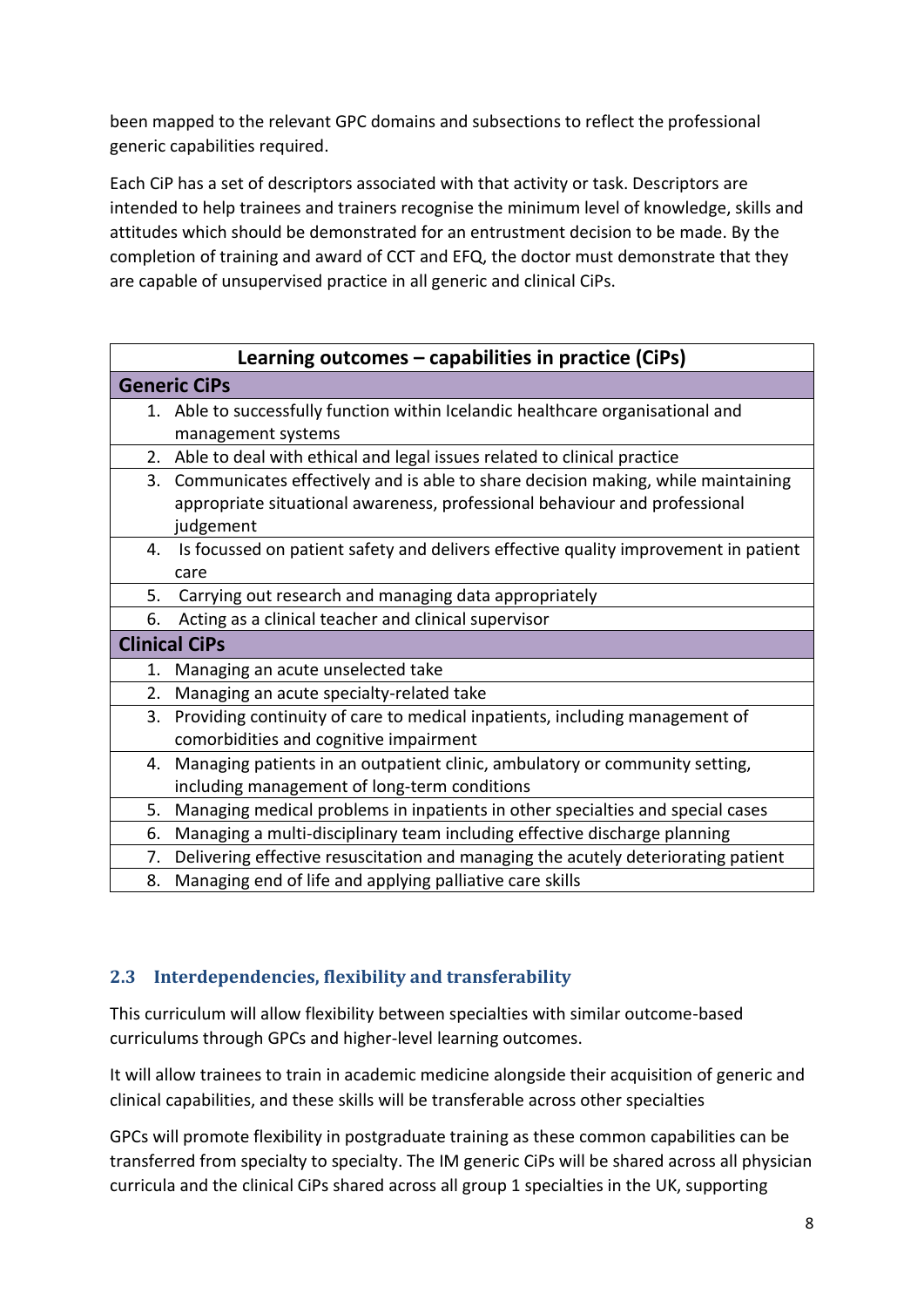been mapped to the relevant GPC domains and subsections to reflect the professional generic capabilities required.

Each CiP has a set of descriptors associated with that activity or task. Descriptors are intended to help trainees and trainers recognise the minimum level of knowledge, skills and attitudes which should be demonstrated for an entrustment decision to be made. By the completion of training and award of CCT and EFQ, the doctor must demonstrate that they are capable of unsupervised practice in all generic and clinical CiPs.

| Learning outcomes – capabilities in practice (CiPs) |
|---|
| **Generic CiPs** |
| 1. Able to successfully function within Icelandic healthcare organisational and management systems |
| 2. Able to deal with ethical and legal issues related to clinical practice |
| 3. Communicates effectively and is able to share decision making, while maintaining appropriate situational awareness, professional behaviour and professional judgement |
| 4. Is focussed on patient safety and delivers effective quality improvement in patient care |
| 5. Carrying out research and managing data appropriately |
| 6. Acting as a clinical teacher and clinical supervisor |
| **Clinical CiPs** |
| 1. Managing an acute unselected take |
| 2. Managing an acute specialty-related take |
| 3. Providing continuity of care to medical inpatients, including management of comorbidities and cognitive impairment |
| 4. Managing patients in an outpatient clinic, ambulatory or community setting, including management of long-term conditions |
| 5. Managing medical problems in inpatients in other specialties and special cases |
| 6. Managing a multi-disciplinary team including effective discharge planning |
| 7. Delivering effective resuscitation and managing the acutely deteriorating patient |
| 8. Managing end of life and applying palliative care skills |

## 2.3 Interdependencies, flexibility and transferability

This curriculum will allow flexibility between specialties with similar outcome-based curriculums through GPCs and higher-level learning outcomes.

It will allow trainees to train in academic medicine alongside their acquisition of generic and clinical capabilities, and these skills will be transferable across other specialties

GPCs will promote flexibility in postgraduate training as these common capabilities can be transferred from specialty to specialty. The IM generic CiPs will be shared across all physician curricula and the clinical CiPs shared across all group 1 specialties in the UK, supporting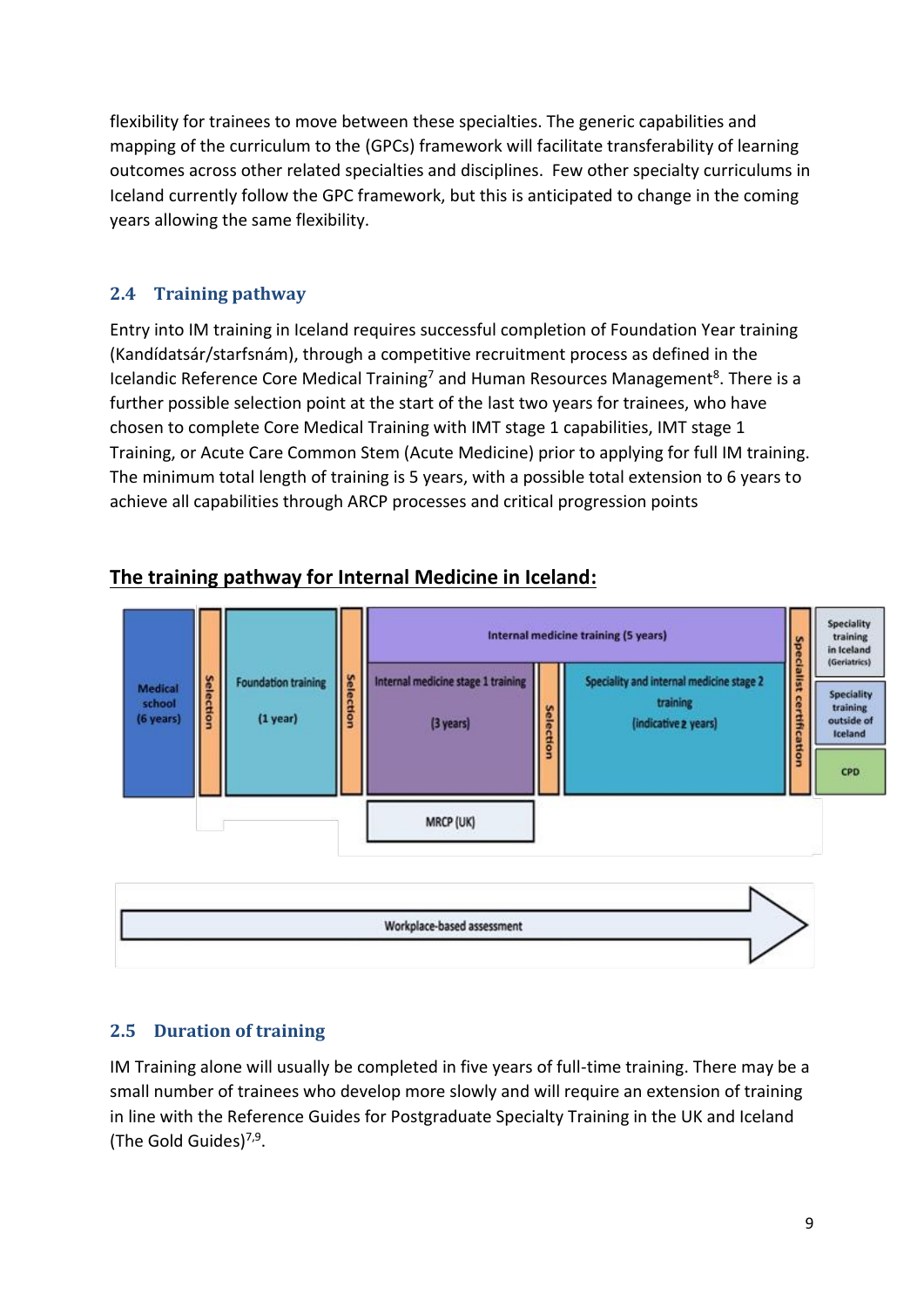flexibility for trainees to move between these specialties. The generic capabilities and mapping of the curriculum to the (GPCs) framework will facilitate transferability of learning outcomes across other related specialties and disciplines. Few other specialty curriculums in Iceland currently follow the GPC framework, but this is anticipated to change in the coming years allowing the same flexibility.

## 2.4 Training pathway

Entry into IM training in Iceland requires successful completion of Foundation Year training (Kandídatsár/starfsnám), through a competitive recruitment process as defined in the Icelandic Reference Core Medical Training[7] and Human Resources Management[8]. There is a further possible selection point at the start of the last two years for trainees, who have chosen to complete Core Medical Training with IMT stage 1 capabilities, IMT stage 1 Training, or Acute Care Common Stem (Acute Medicine) prior to applying for full IM training. The minimum total length of training is 5 years, with a possible total extension to 6 years to achieve all capabilities through ARCP processes and critical progression points

**<u>The training pathway for Internal Medicine in Iceland:</u>**

Medical school (6 years)

Selection

Foundation training (1 year)

Selection

Internal medicine training (5 years)

Internal medicine stage 1 training (3 years)

Selection

Speciality and internal medicine stage 2 training (indicative 2 years)

Specialist certification

Speciality training in Iceland (Geriatrics)

Speciality training outside of Iceland

CPD

MRCP (UK)

Workplace-based assessment

## 2.5 Duration of training

IM Training alone will usually be completed in five years of full-time training. There may be a small number of trainees who develop more slowly and will require an extension of training in line with the Reference Guides for Postgraduate Specialty Training in the UK and Iceland (The Gold Guides)[7,9].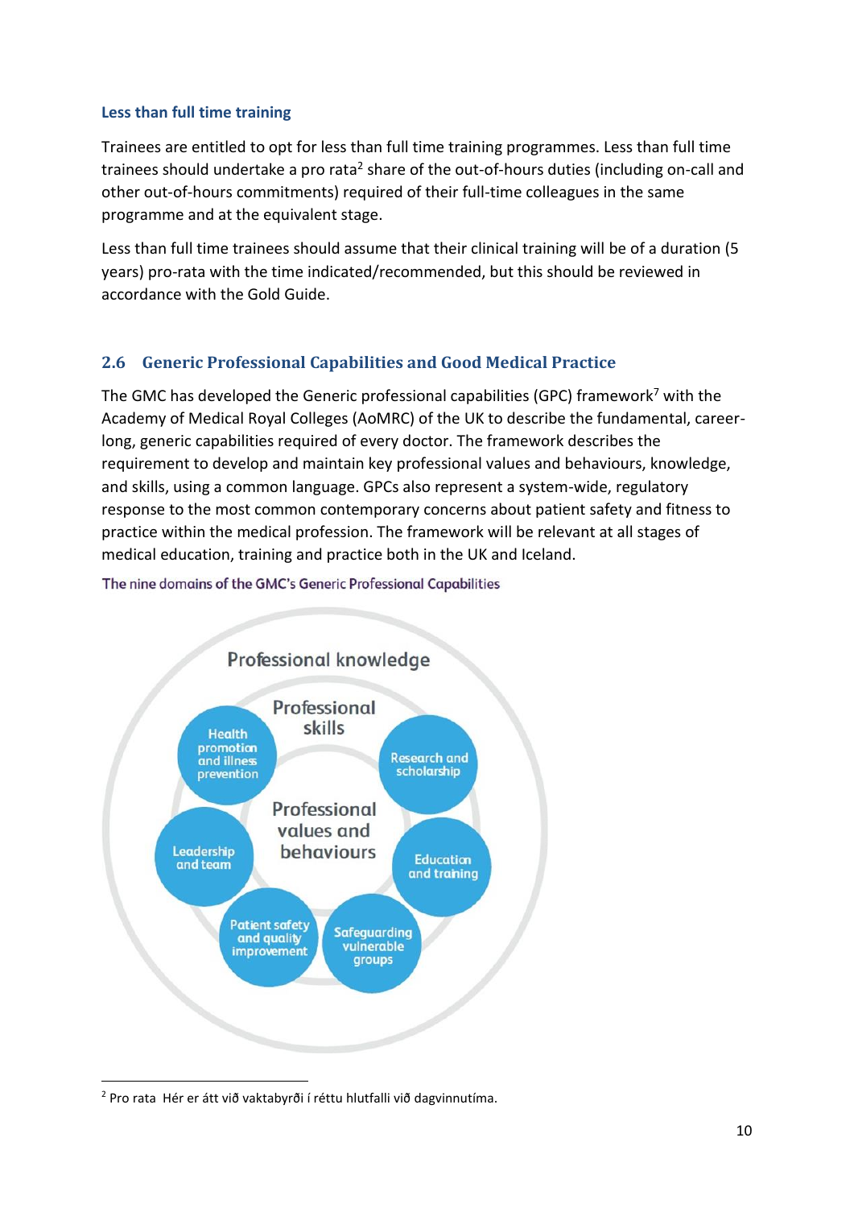### Less than full time training

Trainees are entitled to opt for less than full time training programmes. Less than full time trainees should undertake a pro rata[2] share of the out-of-hours duties (including on-call and other out-of-hours commitments) required of their full-time colleagues in the same programme and at the equivalent stage.

Less than full time trainees should assume that their clinical training will be of a duration (5 years) pro-rata with the time indicated/recommended, but this should be reviewed in accordance with the Gold Guide.

## 2.6 Generic Professional Capabilities and Good Medical Practice

The GMC has developed the Generic professional capabilities (GPC) framework[7] with the Academy of Medical Royal Colleges (AoMRC) of the UK to describe the fundamental, career-long, generic capabilities required of every doctor. The framework describes the requirement to develop and maintain key professional values and behaviours, knowledge, and skills, using a common language. GPCs also represent a system-wide, regulatory response to the most common contemporary concerns about patient safety and fitness to practice within the medical profession. The framework will be relevant at all stages of medical education, training and practice both in the UK and Iceland.

The nine domains of the GMC's Generic Professional Capabilities

Professional knowledge

Professional skills

Professional values and behaviours

Health promotion and illness prevention

Research and scholarship

Leadership and team

Education and training

Patient safety and quality improvement

Safeguarding vulnerable groups

---

[2] Pro rata Hér er átt við vaktabyrði í réttu hlutfalli við dagvinnutíma.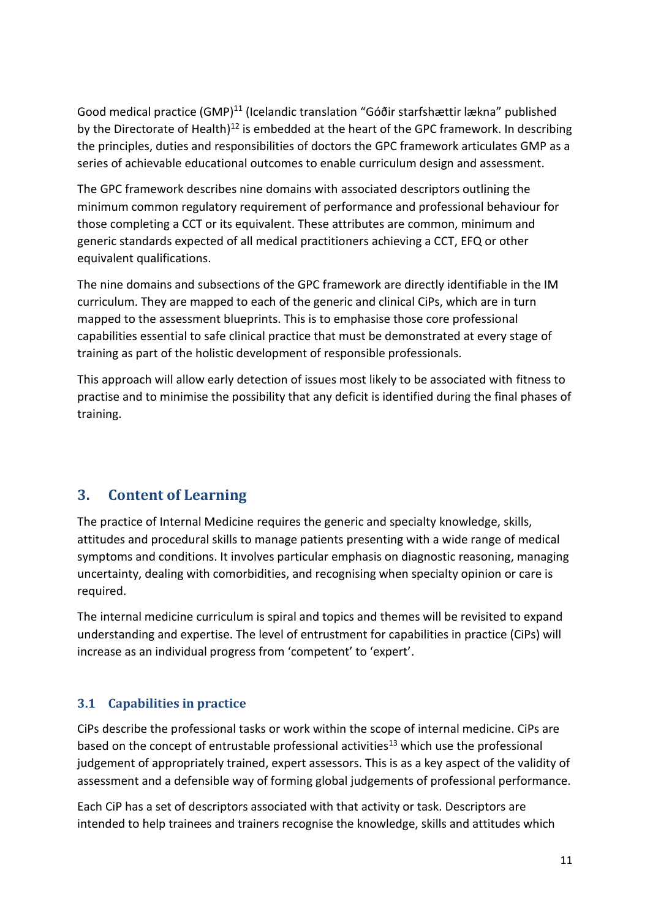Good medical practice (GMP)[11] (Icelandic translation "Góðir starfshættir lækna" published by the Directorate of Health)[12] is embedded at the heart of the GPC framework. In describing the principles, duties and responsibilities of doctors the GPC framework articulates GMP as a series of achievable educational outcomes to enable curriculum design and assessment.

The GPC framework describes nine domains with associated descriptors outlining the minimum common regulatory requirement of performance and professional behaviour for those completing a CCT or its equivalent. These attributes are common, minimum and generic standards expected of all medical practitioners achieving a CCT, EFQ or other equivalent qualifications.

The nine domains and subsections of the GPC framework are directly identifiable in the IM curriculum. They are mapped to each of the generic and clinical CiPs, which are in turn mapped to the assessment blueprints. This is to emphasise those core professional capabilities essential to safe clinical practice that must be demonstrated at every stage of training as part of the holistic development of responsible professionals.

This approach will allow early detection of issues most likely to be associated with fitness to practise and to minimise the possibility that any deficit is identified during the final phases of training.

## 3. Content of Learning

The practice of Internal Medicine requires the generic and specialty knowledge, skills, attitudes and procedural skills to manage patients presenting with a wide range of medical symptoms and conditions. It involves particular emphasis on diagnostic reasoning, managing uncertainty, dealing with comorbidities, and recognising when specialty opinion or care is required.

The internal medicine curriculum is spiral and topics and themes will be revisited to expand understanding and expertise. The level of entrustment for capabilities in practice (CiPs) will increase as an individual progress from 'competent' to 'expert'.

### 3.1 Capabilities in practice

CiPs describe the professional tasks or work within the scope of internal medicine. CiPs are based on the concept of entrustable professional activities[13] which use the professional judgement of appropriately trained, expert assessors. This is as a key aspect of the validity of assessment and a defensible way of forming global judgements of professional performance.

Each CiP has a set of descriptors associated with that activity or task. Descriptors are intended to help trainees and trainers recognise the knowledge, skills and attitudes which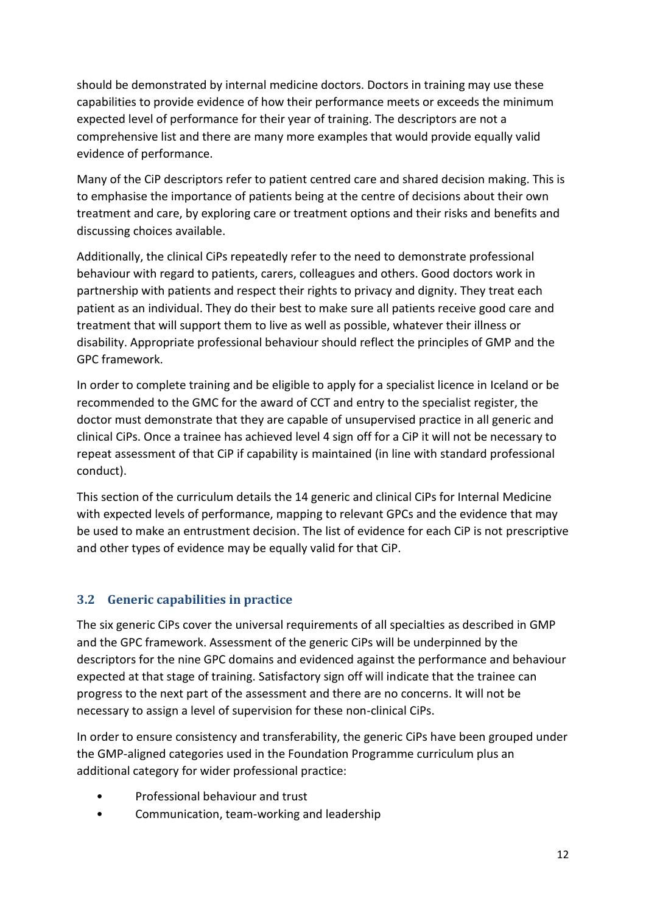should be demonstrated by internal medicine doctors. Doctors in training may use these capabilities to provide evidence of how their performance meets or exceeds the minimum expected level of performance for their year of training. The descriptors are not a comprehensive list and there are many more examples that would provide equally valid evidence of performance.

Many of the CiP descriptors refer to patient centred care and shared decision making. This is to emphasise the importance of patients being at the centre of decisions about their own treatment and care, by exploring care or treatment options and their risks and benefits and discussing choices available.

Additionally, the clinical CiPs repeatedly refer to the need to demonstrate professional behaviour with regard to patients, carers, colleagues and others. Good doctors work in partnership with patients and respect their rights to privacy and dignity. They treat each patient as an individual. They do their best to make sure all patients receive good care and treatment that will support them to live as well as possible, whatever their illness or disability. Appropriate professional behaviour should reflect the principles of GMP and the GPC framework.

In order to complete training and be eligible to apply for a specialist licence in Iceland or be recommended to the GMC for the award of CCT and entry to the specialist register, the doctor must demonstrate that they are capable of unsupervised practice in all generic and clinical CiPs. Once a trainee has achieved level 4 sign off for a CiP it will not be necessary to repeat assessment of that CiP if capability is maintained (in line with standard professional conduct).

This section of the curriculum details the 14 generic and clinical CiPs for Internal Medicine with expected levels of performance, mapping to relevant GPCs and the evidence that may be used to make an entrustment decision. The list of evidence for each CiP is not prescriptive and other types of evidence may be equally valid for that CiP.

### 3.2 Generic capabilities in practice

The six generic CiPs cover the universal requirements of all specialties as described in GMP and the GPC framework. Assessment of the generic CiPs will be underpinned by the descriptors for the nine GPC domains and evidenced against the performance and behaviour expected at that stage of training. Satisfactory sign off will indicate that the trainee can progress to the next part of the assessment and there are no concerns. It will not be necessary to assign a level of supervision for these non-clinical CiPs.

In order to ensure consistency and transferability, the generic CiPs have been grouped under the GMP-aligned categories used in the Foundation Programme curriculum plus an additional category for wider professional practice:

- Professional behaviour and trust
- Communication, team-working and leadership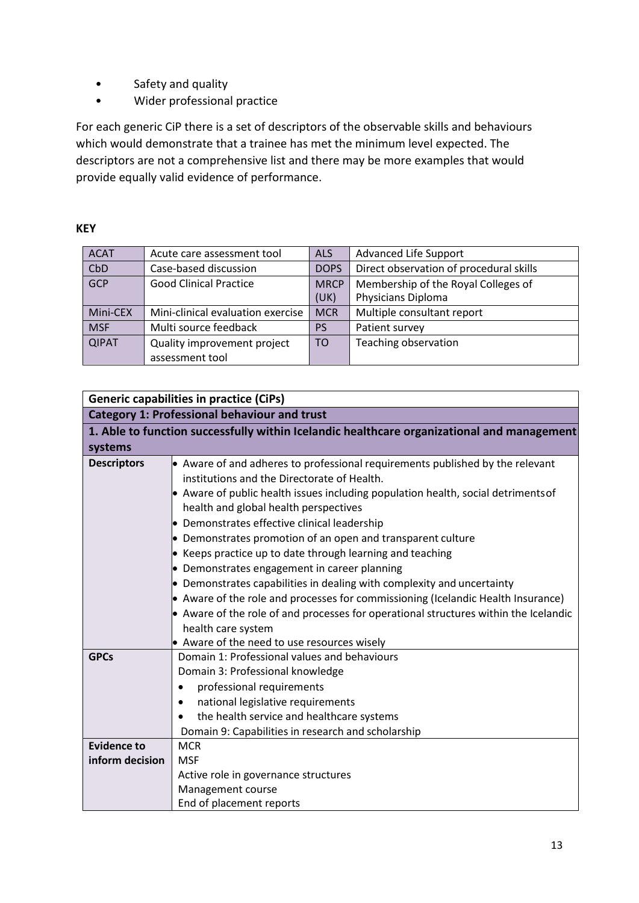- Safety and quality
- Wider professional practice

For each generic CiP there is a set of descriptors of the observable skills and behaviours which would demonstrate that a trainee has met the minimum level expected. The descriptors are not a comprehensive list and there may be more examples that would provide equally valid evidence of performance.

**KEY**

| | | | |
|---|---|---|---|
| ACAT | Acute care assessment tool | ALS | Advanced Life Support |
| CbD | Case-based discussion | DOPS | Direct observation of procedural skills |
| GCP | Good Clinical Practice | MRCP (UK) | Membership of the Royal Colleges of Physicians Diploma |
| Mini-CEX | Mini-clinical evaluation exercise | MCR | Multiple consultant report |
| MSF | Multi source feedback | PS | Patient survey |
| QIPAT | Quality improvement project assessment tool | TO | Teaching observation |

| **Generic capabilities in practice (CiPs)** | |
|---|---|
| **Category 1: Professional behaviour and trust** | |
| **1. Able to function successfully within Icelandic healthcare organizational and management systems** | |
| **Descriptors** | • Aware of and adheres to professional requirements published by the relevant institutions and the Directorate of Health.<br>• Aware of public health issues including population health, social detriments of health and global health perspectives<br>• Demonstrates effective clinical leadership<br>• Demonstrates promotion of an open and transparent culture<br>• Keeps practice up to date through learning and teaching<br>• Demonstrates engagement in career planning<br>• Demonstrates capabilities in dealing with complexity and uncertainty<br>• Aware of the role and processes for commissioning (Icelandic Health Insurance)<br>• Aware of the role of and processes for operational structures within the Icelandic health care system<br>• Aware of the need to use resources wisely |
| **GPCs** | Domain 1: Professional values and behaviours<br>Domain 3: Professional knowledge<br>• professional requirements<br>• national legislative requirements<br>• the health service and healthcare systems<br>Domain 9: Capabilities in research and scholarship |
| **Evidence to inform decision** | MCR<br>MSF<br>Active role in governance structures<br>Management course<br>End of placement reports |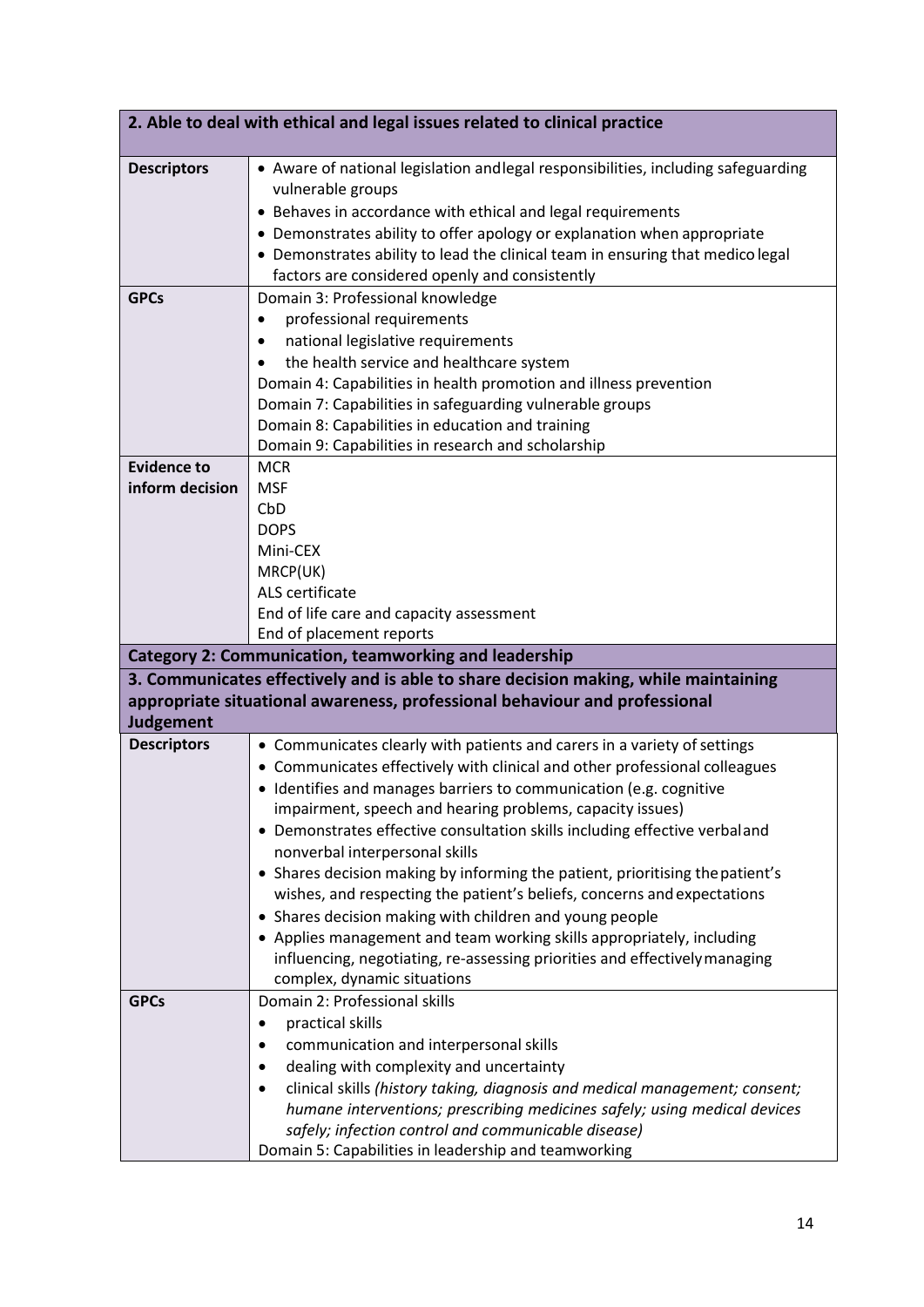| **2. Able to deal with ethical and legal issues related to clinical practice** | |
|---|---|
| **Descriptors** | • Aware of national legislation andlegal responsibilities, including safeguarding vulnerable groups<br>• Behaves in accordance with ethical and legal requirements<br>• Demonstrates ability to offer apology or explanation when appropriate<br>• Demonstrates ability to lead the clinical team in ensuring that medico legal factors are considered openly and consistently |
| **GPCs** | Domain 3: Professional knowledge<br>• professional requirements<br>• national legislative requirements<br>• the health service and healthcare system<br>Domain 4: Capabilities in health promotion and illness prevention<br>Domain 7: Capabilities in safeguarding vulnerable groups<br>Domain 8: Capabilities in education and training<br>Domain 9: Capabilities in research and scholarship |
| **Evidence to inform decision** | MCR<br>MSF<br>CbD<br>DOPS<br>Mini-CEX<br>MRCP(UK)<br>ALS certificate<br>End of life care and capacity assessment<br>End of placement reports |
| **Category 2: Communication, teamworking and leadership** | |
| **3. Communicates effectively and is able to share decision making, while maintaining appropriate situational awareness, professional behaviour and professional Judgement** | |
| **Descriptors** | • Communicates clearly with patients and carers in a variety of settings<br>• Communicates effectively with clinical and other professional colleagues<br>• Identifies and manages barriers to communication (e.g. cognitive impairment, speech and hearing problems, capacity issues)<br>• Demonstrates effective consultation skills including effective verbaland nonverbal interpersonal skills<br>• Shares decision making by informing the patient, prioritising thepatient's wishes, and respecting the patient's beliefs, concerns andexpectations<br>• Shares decision making with children and young people<br>• Applies management and team working skills appropriately, including influencing, negotiating, re-assessing priorities and effectivelymanaging complex, dynamic situations |
| **GPCs** | Domain 2: Professional skills<br>• practical skills<br>• communication and interpersonal skills<br>• dealing with complexity and uncertainty<br>• clinical skills *(history taking, diagnosis and medical management; consent; humane interventions; prescribing medicines safely; using medical devices safely; infection control and communicable disease)*<br>Domain 5: Capabilities in leadership and teamworking |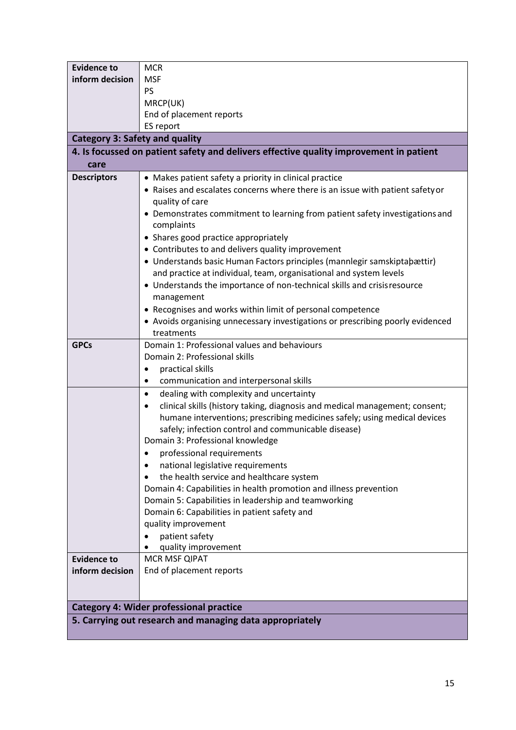| | |
|---|---|
| **Evidence to inform decision** | MCR<br>MSF<br>PS<br>MRCP(UK)<br>End of placement reports<br>ES report |
| **Category 3: Safety and quality** | |
| **4. Is focussed on patient safety and delivers effective quality improvement in patient care** | |
| **Descriptors** | • Makes patient safety a priority in clinical practice<br>• Raises and escalates concerns where there is an issue with patient safety or quality of care<br>• Demonstrates commitment to learning from patient safety investigations and complaints<br>• Shares good practice appropriately<br>• Contributes to and delivers quality improvement<br>• Understands basic Human Factors principles (mannlegir samskiptaþættir) and practice at individual, team, organisational and system levels<br>• Understands the importance of non-technical skills and crisis resource management<br>• Recognises and works within limit of personal competence<br>• Avoids organising unnecessary investigations or prescribing poorly evidenced treatments |
| **GPCs** | Domain 1: Professional values and behaviours<br>Domain 2: Professional skills<br>• practical skills<br>• communication and interpersonal skills<br>• dealing with complexity and uncertainty<br>• clinical skills (history taking, diagnosis and medical management; consent; humane interventions; prescribing medicines safely; using medical devices safely; infection control and communicable disease)<br>Domain 3: Professional knowledge<br>• professional requirements<br>• national legislative requirements<br>• the health service and healthcare system<br>Domain 4: Capabilities in health promotion and illness prevention<br>Domain 5: Capabilities in leadership and teamworking<br>Domain 6: Capabilities in patient safety and quality improvement<br>• patient safety<br>• quality improvement |
| **Evidence to inform decision** | MCR MSF QIPAT<br>End of placement reports |
| **Category 4: Wider professional practice** | |
| **5. Carrying out research and managing data appropriately** | |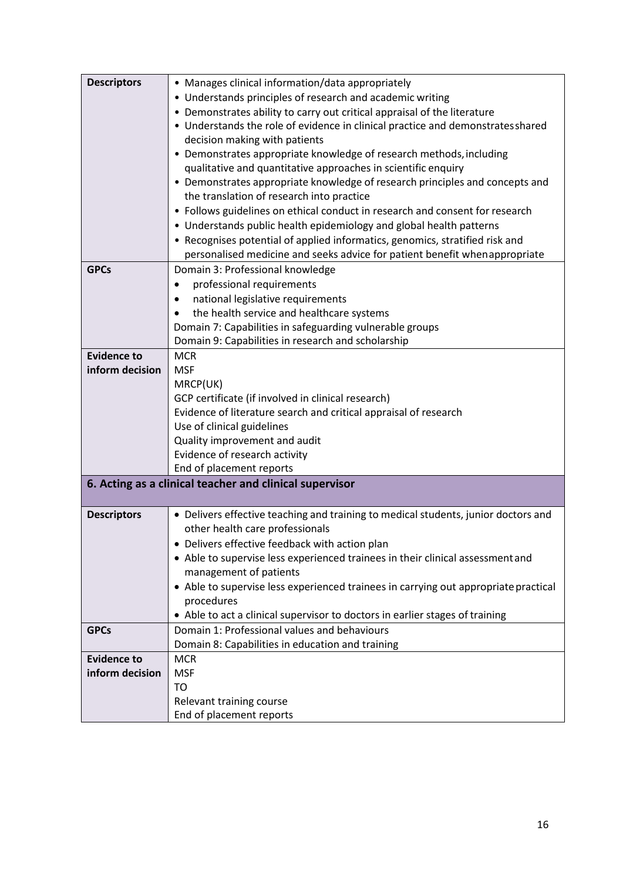| | |
|---|---|
| **Descriptors** | • Manages clinical information/data appropriately<br>• Understands principles of research and academic writing<br>• Demonstrates ability to carry out critical appraisal of the literature<br>• Understands the role of evidence in clinical practice and demonstrates shared decision making with patients<br>• Demonstrates appropriate knowledge of research methods, including qualitative and quantitative approaches in scientific enquiry<br>• Demonstrates appropriate knowledge of research principles and concepts and the translation of research into practice<br>• Follows guidelines on ethical conduct in research and consent for research<br>• Understands public health epidemiology and global health patterns<br>• Recognises potential of applied informatics, genomics, stratified risk and personalised medicine and seeks advice for patient benefit when appropriate |
| **GPCs** | Domain 3: Professional knowledge<br>• professional requirements<br>• national legislative requirements<br>• the health service and healthcare systems<br>Domain 7: Capabilities in safeguarding vulnerable groups<br>Domain 9: Capabilities in research and scholarship |
| **Evidence to inform decision** | MCR<br>MSF<br>MRCP(UK)<br>GCP certificate (if involved in clinical research)<br>Evidence of literature search and critical appraisal of research<br>Use of clinical guidelines<br>Quality improvement and audit<br>Evidence of research activity<br>End of placement reports |

**6. Acting as a clinical teacher and clinical supervisor**

| | |
|---|---|
| **Descriptors** | • Delivers effective teaching and training to medical students, junior doctors and other health care professionals<br>• Delivers effective feedback with action plan<br>• Able to supervise less experienced trainees in their clinical assessment and management of patients<br>• Able to supervise less experienced trainees in carrying out appropriate practical procedures<br>• Able to act a clinical supervisor to doctors in earlier stages of training |
| **GPCs** | Domain 1: Professional values and behaviours<br>Domain 8: Capabilities in education and training |
| **Evidence to inform decision** | MCR<br>MSF<br>TO<br>Relevant training course<br>End of placement reports |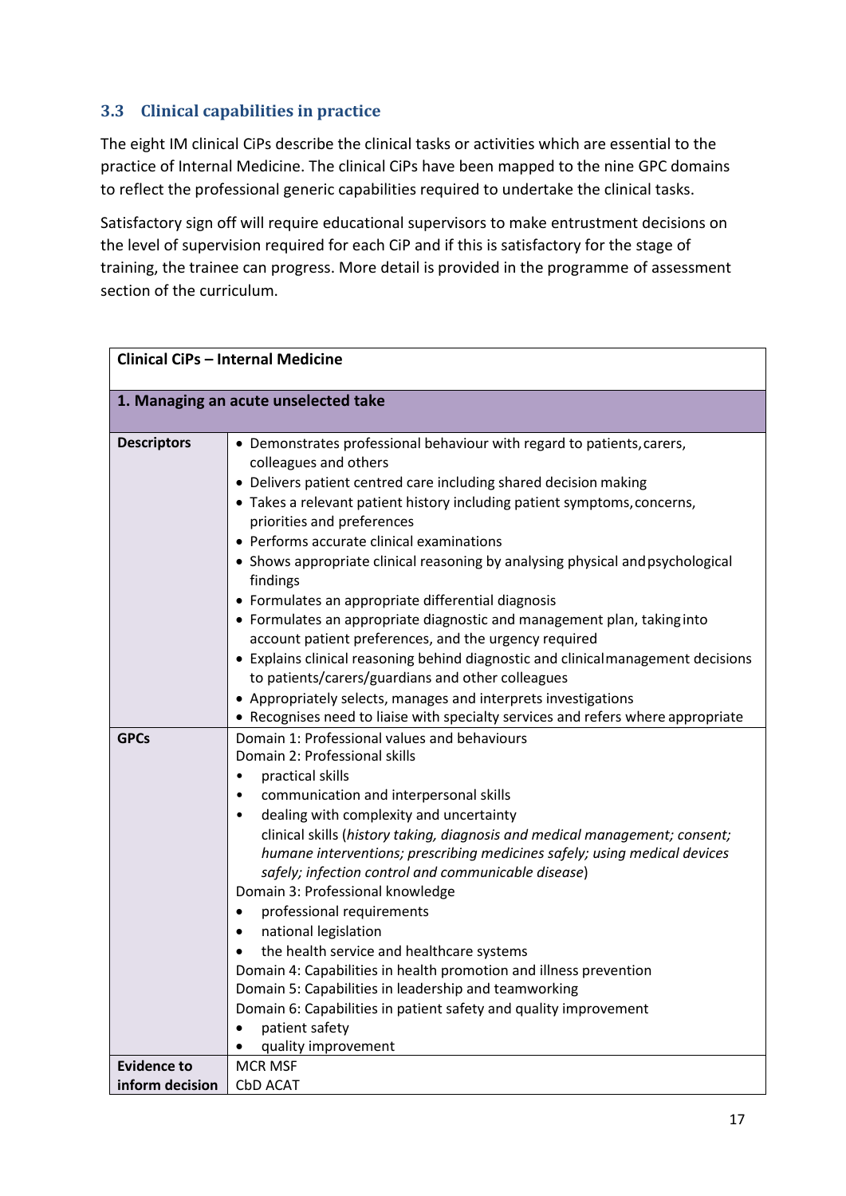### 3.3 Clinical capabilities in practice

The eight IM clinical CiPs describe the clinical tasks or activities which are essential to the practice of Internal Medicine. The clinical CiPs have been mapped to the nine GPC domains to reflect the professional generic capabilities required to undertake the clinical tasks.

Satisfactory sign off will require educational supervisors to make entrustment decisions on the level of supervision required for each CiP and if this is satisfactory for the stage of training, the trainee can progress. More detail is provided in the programme of assessment section of the curriculum.

| **Clinical CiPs – Internal Medicine** | |
|---|---|
| **1. Managing an acute unselected take** | |
| **Descriptors** | • Demonstrates professional behaviour with regard to patients, carers, colleagues and others<br>• Delivers patient centred care including shared decision making<br>• Takes a relevant patient history including patient symptoms, concerns, priorities and preferences<br>• Performs accurate clinical examinations<br>• Shows appropriate clinical reasoning by analysing physical and psychological findings<br>• Formulates an appropriate differential diagnosis<br>• Formulates an appropriate diagnostic and management plan, taking into account patient preferences, and the urgency required<br>• Explains clinical reasoning behind diagnostic and clinical management decisions to patients/carers/guardians and other colleagues<br>• Appropriately selects, manages and interprets investigations<br>• Recognises need to liaise with specialty services and refers where appropriate |
| **GPCs** | Domain 1: Professional values and behaviours<br>Domain 2: Professional skills<br>• practical skills<br>• communication and interpersonal skills<br>• dealing with complexity and uncertainty<br>clinical skills (*history taking, diagnosis and medical management; consent; humane interventions; prescribing medicines safely; using medical devices safely; infection control and communicable disease*)<br>Domain 3: Professional knowledge<br>• professional requirements<br>• national legislation<br>• the health service and healthcare systems<br>Domain 4: Capabilities in health promotion and illness prevention<br>Domain 5: Capabilities in leadership and teamworking<br>Domain 6: Capabilities in patient safety and quality improvement<br>• patient safety<br>• quality improvement |
| **Evidence to inform decision** | MCR MSF<br>CbD ACAT |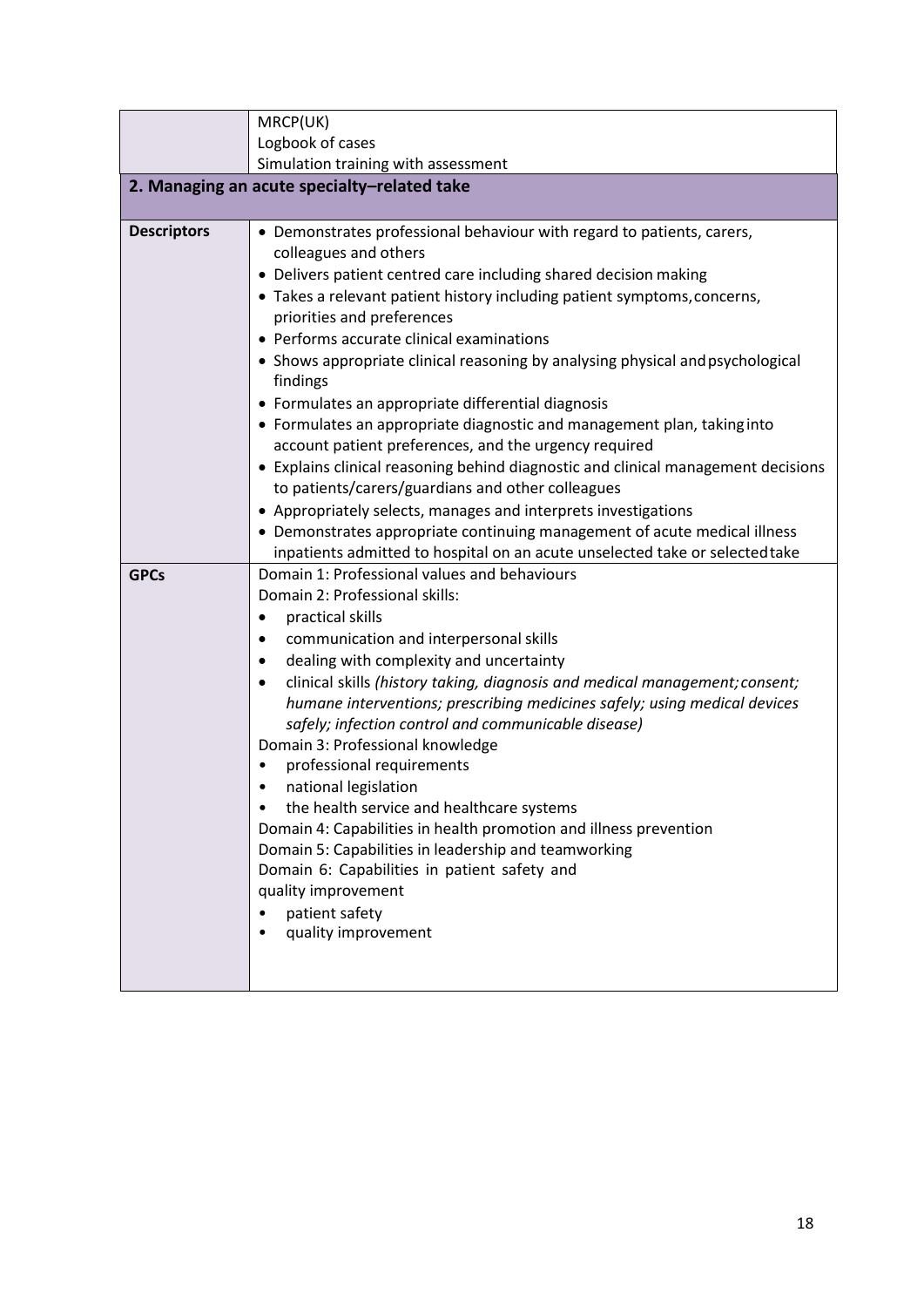| | |
|---|---|
| | MRCP(UK)<br>Logbook of cases<br>Simulation training with assessment |

**2. Managing an acute specialty–related take**

| | |
|---|---|
| **Descriptors** | • Demonstrates professional behaviour with regard to patients, carers, colleagues and others<br>• Delivers patient centred care including shared decision making<br>• Takes a relevant patient history including patient symptoms, concerns, priorities and preferences<br>• Performs accurate clinical examinations<br>• Shows appropriate clinical reasoning by analysing physical and psychological findings<br>• Formulates an appropriate differential diagnosis<br>• Formulates an appropriate diagnostic and management plan, taking into account patient preferences, and the urgency required<br>• Explains clinical reasoning behind diagnostic and clinical management decisions to patients/carers/guardians and other colleagues<br>• Appropriately selects, manages and interprets investigations<br>• Demonstrates appropriate continuing management of acute medical illness inpatients admitted to hospital on an acute unselected take or selected take |
| **GPCs** | Domain 1: Professional values and behaviours<br>Domain 2: Professional skills:<br>• practical skills<br>• communication and interpersonal skills<br>• dealing with complexity and uncertainty<br>• clinical skills *(history taking, diagnosis and medical management; consent; humane interventions; prescribing medicines safely; using medical devices safely; infection control and communicable disease)*<br>Domain 3: Professional knowledge<br>• professional requirements<br>• national legislation<br>• the health service and healthcare systems<br>Domain 4: Capabilities in health promotion and illness prevention<br>Domain 5: Capabilities in leadership and teamworking<br>Domain 6: Capabilities in patient safety and quality improvement<br>• patient safety<br>• quality improvement |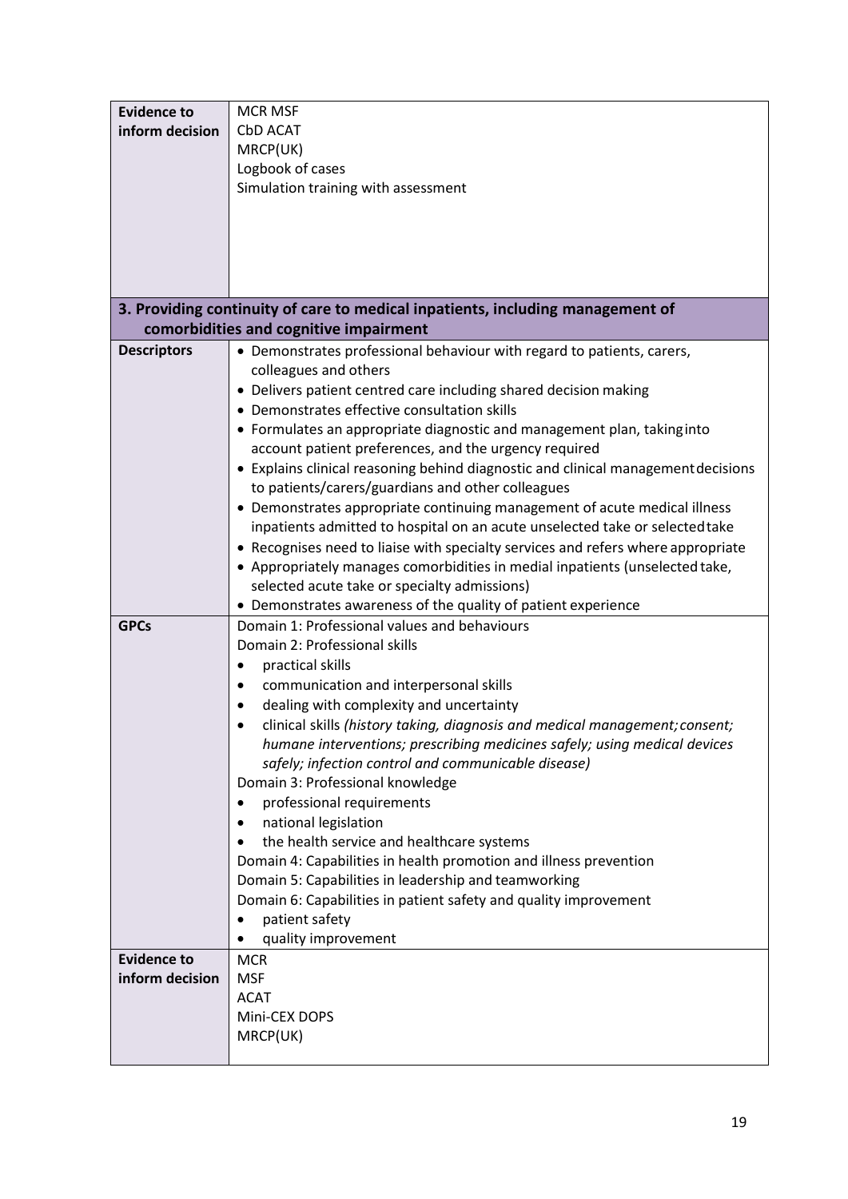| | |
|---|---|
| **Evidence to inform decision** | MCR MSF<br>CbD ACAT<br>MRCP(UK)<br>Logbook of cases<br>Simulation training with assessment |

| **3. Providing continuity of care to medical inpatients, including management of comorbidities and cognitive impairment** | |
|---|---|
| **Descriptors** | • Demonstrates professional behaviour with regard to patients, carers, colleagues and others<br>• Delivers patient centred care including shared decision making<br>• Demonstrates effective consultation skills<br>• Formulates an appropriate diagnostic and management plan, taking into account patient preferences, and the urgency required<br>• Explains clinical reasoning behind diagnostic and clinical management decisions to patients/carers/guardians and other colleagues<br>• Demonstrates appropriate continuing management of acute medical illness inpatients admitted to hospital on an acute unselected take or selected take<br>• Recognises need to liaise with specialty services and refers where appropriate<br>• Appropriately manages comorbidities in medial inpatients (unselected take, selected acute take or specialty admissions)<br>• Demonstrates awareness of the quality of patient experience |
| **GPCs** | Domain 1: Professional values and behaviours<br>Domain 2: Professional skills<br>• practical skills<br>• communication and interpersonal skills<br>• dealing with complexity and uncertainty<br>• clinical skills *(history taking, diagnosis and medical management; consent; humane interventions; prescribing medicines safely; using medical devices safely; infection control and communicable disease)*<br>Domain 3: Professional knowledge<br>• professional requirements<br>• national legislation<br>• the health service and healthcare systems<br>Domain 4: Capabilities in health promotion and illness prevention<br>Domain 5: Capabilities in leadership and teamworking<br>Domain 6: Capabilities in patient safety and quality improvement<br>• patient safety<br>• quality improvement |
| **Evidence to inform decision** | MCR<br>MSF<br>ACAT<br>Mini-CEX DOPS<br>MRCP(UK) |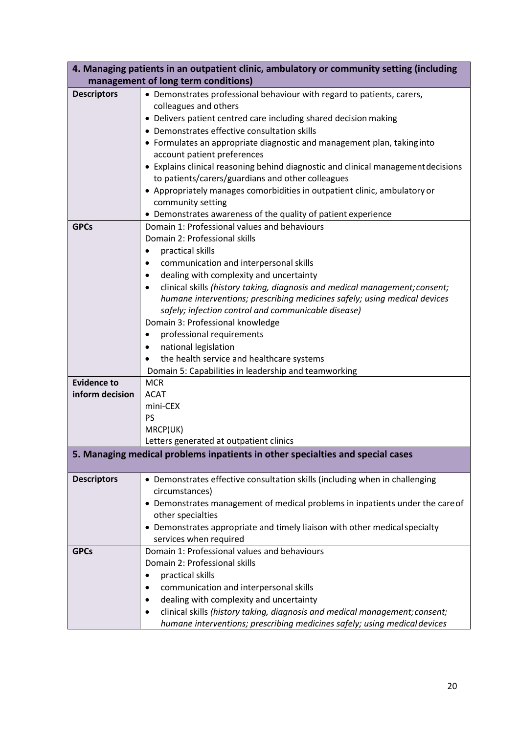| 4. Managing patients in an outpatient clinic, ambulatory or community setting (including management of long term conditions) | |
|---|---|
| **Descriptors** | • Demonstrates professional behaviour with regard to patients, carers, colleagues and others<br>• Delivers patient centred care including shared decision making<br>• Demonstrates effective consultation skills<br>• Formulates an appropriate diagnostic and management plan, taking into account patient preferences<br>• Explains clinical reasoning behind diagnostic and clinical management decisions to patients/carers/guardians and other colleagues<br>• Appropriately manages comorbidities in outpatient clinic, ambulatory or community setting<br>• Demonstrates awareness of the quality of patient experience |
| **GPCs** | Domain 1: Professional values and behaviours<br>Domain 2: Professional skills<br>• practical skills<br>• communication and interpersonal skills<br>• dealing with complexity and uncertainty<br>• clinical skills *(history taking, diagnosis and medical management; consent; humane interventions; prescribing medicines safely; using medical devices safely; infection control and communicable disease)*<br>Domain 3: Professional knowledge<br>• professional requirements<br>• national legislation<br>• the health service and healthcare systems<br>Domain 5: Capabilities in leadership and teamworking |
| **Evidence to inform decision** | MCR<br>ACAT<br>mini-CEX<br>PS<br>MRCP(UK)<br>Letters generated at outpatient clinics |
| **5. Managing medical problems inpatients in other specialties and special cases** | |
| **Descriptors** | • Demonstrates effective consultation skills (including when in challenging circumstances)<br>• Demonstrates management of medical problems in inpatients under the care of other specialties<br>• Demonstrates appropriate and timely liaison with other medical specialty services when required |
| **GPCs** | Domain 1: Professional values and behaviours<br>Domain 2: Professional skills<br>• practical skills<br>• communication and interpersonal skills<br>• dealing with complexity and uncertainty<br>• clinical skills *(history taking, diagnosis and medical management; consent; humane interventions; prescribing medicines safely; using medical devices* |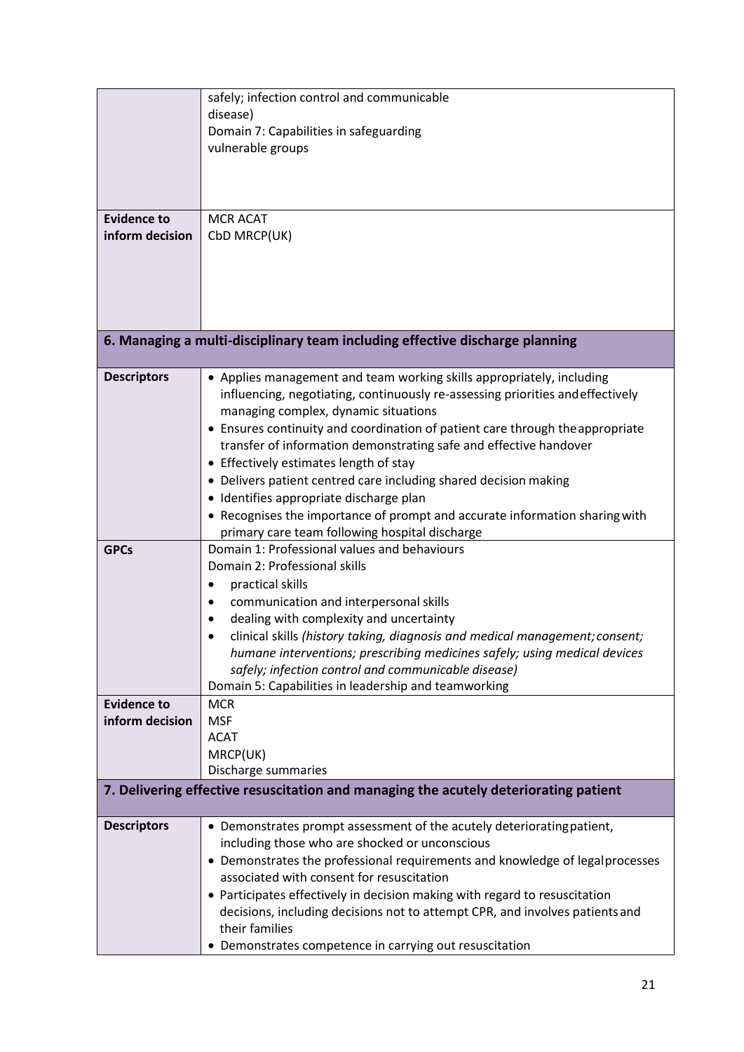| | |
|---|---|
| | safely; infection control and communicable disease)<br>Domain 7: Capabilities in safeguarding vulnerable groups |
| **Evidence to inform decision** | MCR ACAT<br>CbD MRCP(UK) |

### 6. Managing a multi-disciplinary team including effective discharge planning

| | |
|---|---|
| **Descriptors** | • Applies management and team working skills appropriately, including influencing, negotiating, continuously re-assessing priorities and effectively managing complex, dynamic situations<br>• Ensures continuity and coordination of patient care through the appropriate transfer of information demonstrating safe and effective handover<br>• Effectively estimates length of stay<br>• Delivers patient centred care including shared decision making<br>• Identifies appropriate discharge plan<br>• Recognises the importance of prompt and accurate information sharing with primary care team following hospital discharge |
| **GPCs** | Domain 1: Professional values and behaviours<br>Domain 2: Professional skills<br>• practical skills<br>• communication and interpersonal skills<br>• dealing with complexity and uncertainty<br>• clinical skills *(history taking, diagnosis and medical management; consent; humane interventions; prescribing medicines safely; using medical devices safely; infection control and communicable disease)*<br>Domain 5: Capabilities in leadership and teamworking |
| **Evidence to inform decision** | MCR<br>MSF<br>ACAT<br>MRCP(UK)<br>Discharge summaries |

### 7. Delivering effective resuscitation and managing the acutely deteriorating patient

| | |
|---|---|
| **Descriptors** | • Demonstrates prompt assessment of the acutely deteriorating patient, including those who are shocked or unconscious<br>• Demonstrates the professional requirements and knowledge of legal processes associated with consent for resuscitation<br>• Participates effectively in decision making with regard to resuscitation decisions, including decisions not to attempt CPR, and involves patients and their families<br>• Demonstrates competence in carrying out resuscitation |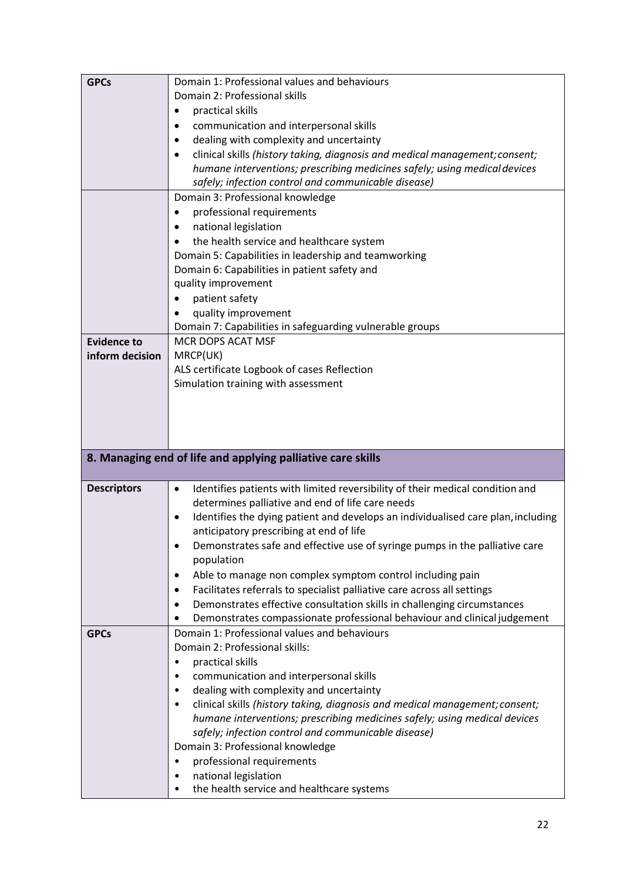| | |
|---|---|
| **GPCs** | Domain 1: Professional values and behaviours<br>Domain 2: Professional skills<br>• practical skills<br>• communication and interpersonal skills<br>• dealing with complexity and uncertainty<br>• clinical skills *(history taking, diagnosis and medical management; consent; humane interventions; prescribing medicines safely; using medical devices safely; infection control and communicable disease)* |
| | Domain 3: Professional knowledge<br>• professional requirements<br>• national legislation<br>• the health service and healthcare system<br>Domain 5: Capabilities in leadership and teamworking<br>Domain 6: Capabilities in patient safety and quality improvement<br>• patient safety<br>• quality improvement<br>Domain 7: Capabilities in safeguarding vulnerable groups |
| **Evidence to inform decision** | MCR DOPS ACAT MSF<br>MRCP(UK)<br>ALS certificate Logbook of cases Reflection<br>Simulation training with assessment |

## 8. Managing end of life and applying palliative care skills

| | |
|---|---|
| **Descriptors** | • Identifies patients with limited reversibility of their medical condition and determines palliative and end of life care needs<br>• Identifies the dying patient and develops an individualised care plan, including anticipatory prescribing at end of life<br>• Demonstrates safe and effective use of syringe pumps in the palliative care population<br>• Able to manage non complex symptom control including pain<br>• Facilitates referrals to specialist palliative care across all settings<br>• Demonstrates effective consultation skills in challenging circumstances<br>• Demonstrates compassionate professional behaviour and clinical judgement |
| **GPCs** | Domain 1: Professional values and behaviours<br>Domain 2: Professional skills:<br>• practical skills<br>• communication and interpersonal skills<br>• dealing with complexity and uncertainty<br>• clinical skills *(history taking, diagnosis and medical management; consent; humane interventions; prescribing medicines safely; using medical devices safely; infection control and communicable disease)*<br>Domain 3: Professional knowledge<br>• professional requirements<br>• national legislation<br>• the health service and healthcare systems |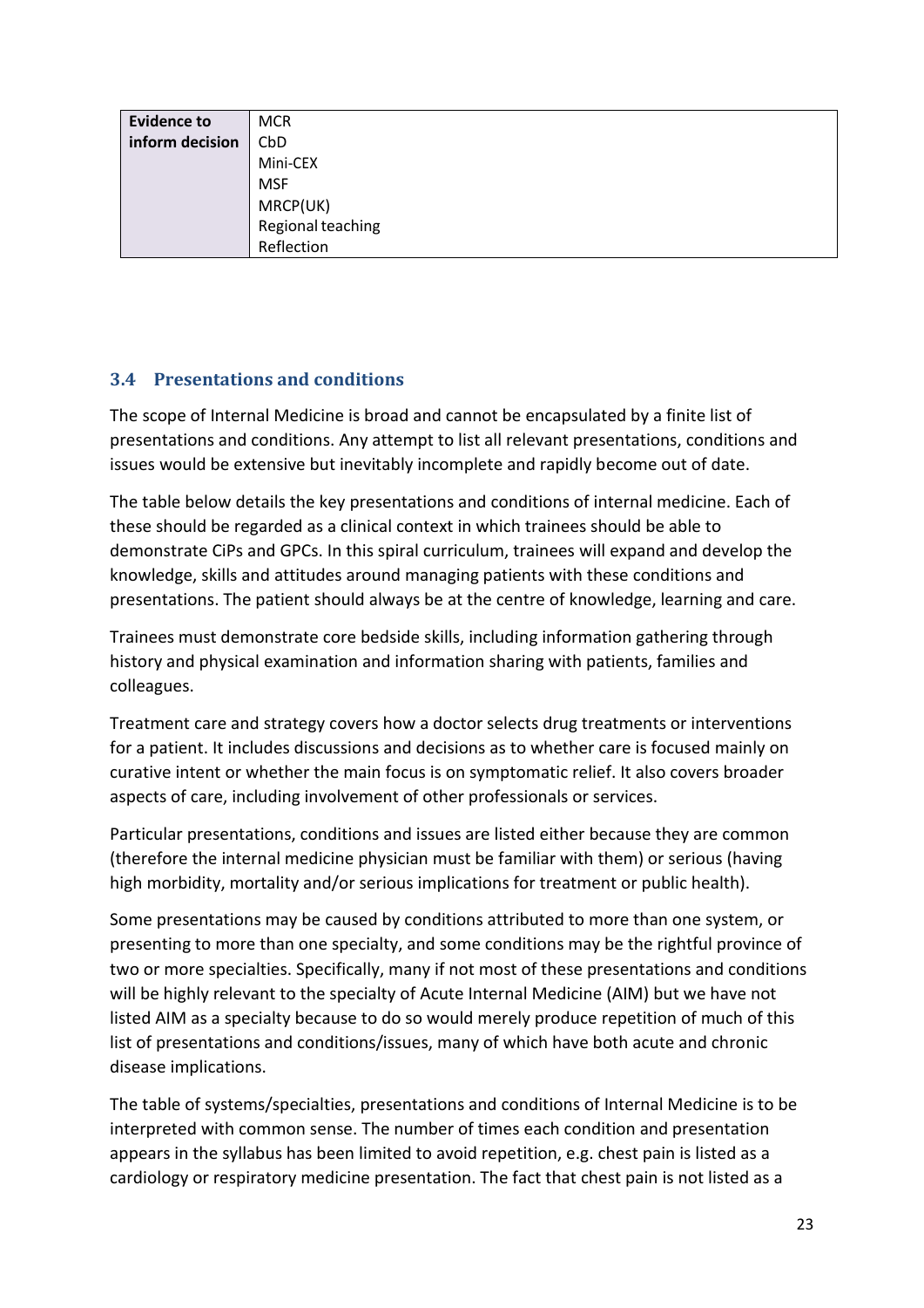| | |
|---|---|
| **Evidence to inform decision** | MCR<br>CbD<br>Mini-CEX<br>MSF<br>MRCP(UK)<br>Regional teaching<br>Reflection |

### 3.4 Presentations and conditions

The scope of Internal Medicine is broad and cannot be encapsulated by a finite list of presentations and conditions. Any attempt to list all relevant presentations, conditions and issues would be extensive but inevitably incomplete and rapidly become out of date.

The table below details the key presentations and conditions of internal medicine. Each of these should be regarded as a clinical context in which trainees should be able to demonstrate CiPs and GPCs. In this spiral curriculum, trainees will expand and develop the knowledge, skills and attitudes around managing patients with these conditions and presentations. The patient should always be at the centre of knowledge, learning and care.

Trainees must demonstrate core bedside skills, including information gathering through history and physical examination and information sharing with patients, families and colleagues.

Treatment care and strategy covers how a doctor selects drug treatments or interventions for a patient. It includes discussions and decisions as to whether care is focused mainly on curative intent or whether the main focus is on symptomatic relief. It also covers broader aspects of care, including involvement of other professionals or services.

Particular presentations, conditions and issues are listed either because they are common (therefore the internal medicine physician must be familiar with them) or serious (having high morbidity, mortality and/or serious implications for treatment or public health).

Some presentations may be caused by conditions attributed to more than one system, or presenting to more than one specialty, and some conditions may be the rightful province of two or more specialties. Specifically, many if not most of these presentations and conditions will be highly relevant to the specialty of Acute Internal Medicine (AIM) but we have not listed AIM as a specialty because to do so would merely produce repetition of much of this list of presentations and conditions/issues, many of which have both acute and chronic disease implications.

The table of systems/specialties, presentations and conditions of Internal Medicine is to be interpreted with common sense. The number of times each condition and presentation appears in the syllabus has been limited to avoid repetition, e.g. chest pain is listed as a cardiology or respiratory medicine presentation. The fact that chest pain is not listed as a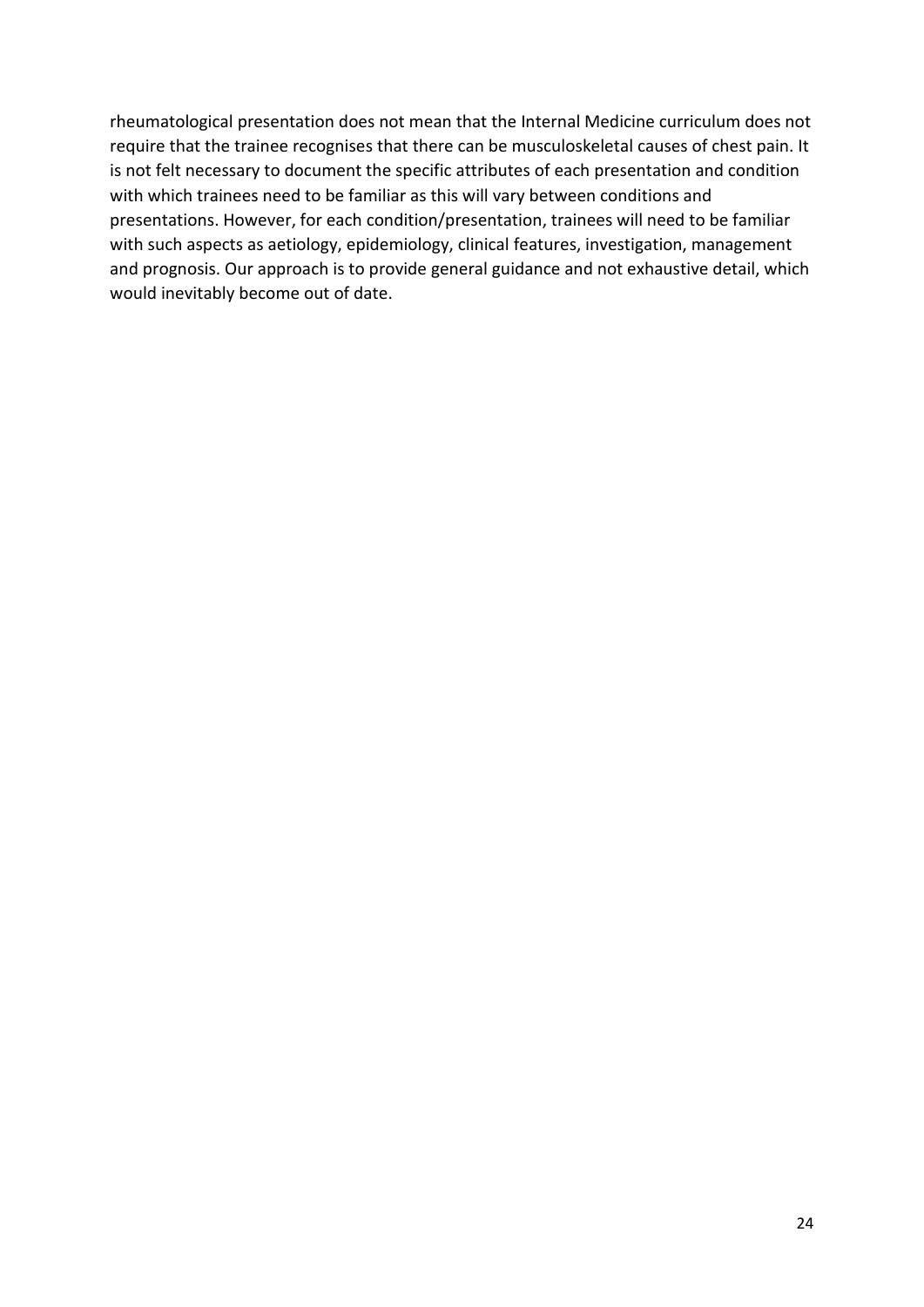rheumatological presentation does not mean that the Internal Medicine curriculum does not require that the trainee recognises that there can be musculoskeletal causes of chest pain. It is not felt necessary to document the specific attributes of each presentation and condition with which trainees need to be familiar as this will vary between conditions and presentations. However, for each condition/presentation, trainees will need to be familiar with such aspects as aetiology, epidemiology, clinical features, investigation, management and prognosis. Our approach is to provide general guidance and not exhaustive detail, which would inevitably become out of date.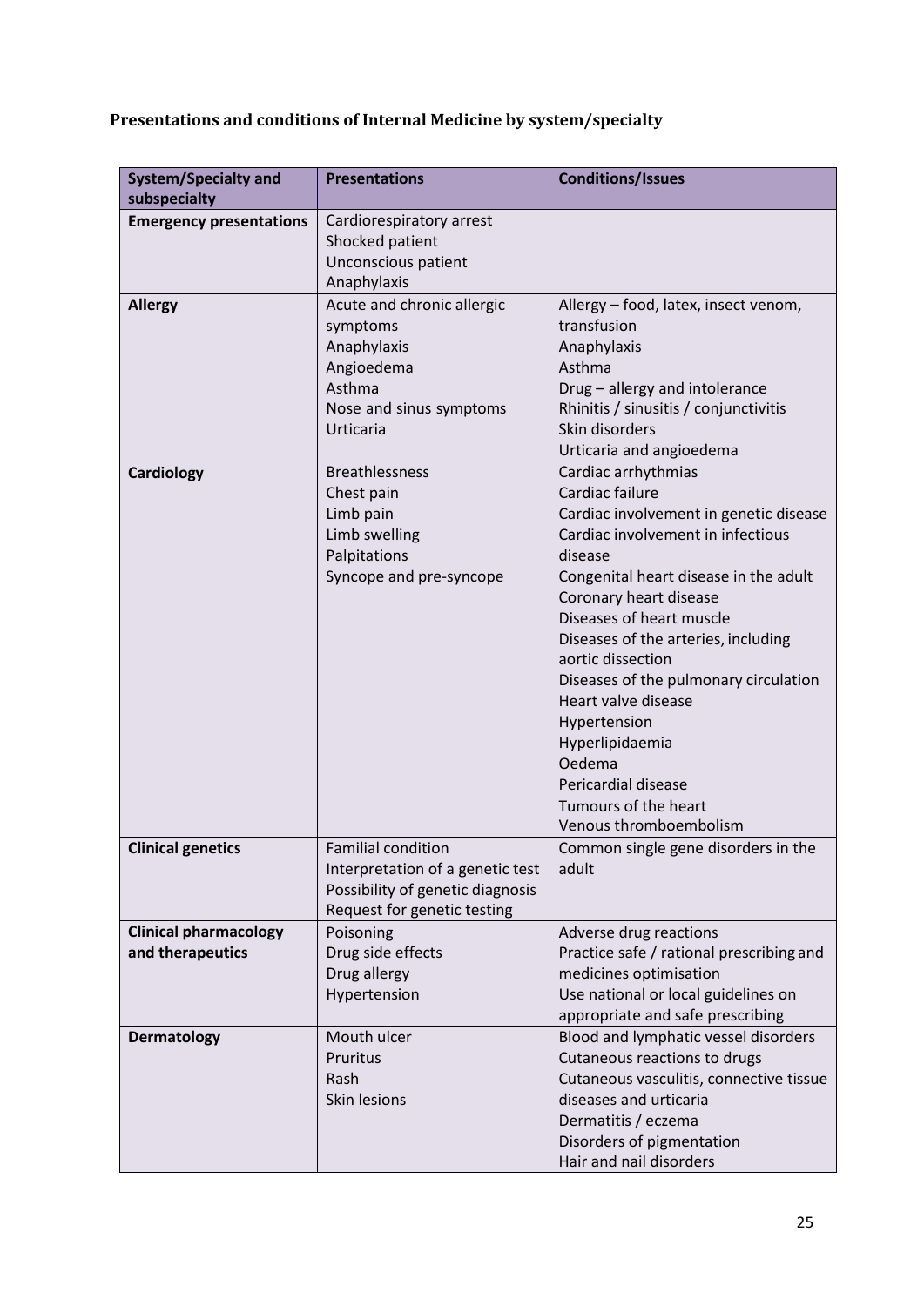**Presentations and conditions of Internal Medicine by system/specialty**

| System/Specialty and subspecialty | Presentations | Conditions/Issues |
|---|---|---|
| **Emergency presentations** | Cardiorespiratory arrest<br>Shocked patient<br>Unconscious patient<br>Anaphylaxis | |
| **Allergy** | Acute and chronic allergic symptoms<br>Anaphylaxis<br>Angioedema<br>Asthma<br>Nose and sinus symptoms<br>Urticaria | Allergy – food, latex, insect venom, transfusion<br>Anaphylaxis<br>Asthma<br>Drug – allergy and intolerance<br>Rhinitis / sinusitis / conjunctivitis<br>Skin disorders<br>Urticaria and angioedema |
| **Cardiology** | Breathlessness<br>Chest pain<br>Limb pain<br>Limb swelling<br>Palpitations<br>Syncope and pre-syncope | Cardiac arrhythmias<br>Cardiac failure<br>Cardiac involvement in genetic disease<br>Cardiac involvement in infectious disease<br>Congenital heart disease in the adult<br>Coronary heart disease<br>Diseases of heart muscle<br>Diseases of the arteries, including aortic dissection<br>Diseases of the pulmonary circulation<br>Heart valve disease<br>Hypertension<br>Hyperlipidaemia<br>Oedema<br>Pericardial disease<br>Tumours of the heart<br>Venous thromboembolism |
| **Clinical genetics** | Familial condition<br>Interpretation of a genetic test<br>Possibility of genetic diagnosis<br>Request for genetic testing | Common single gene disorders in the adult |
| **Clinical pharmacology and therapeutics** | Poisoning<br>Drug side effects<br>Drug allergy<br>Hypertension | Adverse drug reactions<br>Practice safe / rational prescribing and medicines optimisation<br>Use national or local guidelines on appropriate and safe prescribing |
| **Dermatology** | Mouth ulcer<br>Pruritus<br>Rash<br>Skin lesions | Blood and lymphatic vessel disorders<br>Cutaneous reactions to drugs<br>Cutaneous vasculitis, connective tissue diseases and urticaria<br>Dermatitis / eczema<br>Disorders of pigmentation<br>Hair and nail disorders |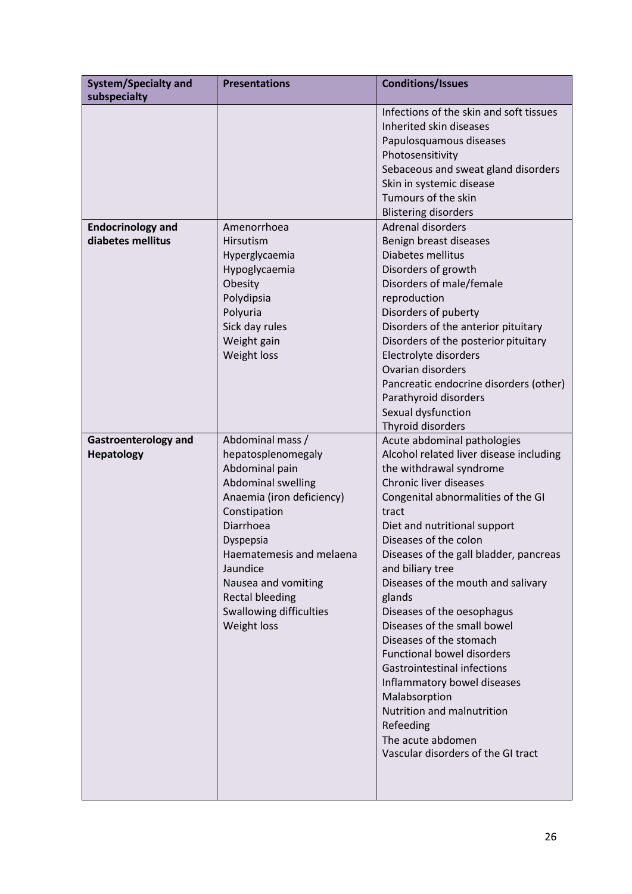| System/Specialty and subspecialty | Presentations | Conditions/Issues |
| --- | --- | --- |
| | | Infections of the skin and soft tissues<br>Inherited skin diseases<br>Papulosquamous diseases<br>Photosensitivity<br>Sebaceous and sweat gland disorders<br>Skin in systemic disease<br>Tumours of the skin<br>Blistering disorders |
| **Endocrinology and diabetes mellitus** | Amenorrhoea<br>Hirsutism<br>Hyperglycaemia<br>Hypoglycaemia<br>Obesity<br>Polydipsia<br>Polyuria<br>Sick day rules<br>Weight gain<br>Weight loss | Adrenal disorders<br>Benign breast diseases<br>Diabetes mellitus<br>Disorders of growth<br>Disorders of male/female reproduction<br>Disorders of puberty<br>Disorders of the anterior pituitary<br>Disorders of the posterior pituitary<br>Electrolyte disorders<br>Ovarian disorders<br>Pancreatic endocrine disorders (other)<br>Parathyroid disorders<br>Sexual dysfunction<br>Thyroid disorders |
| **Gastroenterology and Hepatology** | Abdominal mass / hepatosplenomegaly<br>Abdominal pain<br>Abdominal swelling<br>Anaemia (iron deficiency)<br>Constipation<br>Diarrhoea<br>Dyspepsia<br>Haematemesis and melaena<br>Jaundice<br>Nausea and vomiting<br>Rectal bleeding<br>Swallowing difficulties<br>Weight loss | Acute abdominal pathologies<br>Alcohol related liver disease including the withdrawal syndrome<br>Chronic liver diseases<br>Congenital abnormalities of the GI tract<br>Diet and nutritional support<br>Diseases of the colon<br>Diseases of the gall bladder, pancreas and biliary tree<br>Diseases of the mouth and salivary glands<br>Diseases of the oesophagus<br>Diseases of the small bowel<br>Diseases of the stomach<br>Functional bowel disorders<br>Gastrointestinal infections<br>Inflammatory bowel diseases<br>Malabsorption<br>Nutrition and malnutrition<br>Refeeding<br>The acute abdomen<br>Vascular disorders of the GI tract |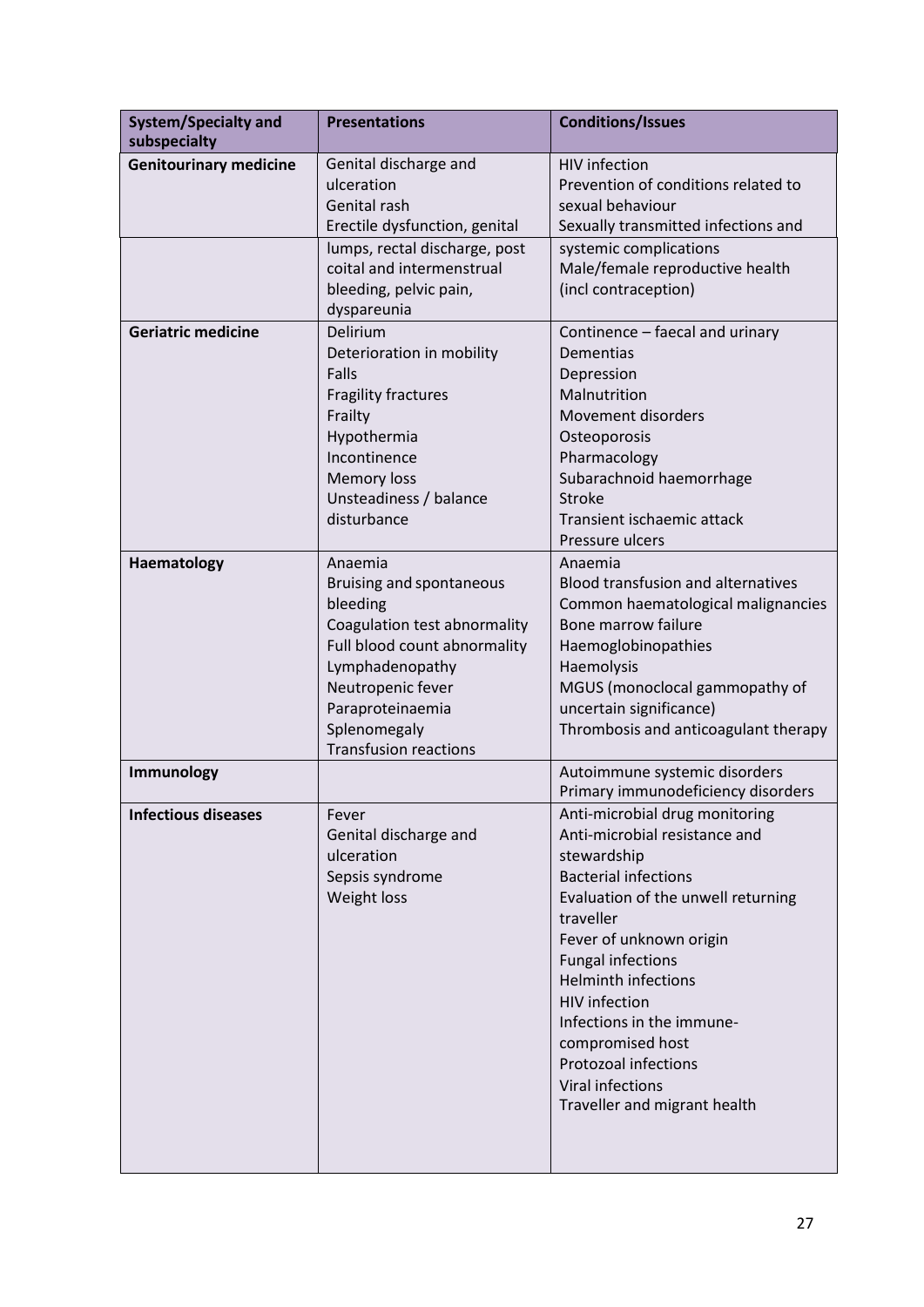| System/Specialty and subspecialty | Presentations | Conditions/Issues |
|---|---|---|
| **Genitourinary medicine** | Genital discharge and ulceration<br>Genital rash<br>Erectile dysfunction, genital lumps, rectal discharge, post coital and intermenstrual bleeding, pelvic pain, dyspareunia | HIV infection<br>Prevention of conditions related to sexual behaviour<br>Sexually transmitted infections and systemic complications<br>Male/female reproductive health (incl contraception) |
| **Geriatric medicine** | Delirium<br>Deterioration in mobility<br>Falls<br>Fragility fractures<br>Frailty<br>Hypothermia<br>Incontinence<br>Memory loss<br>Unsteadiness / balance disturbance | Continence – faecal and urinary<br>Dementias<br>Depression<br>Malnutrition<br>Movement disorders<br>Osteoporosis<br>Pharmacology<br>Subarachnoid haemorrhage<br>Stroke<br>Transient ischaemic attack<br>Pressure ulcers |
| **Haematology** | Anaemia<br>Bruising and spontaneous bleeding<br>Coagulation test abnormality<br>Full blood count abnormality<br>Lymphadenopathy<br>Neutropenic fever<br>Paraproteinaemia<br>Splenomegaly<br>Transfusion reactions | Anaemia<br>Blood transfusion and alternatives<br>Common haematological malignancies<br>Bone marrow failure<br>Haemoglobinopathies<br>Haemolysis<br>MGUS (monoclocal gammopathy of uncertain significance)<br>Thrombosis and anticoagulant therapy |
| **Immunology** | | Autoimmune systemic disorders<br>Primary immunodeficiency disorders |
| **Infectious diseases** | Fever<br>Genital discharge and ulceration<br>Sepsis syndrome<br>Weight loss | Anti-microbial drug monitoring<br>Anti-microbial resistance and stewardship<br>Bacterial infections<br>Evaluation of the unwell returning traveller<br>Fever of unknown origin<br>Fungal infections<br>Helminth infections<br>HIV infection<br>Infections in the immune-compromised host<br>Protozoal infections<br>Viral infections<br>Traveller and migrant health |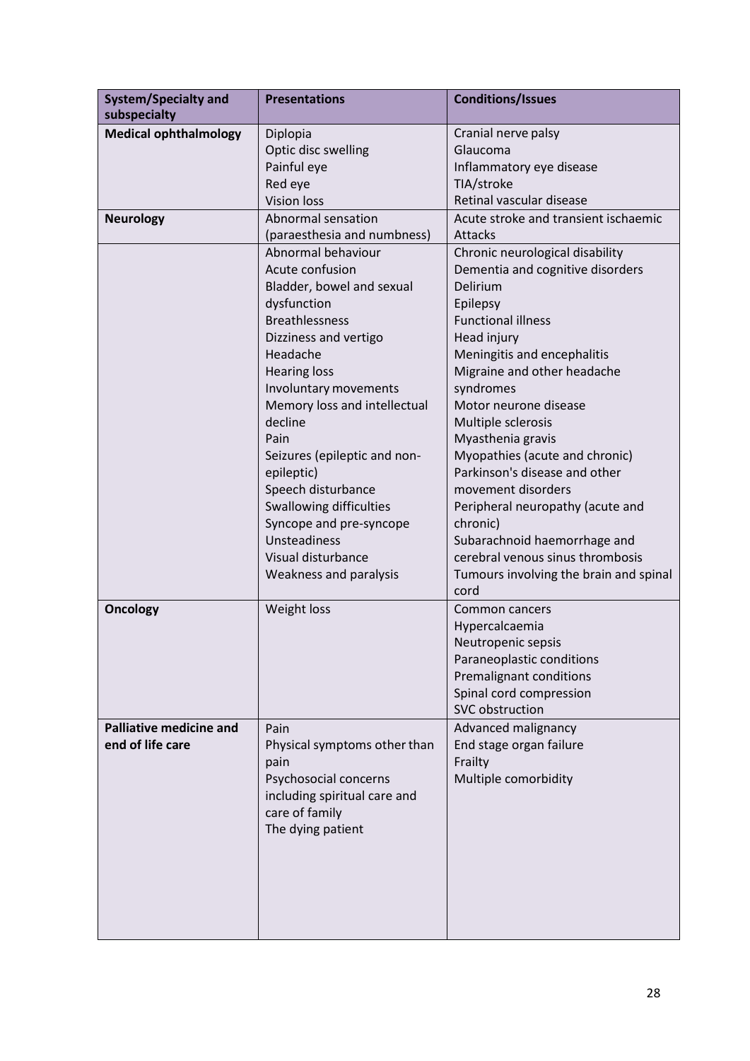| System/Specialty and subspecialty | Presentations | Conditions/Issues |
|---|---|---|
| **Medical ophthalmology** | Diplopia<br>Optic disc swelling<br>Painful eye<br>Red eye<br>Vision loss | Cranial nerve palsy<br>Glaucoma<br>Inflammatory eye disease<br>TIA/stroke<br>Retinal vascular disease |
| **Neurology** | Abnormal sensation (paraesthesia and numbness) | Acute stroke and transient ischaemic Attacks |
| | Abnormal behaviour<br>Acute confusion<br>Bladder, bowel and sexual dysfunction<br>Breathlessness<br>Dizziness and vertigo<br>Headache<br>Hearing loss<br>Involuntary movements<br>Memory loss and intellectual decline<br>Pain<br>Seizures (epileptic and non-epileptic)<br>Speech disturbance<br>Swallowing difficulties<br>Syncope and pre-syncope<br>Unsteadiness<br>Visual disturbance<br>Weakness and paralysis | Chronic neurological disability<br>Dementia and cognitive disorders<br>Delirium<br>Epilepsy<br>Functional illness<br>Head injury<br>Meningitis and encephalitis<br>Migraine and other headache syndromes<br>Motor neurone disease<br>Multiple sclerosis<br>Myasthenia gravis<br>Myopathies (acute and chronic)<br>Parkinson's disease and other movement disorders<br>Peripheral neuropathy (acute and chronic)<br>Subarachnoid haemorrhage and cerebral venous sinus thrombosis<br>Tumours involving the brain and spinal cord |
| **Oncology** | Weight loss | Common cancers<br>Hypercalcaemia<br>Neutropenic sepsis<br>Paraneoplastic conditions<br>Premalignant conditions<br>Spinal cord compression<br>SVC obstruction |
| **Palliative medicine and end of life care** | Pain<br>Physical symptoms other than pain<br>Psychosocial concerns including spiritual care and care of family<br>The dying patient | Advanced malignancy<br>End stage organ failure<br>Frailty<br>Multiple comorbidity |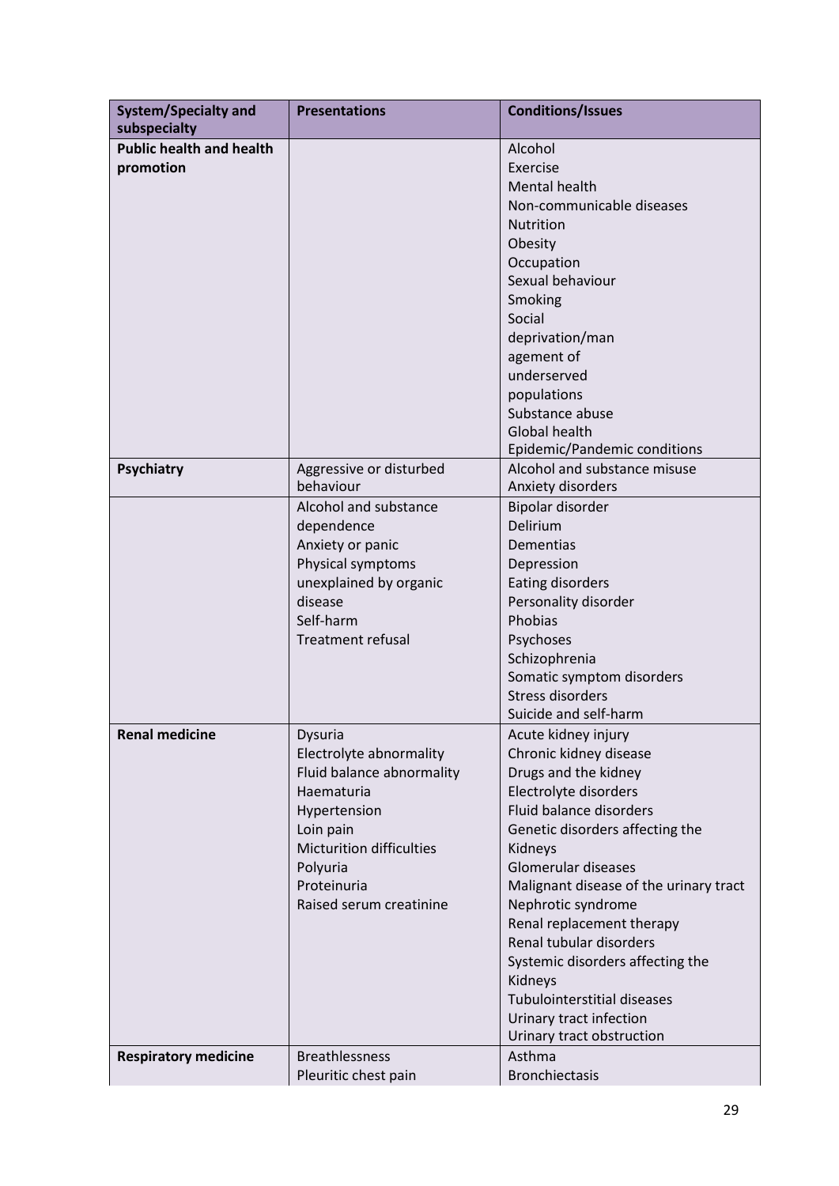| System/Specialty and subspecialty | Presentations | Conditions/Issues |
|---|---|---|
| **Public health and health promotion** | | Alcohol<br>Exercise<br>Mental health<br>Non-communicable diseases<br>Nutrition<br>Obesity<br>Occupation<br>Sexual behaviour<br>Smoking<br>Social deprivation/management of underserved populations<br>Substance abuse<br>Global health<br>Epidemic/Pandemic conditions |
| **Psychiatry** | Aggressive or disturbed behaviour | Alcohol and substance misuse<br>Anxiety disorders |
| | Alcohol and substance dependence<br>Anxiety or panic<br>Physical symptoms unexplained by organic disease<br>Self-harm<br>Treatment refusal | Bipolar disorder<br>Delirium<br>Dementias<br>Depression<br>Eating disorders<br>Personality disorder<br>Phobias<br>Psychoses<br>Schizophrenia<br>Somatic symptom disorders<br>Stress disorders<br>Suicide and self-harm |
| **Renal medicine** | Dysuria<br>Electrolyte abnormality<br>Fluid balance abnormality<br>Haematuria<br>Hypertension<br>Loin pain<br>Micturition difficulties<br>Polyuria<br>Proteinuria<br>Raised serum creatinine | Acute kidney injury<br>Chronic kidney disease<br>Drugs and the kidney<br>Electrolyte disorders<br>Fluid balance disorders<br>Genetic disorders affecting the Kidneys<br>Glomerular diseases<br>Malignant disease of the urinary tract<br>Nephrotic syndrome<br>Renal replacement therapy<br>Renal tubular disorders<br>Systemic disorders affecting the Kidneys<br>Tubulointerstitial diseases<br>Urinary tract infection<br>Urinary tract obstruction |
| **Respiratory medicine** | Breathlessness<br>Pleuritic chest pain | Asthma<br>Bronchiectasis |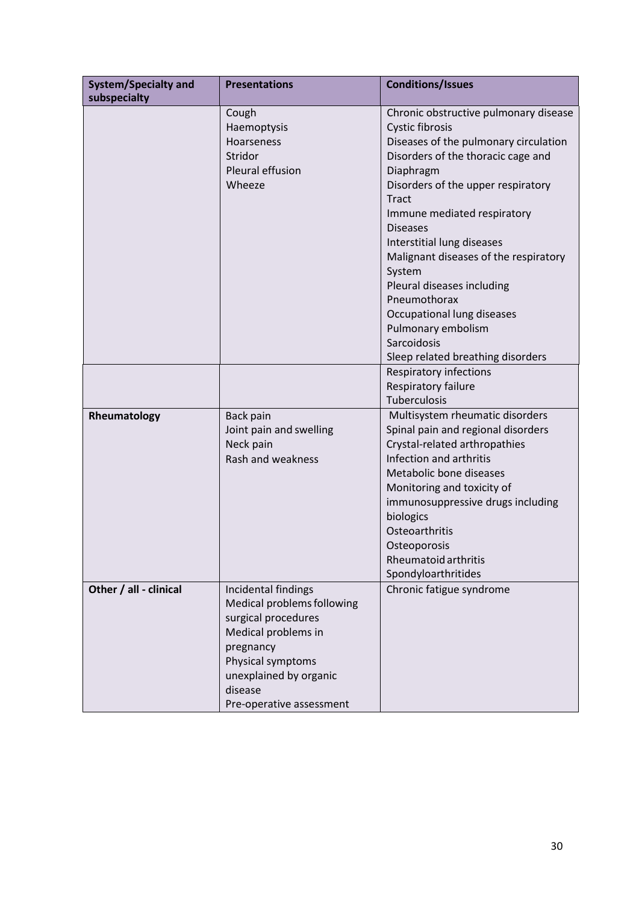| System/Specialty and subspecialty | Presentations | Conditions/Issues |
|---|---|---|
| | Cough<br>Haemoptysis<br>Hoarseness<br>Stridor<br>Pleural effusion<br>Wheeze | Chronic obstructive pulmonary disease<br>Cystic fibrosis<br>Diseases of the pulmonary circulation<br>Disorders of the thoracic cage and Diaphragm<br>Disorders of the upper respiratory Tract<br>Immune mediated respiratory Diseases<br>Interstitial lung diseases<br>Malignant diseases of the respiratory System<br>Pleural diseases including Pneumothorax<br>Occupational lung diseases<br>Pulmonary embolism<br>Sarcoidosis<br>Sleep related breathing disorders |
| | | Respiratory infections<br>Respiratory failure<br>Tuberculosis |
| **Rheumatology** | Back pain<br>Joint pain and swelling<br>Neck pain<br>Rash and weakness | Multisystem rheumatic disorders<br>Spinal pain and regional disorders<br>Crystal-related arthropathies<br>Infection and arthritis<br>Metabolic bone diseases<br>Monitoring and toxicity of immunosuppressive drugs including biologics<br>Osteoarthritis<br>Osteoporosis<br>Rheumatoid arthritis<br>Spondyloarthritides |
| **Other / all - clinical** | Incidental findings<br>Medical problems following surgical procedures<br>Medical problems in pregnancy<br>Physical symptoms unexplained by organic disease<br>Pre-operative assessment | Chronic fatigue syndrome |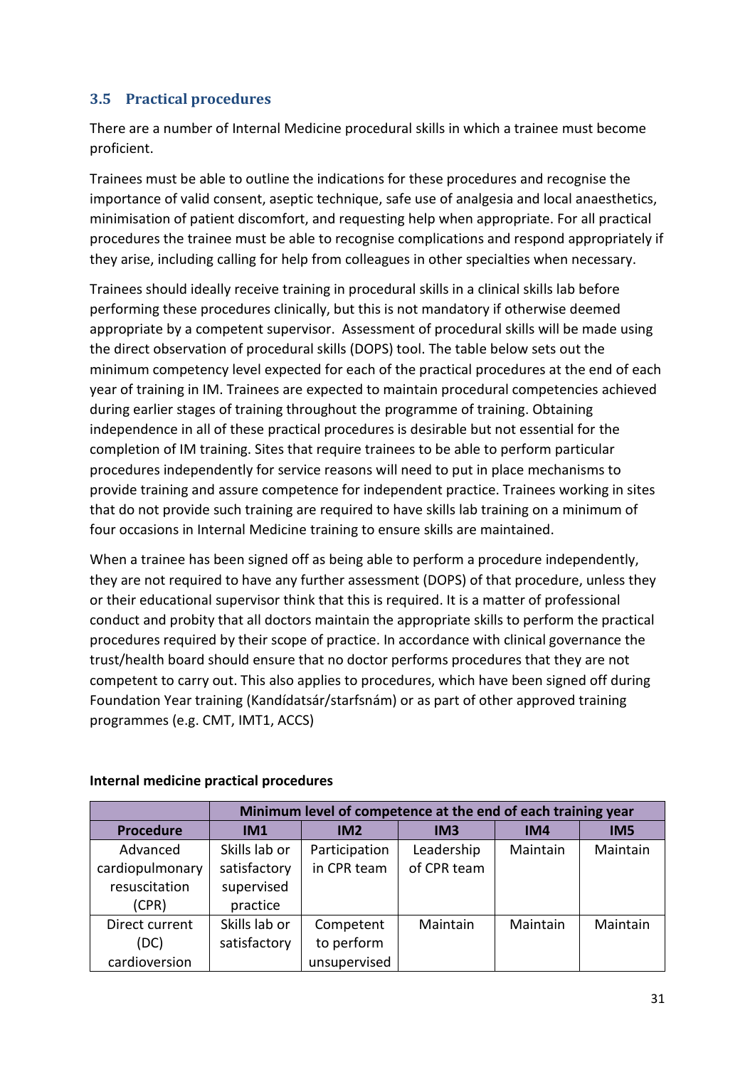### 3.5 Practical procedures

There are a number of Internal Medicine procedural skills in which a trainee must become proficient.

Trainees must be able to outline the indications for these procedures and recognise the importance of valid consent, aseptic technique, safe use of analgesia and local anaesthetics, minimisation of patient discomfort, and requesting help when appropriate. For all practical procedures the trainee must be able to recognise complications and respond appropriately if they arise, including calling for help from colleagues in other specialties when necessary.

Trainees should ideally receive training in procedural skills in a clinical skills lab before performing these procedures clinically, but this is not mandatory if otherwise deemed appropriate by a competent supervisor. Assessment of procedural skills will be made using the direct observation of procedural skills (DOPS) tool. The table below sets out the minimum competency level expected for each of the practical procedures at the end of each year of training in IM. Trainees are expected to maintain procedural competencies achieved during earlier stages of training throughout the programme of training. Obtaining independence in all of these practical procedures is desirable but not essential for the completion of IM training. Sites that require trainees to be able to perform particular procedures independently for service reasons will need to put in place mechanisms to provide training and assure competence for independent practice. Trainees working in sites that do not provide such training are required to have skills lab training on a minimum of four occasions in Internal Medicine training to ensure skills are maintained.

When a trainee has been signed off as being able to perform a procedure independently, they are not required to have any further assessment (DOPS) of that procedure, unless they or their educational supervisor think that this is required. It is a matter of professional conduct and probity that all doctors maintain the appropriate skills to perform the practical procedures required by their scope of practice. In accordance with clinical governance the trust/health board should ensure that no doctor performs procedures that they are not competent to carry out. This also applies to procedures, which have been signed off during Foundation Year training (Kandídatsár/starfsnám) or as part of other approved training programmes (e.g. CMT, IMT1, ACCS)

**Internal medicine practical procedures**

| | Minimum level of competence at the end of each training year | | | | |
|---|---|---|---|---|---|
| **Procedure** | **IM1** | **IM2** | **IM3** | **IM4** | **IM5** |
| Advanced cardiopulmonary resuscitation (CPR) | Skills lab or satisfactory supervised practice | Participation in CPR team | Leadership of CPR team | Maintain | Maintain |
| Direct current (DC) cardioversion | Skills lab or satisfactory | Competent to perform unsupervised | Maintain | Maintain | Maintain |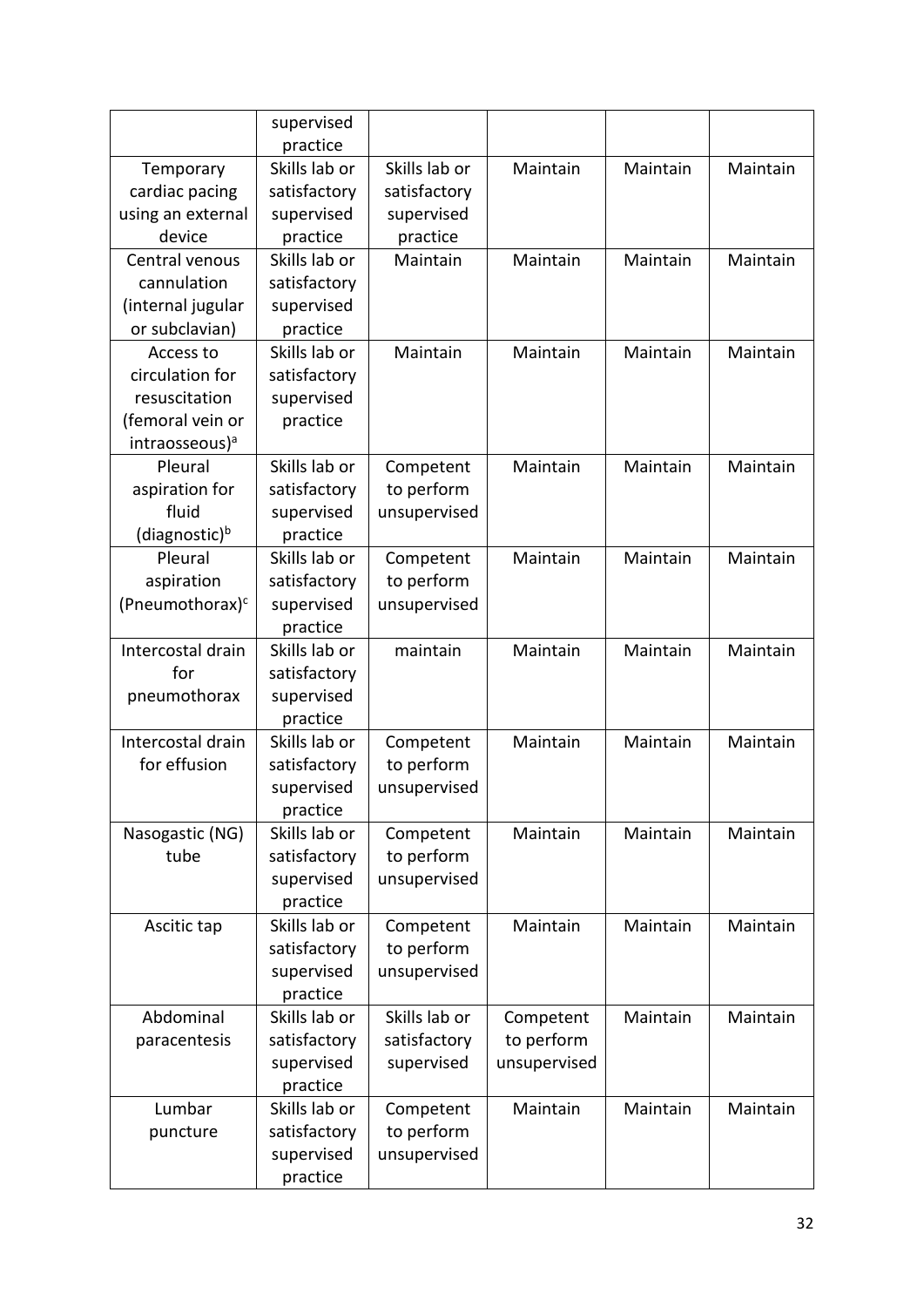| | | | | | |
|---|---|---|---|---|---|
| | supervised practice | | | | |
| Temporary cardiac pacing using an external device | Skills lab or satisfactory supervised practice | Skills lab or satisfactory supervised practice | Maintain | Maintain | Maintain |
| Central venous cannulation (internal jugular or subclavian) | Skills lab or satisfactory supervised practice | Maintain | Maintain | Maintain | Maintain |
| Access to circulation for resuscitation (femoral vein or intraosseous)[a] | Skills lab or satisfactory supervised practice | Maintain | Maintain | Maintain | Maintain |
| Pleural aspiration for fluid (diagnostic)[b] | Skills lab or satisfactory supervised practice | Competent to perform unsupervised | Maintain | Maintain | Maintain |
| Pleural aspiration (Pneumothorax)[c] | Skills lab or satisfactory supervised practice | Competent to perform unsupervised | Maintain | Maintain | Maintain |
| Intercostal drain for pneumothorax | Skills lab or satisfactory supervised practice | maintain | Maintain | Maintain | Maintain |
| Intercostal drain for effusion | Skills lab or satisfactory supervised practice | Competent to perform unsupervised | Maintain | Maintain | Maintain |
| Nasogastic (NG) tube | Skills lab or satisfactory supervised practice | Competent to perform unsupervised | Maintain | Maintain | Maintain |
| Ascitic tap | Skills lab or satisfactory supervised practice | Competent to perform unsupervised | Maintain | Maintain | Maintain |
| Abdominal paracentesis | Skills lab or satisfactory supervised practice | Skills lab or satisfactory supervised | Competent to perform unsupervised | Maintain | Maintain |
| Lumbar puncture | Skills lab or satisfactory supervised practice | Competent to perform unsupervised | Maintain | Maintain | Maintain |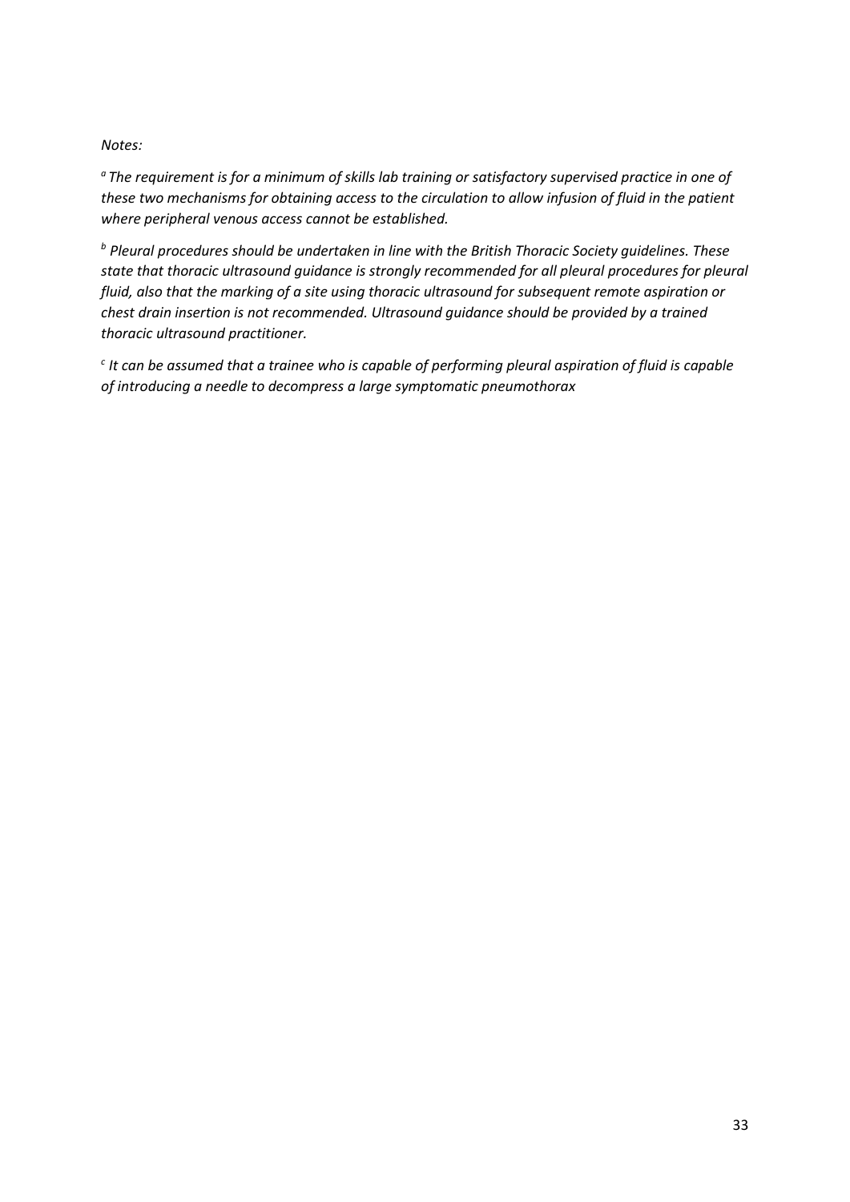*Notes:*

*[a] The requirement is for a minimum of skills lab training or satisfactory supervised practice in one of these two mechanisms for obtaining access to the circulation to allow infusion of fluid in the patient where peripheral venous access cannot be established.*

*[b] Pleural procedures should be undertaken in line with the British Thoracic Society guidelines. These state that thoracic ultrasound guidance is strongly recommended for all pleural procedures for pleural fluid, also that the marking of a site using thoracic ultrasound for subsequent remote aspiration or chest drain insertion is not recommended. Ultrasound guidance should be provided by a trained thoracic ultrasound practitioner.*

*[c] It can be assumed that a trainee who is capable of performing pleural aspiration of fluid is capable of introducing a needle to decompress a large symptomatic pneumothorax*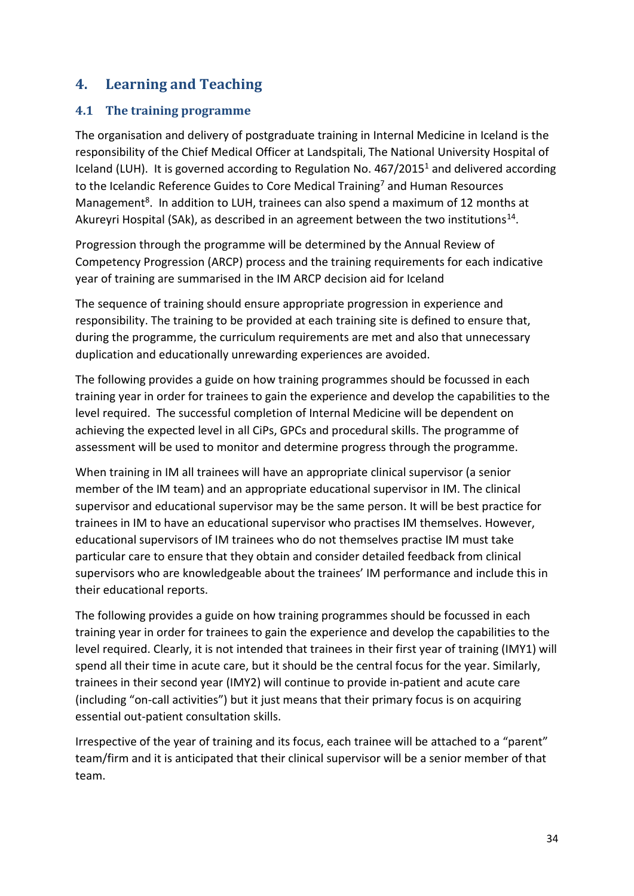# 4. Learning and Teaching

## 4.1 The training programme

The organisation and delivery of postgraduate training in Internal Medicine in Iceland is the responsibility of the Chief Medical Officer at Landspitali, The National University Hospital of Iceland (LUH). It is governed according to Regulation No. 467/2015[1] and delivered according to the Icelandic Reference Guides to Core Medical Training[7] and Human Resources Management[8]. In addition to LUH, trainees can also spend a maximum of 12 months at Akureyri Hospital (SAk), as described in an agreement between the two institutions[14].

Progression through the programme will be determined by the Annual Review of Competency Progression (ARCP) process and the training requirements for each indicative year of training are summarised in the IM ARCP decision aid for Iceland

The sequence of training should ensure appropriate progression in experience and responsibility. The training to be provided at each training site is defined to ensure that, during the programme, the curriculum requirements are met and also that unnecessary duplication and educationally unrewarding experiences are avoided.

The following provides a guide on how training programmes should be focussed in each training year in order for trainees to gain the experience and develop the capabilities to the level required. The successful completion of Internal Medicine will be dependent on achieving the expected level in all CiPs, GPCs and procedural skills. The programme of assessment will be used to monitor and determine progress through the programme.

When training in IM all trainees will have an appropriate clinical supervisor (a senior member of the IM team) and an appropriate educational supervisor in IM. The clinical supervisor and educational supervisor may be the same person. It will be best practice for trainees in IM to have an educational supervisor who practises IM themselves. However, educational supervisors of IM trainees who do not themselves practise IM must take particular care to ensure that they obtain and consider detailed feedback from clinical supervisors who are knowledgeable about the trainees' IM performance and include this in their educational reports.

The following provides a guide on how training programmes should be focussed in each training year in order for trainees to gain the experience and develop the capabilities to the level required. Clearly, it is not intended that trainees in their first year of training (IMY1) will spend all their time in acute care, but it should be the central focus for the year. Similarly, trainees in their second year (IMY2) will continue to provide in-patient and acute care (including "on-call activities") but it just means that their primary focus is on acquiring essential out-patient consultation skills.

Irrespective of the year of training and its focus, each trainee will be attached to a "parent" team/firm and it is anticipated that their clinical supervisor will be a senior member of that team.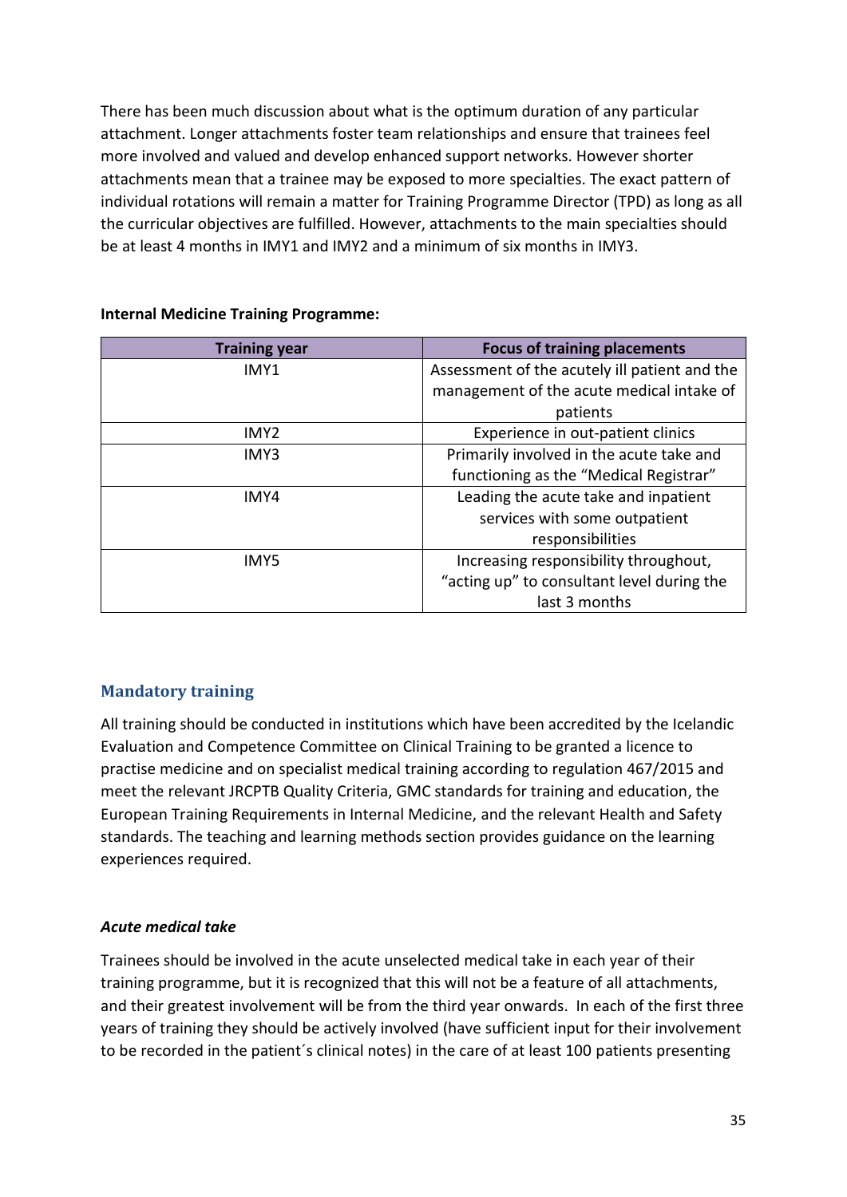There has been much discussion about what is the optimum duration of any particular attachment. Longer attachments foster team relationships and ensure that trainees feel more involved and valued and develop enhanced support networks. However shorter attachments mean that a trainee may be exposed to more specialties. The exact pattern of individual rotations will remain a matter for Training Programme Director (TPD) as long as all the curricular objectives are fulfilled. However, attachments to the main specialties should be at least 4 months in IMY1 and IMY2 and a minimum of six months in IMY3.

**Internal Medicine Training Programme:**

| Training year | Focus of training placements |
|---|---|
| IMY1 | Assessment of the acutely ill patient and the management of the acute medical intake of patients |
| IMY2 | Experience in out-patient clinics |
| IMY3 | Primarily involved in the acute take and functioning as the "Medical Registrar" |
| IMY4 | Leading the acute take and inpatient services with some outpatient responsibilities |
| IMY5 | Increasing responsibility throughout, "acting up" to consultant level during the last 3 months |

## Mandatory training

All training should be conducted in institutions which have been accredited by the Icelandic Evaluation and Competence Committee on Clinical Training to be granted a licence to practise medicine and on specialist medical training according to regulation 467/2015 and meet the relevant JRCPTB Quality Criteria, GMC standards for training and education, the European Training Requirements in Internal Medicine, and the relevant Health and Safety standards. The teaching and learning methods section provides guidance on the learning experiences required.

### *Acute medical take*

Trainees should be involved in the acute unselected medical take in each year of their training programme, but it is recognized that this will not be a feature of all attachments, and their greatest involvement will be from the third year onwards. In each of the first three years of training they should be actively involved (have sufficient input for their involvement to be recorded in the patient´s clinical notes) in the care of at least 100 patients presenting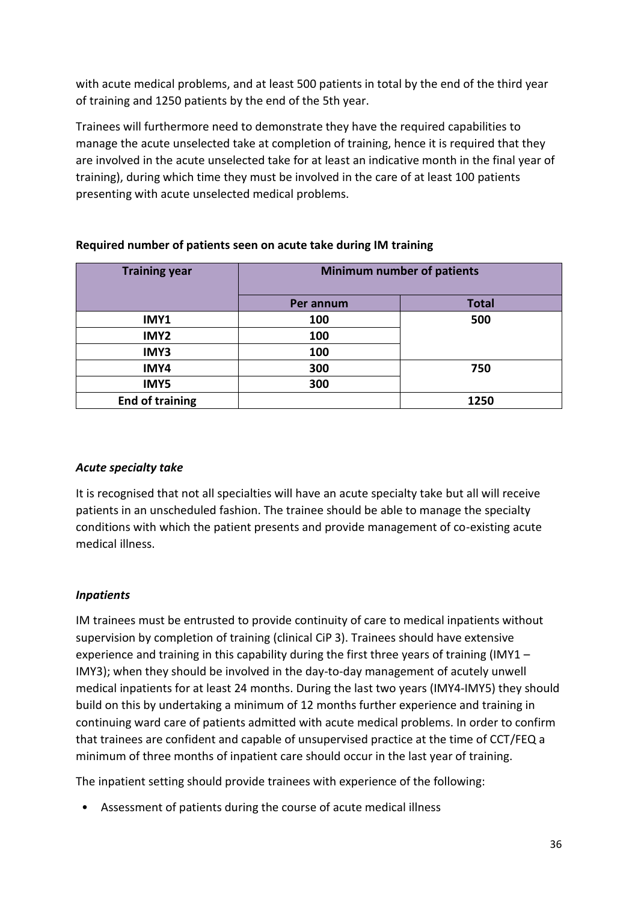with acute medical problems, and at least 500 patients in total by the end of the third year of training and 1250 patients by the end of the 5th year.

Trainees will furthermore need to demonstrate they have the required capabilities to manage the acute unselected take at completion of training, hence it is required that they are involved in the acute unselected take for at least an indicative month in the final year of training), during which time they must be involved in the care of at least 100 patients presenting with acute unselected medical problems.

**Required number of patients seen on acute take during IM training**

| Training year | Minimum number of patients | |
|---|---|---|
| | Per annum | Total |
| IMY1 | 100 | 500 |
| IMY2 | 100 | |
| IMY3 | 100 | |
| IMY4 | 300 | 750 |
| IMY5 | 300 | |
| End of training | | 1250 |

### *Acute specialty take*

It is recognised that not all specialties will have an acute specialty take but all will receive patients in an unscheduled fashion. The trainee should be able to manage the specialty conditions with which the patient presents and provide management of co-existing acute medical illness.

### *Inpatients*

IM trainees must be entrusted to provide continuity of care to medical inpatients without supervision by completion of training (clinical CiP 3). Trainees should have extensive experience and training in this capability during the first three years of training (IMY1 – IMY3); when they should be involved in the day-to-day management of acutely unwell medical inpatients for at least 24 months. During the last two years (IMY4-IMY5) they should build on this by undertaking a minimum of 12 months further experience and training in continuing ward care of patients admitted with acute medical problems. In order to confirm that trainees are confident and capable of unsupervised practice at the time of CCT/FEQ a minimum of three months of inpatient care should occur in the last year of training.

The inpatient setting should provide trainees with experience of the following:

- Assessment of patients during the course of acute medical illness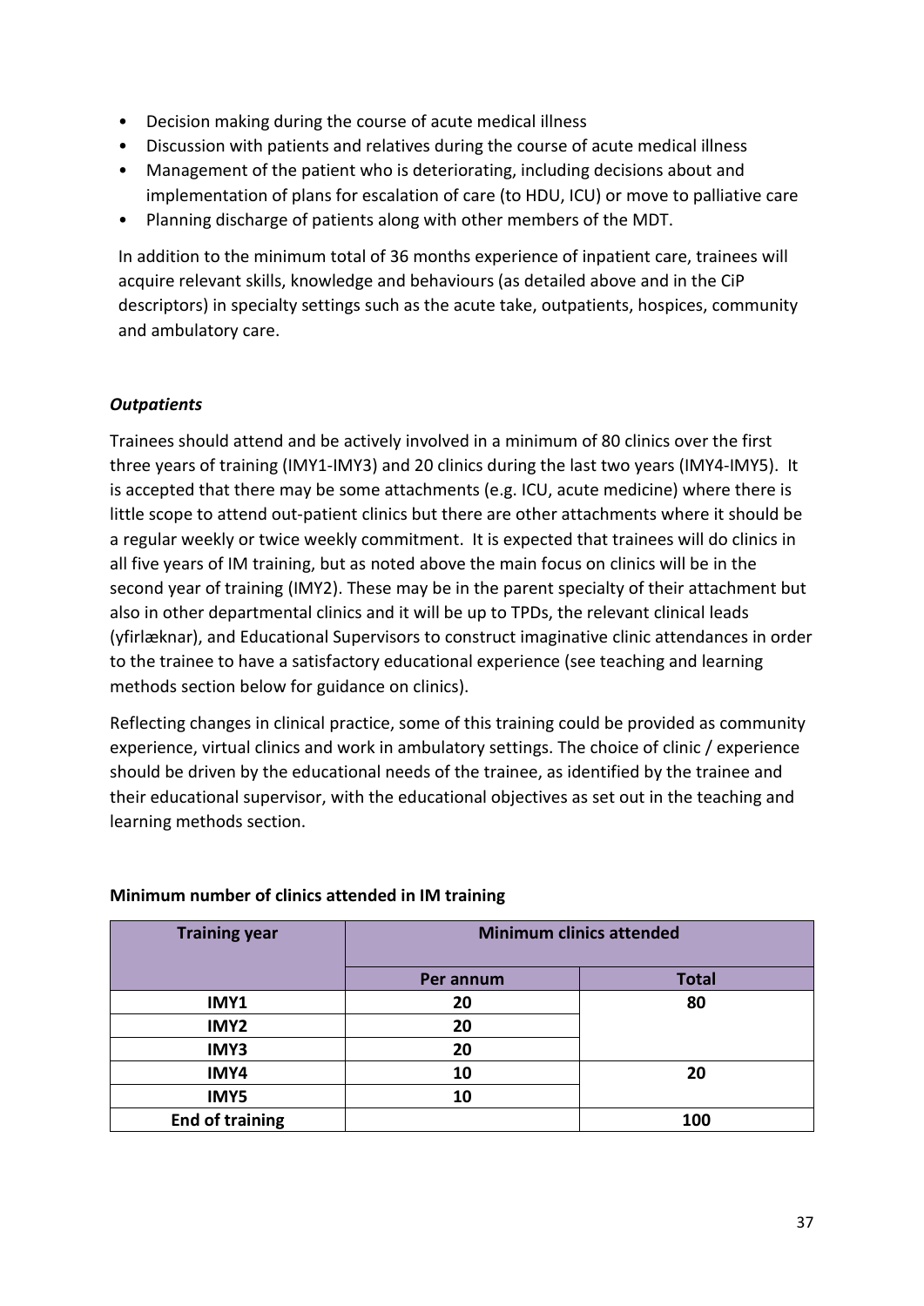- Decision making during the course of acute medical illness
- Discussion with patients and relatives during the course of acute medical illness
- Management of the patient who is deteriorating, including decisions about and implementation of plans for escalation of care (to HDU, ICU) or move to palliative care
- Planning discharge of patients along with other members of the MDT.

In addition to the minimum total of 36 months experience of inpatient care, trainees will acquire relevant skills, knowledge and behaviours (as detailed above and in the CiP descriptors) in specialty settings such as the acute take, outpatients, hospices, community and ambulatory care.

***Outpatients***

Trainees should attend and be actively involved in a minimum of 80 clinics over the first three years of training (IMY1-IMY3) and 20 clinics during the last two years (IMY4-IMY5). It is accepted that there may be some attachments (e.g. ICU, acute medicine) where there is little scope to attend out-patient clinics but there are other attachments where it should be a regular weekly or twice weekly commitment. It is expected that trainees will do clinics in all five years of IM training, but as noted above the main focus on clinics will be in the second year of training (IMY2). These may be in the parent specialty of their attachment but also in other departmental clinics and it will be up to TPDs, the relevant clinical leads (yfirlæknar), and Educational Supervisors to construct imaginative clinic attendances in order to the trainee to have a satisfactory educational experience (see teaching and learning methods section below for guidance on clinics).

Reflecting changes in clinical practice, some of this training could be provided as community experience, virtual clinics and work in ambulatory settings. The choice of clinic / experience should be driven by the educational needs of the trainee, as identified by the trainee and their educational supervisor, with the educational objectives as set out in the teaching and learning methods section.

**Minimum number of clinics attended in IM training**

| Training year | Minimum clinics attended | |
|---|---|---|
| | Per annum | Total |
| IMY1 | 20 | 80 |
| IMY2 | 20 | |
| IMY3 | 20 | |
| IMY4 | 10 | 20 |
| IMY5 | 10 | |
| End of training | | 100 |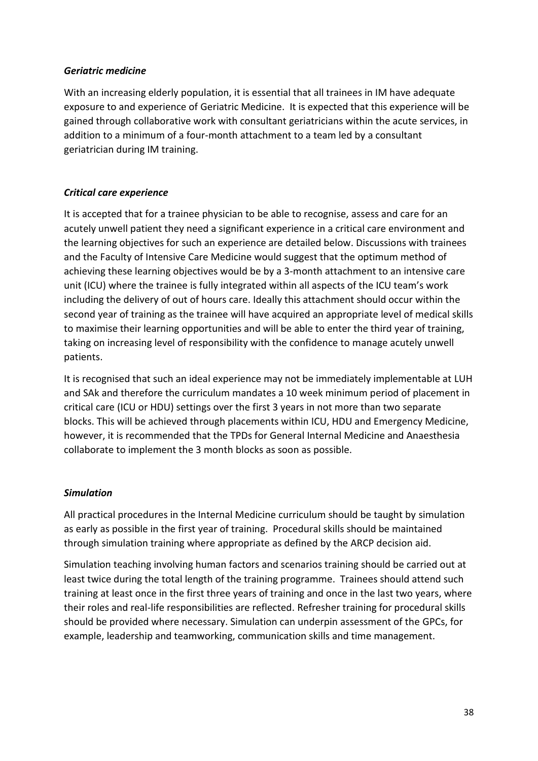***Geriatric medicine***

With an increasing elderly population, it is essential that all trainees in IM have adequate exposure to and experience of Geriatric Medicine. It is expected that this experience will be gained through collaborative work with consultant geriatricians within the acute services, in addition to a minimum of a four-month attachment to a team led by a consultant geriatrician during IM training.

***Critical care experience***

It is accepted that for a trainee physician to be able to recognise, assess and care for an acutely unwell patient they need a significant experience in a critical care environment and the learning objectives for such an experience are detailed below. Discussions with trainees and the Faculty of Intensive Care Medicine would suggest that the optimum method of achieving these learning objectives would be by a 3-month attachment to an intensive care unit (ICU) where the trainee is fully integrated within all aspects of the ICU team's work including the delivery of out of hours care. Ideally this attachment should occur within the second year of training as the trainee will have acquired an appropriate level of medical skills to maximise their learning opportunities and will be able to enter the third year of training, taking on increasing level of responsibility with the confidence to manage acutely unwell patients.

It is recognised that such an ideal experience may not be immediately implementable at LUH and SAk and therefore the curriculum mandates a 10 week minimum period of placement in critical care (ICU or HDU) settings over the first 3 years in not more than two separate blocks. This will be achieved through placements within ICU, HDU and Emergency Medicine, however, it is recommended that the TPDs for General Internal Medicine and Anaesthesia collaborate to implement the 3 month blocks as soon as possible.

***Simulation***

All practical procedures in the Internal Medicine curriculum should be taught by simulation as early as possible in the first year of training. Procedural skills should be maintained through simulation training where appropriate as defined by the ARCP decision aid.

Simulation teaching involving human factors and scenarios training should be carried out at least twice during the total length of the training programme. Trainees should attend such training at least once in the first three years of training and once in the last two years, where their roles and real-life responsibilities are reflected. Refresher training for procedural skills should be provided where necessary. Simulation can underpin assessment of the GPCs, for example, leadership and teamworking, communication skills and time management.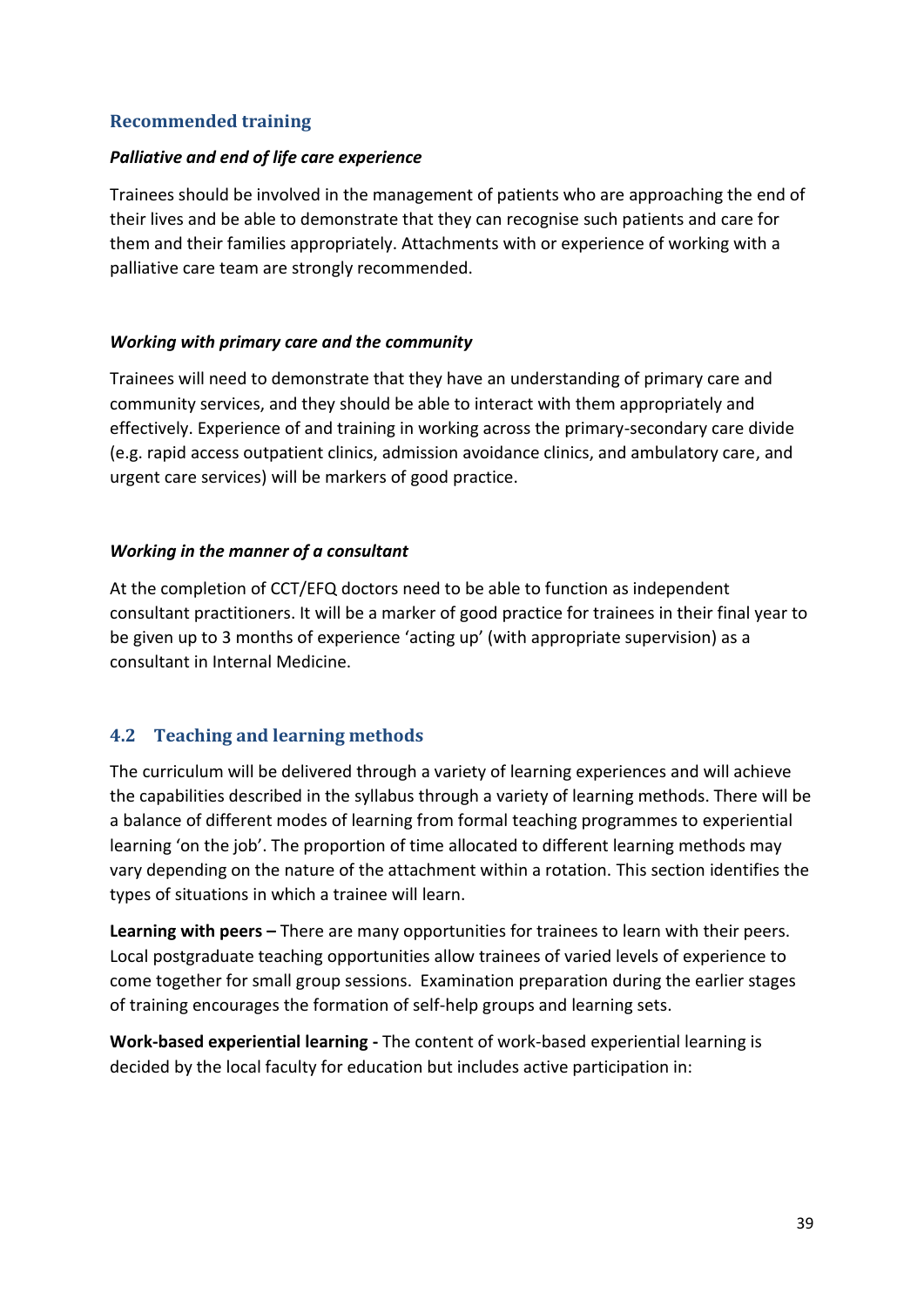### Recommended training

***Palliative and end of life care experience***

Trainees should be involved in the management of patients who are approaching the end of their lives and be able to demonstrate that they can recognise such patients and care for them and their families appropriately. Attachments with or experience of working with a palliative care team are strongly recommended.

***Working with primary care and the community***

Trainees will need to demonstrate that they have an understanding of primary care and community services, and they should be able to interact with them appropriately and effectively. Experience of and training in working across the primary-secondary care divide (e.g. rapid access outpatient clinics, admission avoidance clinics, and ambulatory care, and urgent care services) will be markers of good practice.

***Working in the manner of a consultant***

At the completion of CCT/EFQ doctors need to be able to function as independent consultant practitioners. It will be a marker of good practice for trainees in their final year to be given up to 3 months of experience 'acting up' (with appropriate supervision) as a consultant in Internal Medicine.

## 4.2 Teaching and learning methods

The curriculum will be delivered through a variety of learning experiences and will achieve the capabilities described in the syllabus through a variety of learning methods. There will be a balance of different modes of learning from formal teaching programmes to experiential learning 'on the job'. The proportion of time allocated to different learning methods may vary depending on the nature of the attachment within a rotation. This section identifies the types of situations in which a trainee will learn.

**Learning with peers –** There are many opportunities for trainees to learn with their peers. Local postgraduate teaching opportunities allow trainees of varied levels of experience to come together for small group sessions. Examination preparation during the earlier stages of training encourages the formation of self-help groups and learning sets.

**Work-based experiential learning -** The content of work-based experiential learning is decided by the local faculty for education but includes active participation in: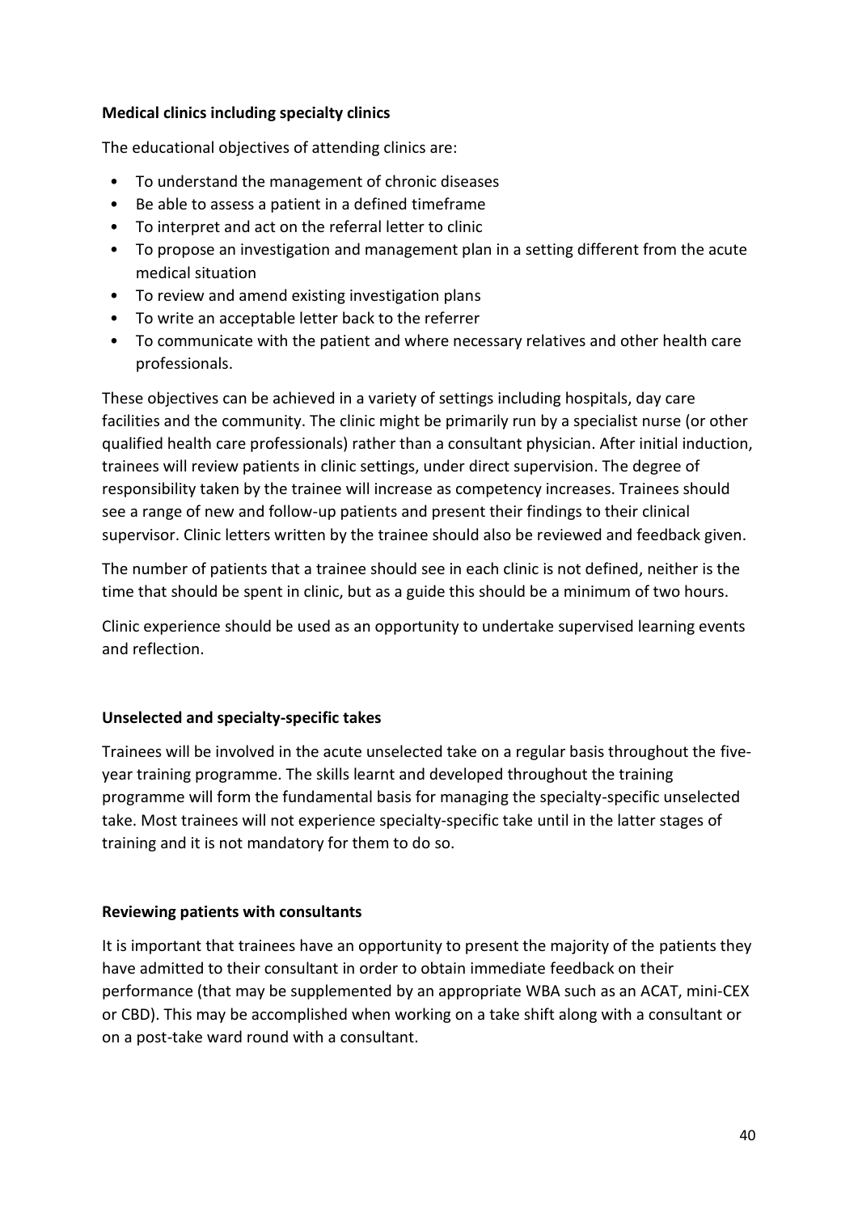**Medical clinics including specialty clinics**

The educational objectives of attending clinics are:

- To understand the management of chronic diseases
- Be able to assess a patient in a defined timeframe
- To interpret and act on the referral letter to clinic
- To propose an investigation and management plan in a setting different from the acute medical situation
- To review and amend existing investigation plans
- To write an acceptable letter back to the referrer
- To communicate with the patient and where necessary relatives and other health care professionals.

These objectives can be achieved in a variety of settings including hospitals, day care facilities and the community. The clinic might be primarily run by a specialist nurse (or other qualified health care professionals) rather than a consultant physician. After initial induction, trainees will review patients in clinic settings, under direct supervision. The degree of responsibility taken by the trainee will increase as competency increases. Trainees should see a range of new and follow-up patients and present their findings to their clinical supervisor. Clinic letters written by the trainee should also be reviewed and feedback given.

The number of patients that a trainee should see in each clinic is not defined, neither is the time that should be spent in clinic, but as a guide this should be a minimum of two hours.

Clinic experience should be used as an opportunity to undertake supervised learning events and reflection.

**Unselected and specialty-specific takes**

Trainees will be involved in the acute unselected take on a regular basis throughout the five-year training programme. The skills learnt and developed throughout the training programme will form the fundamental basis for managing the specialty-specific unselected take. Most trainees will not experience specialty-specific take until in the latter stages of training and it is not mandatory for them to do so.

**Reviewing patients with consultants**

It is important that trainees have an opportunity to present the majority of the patients they have admitted to their consultant in order to obtain immediate feedback on their performance (that may be supplemented by an appropriate WBA such as an ACAT, mini-CEX or CBD). This may be accomplished when working on a take shift along with a consultant or on a post-take ward round with a consultant.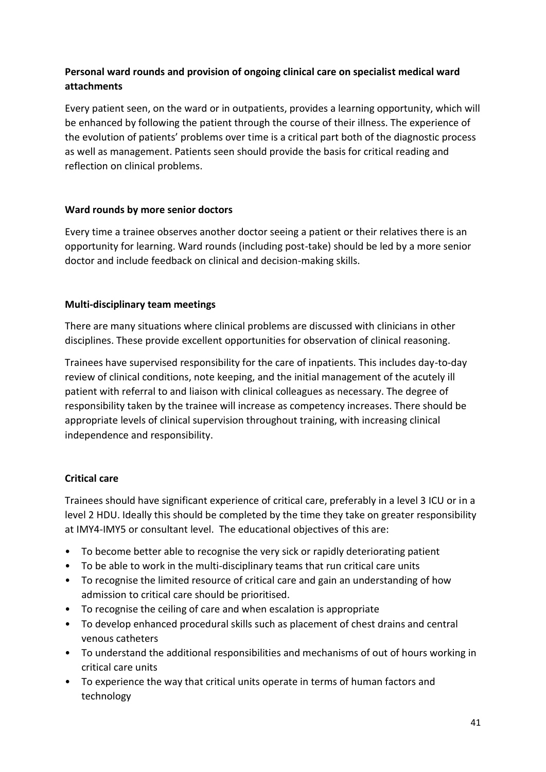**Personal ward rounds and provision of ongoing clinical care on specialist medical ward attachments**

Every patient seen, on the ward or in outpatients, provides a learning opportunity, which will be enhanced by following the patient through the course of their illness. The experience of the evolution of patients' problems over time is a critical part both of the diagnostic process as well as management. Patients seen should provide the basis for critical reading and reflection on clinical problems.

**Ward rounds by more senior doctors**

Every time a trainee observes another doctor seeing a patient or their relatives there is an opportunity for learning. Ward rounds (including post-take) should be led by a more senior doctor and include feedback on clinical and decision-making skills.

**Multi-disciplinary team meetings**

There are many situations where clinical problems are discussed with clinicians in other disciplines. These provide excellent opportunities for observation of clinical reasoning.

Trainees have supervised responsibility for the care of inpatients. This includes day-to-day review of clinical conditions, note keeping, and the initial management of the acutely ill patient with referral to and liaison with clinical colleagues as necessary. The degree of responsibility taken by the trainee will increase as competency increases. There should be appropriate levels of clinical supervision throughout training, with increasing clinical independence and responsibility.

**Critical care**

Trainees should have significant experience of critical care, preferably in a level 3 ICU or in a level 2 HDU. Ideally this should be completed by the time they take on greater responsibility at IMY4-IMY5 or consultant level. The educational objectives of this are:

- To become better able to recognise the very sick or rapidly deteriorating patient
- To be able to work in the multi-disciplinary teams that run critical care units
- To recognise the limited resource of critical care and gain an understanding of how admission to critical care should be prioritised.
- To recognise the ceiling of care and when escalation is appropriate
- To develop enhanced procedural skills such as placement of chest drains and central venous catheters
- To understand the additional responsibilities and mechanisms of out of hours working in critical care units
- To experience the way that critical units operate in terms of human factors and technology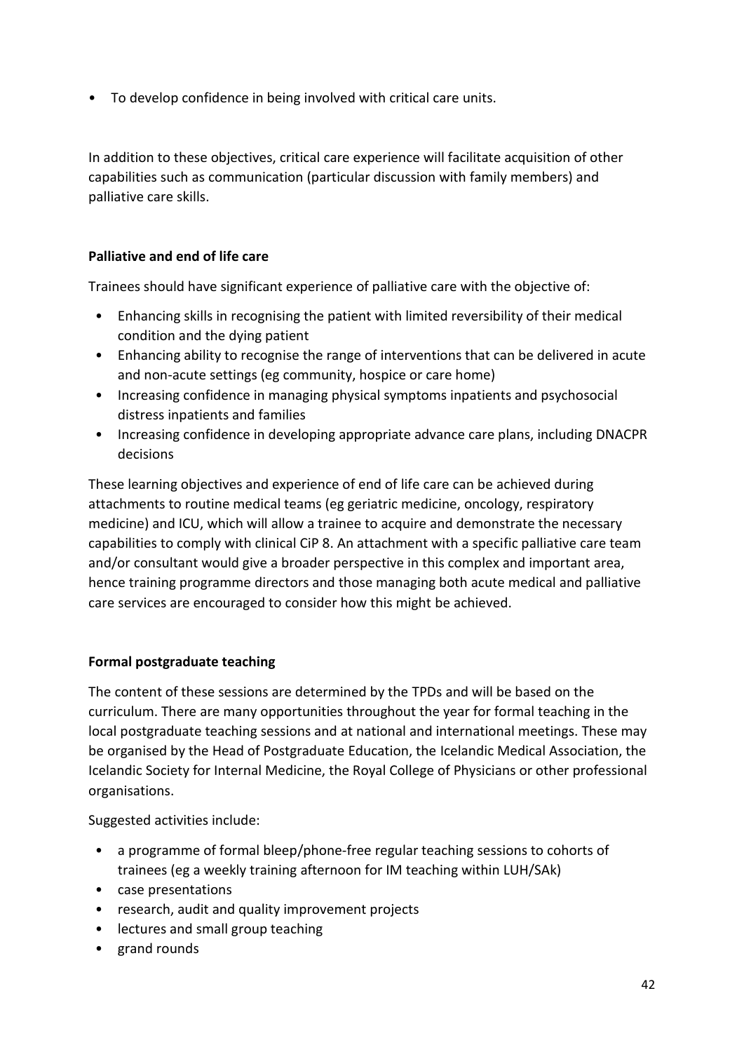- To develop confidence in being involved with critical care units.

In addition to these objectives, critical care experience will facilitate acquisition of other capabilities such as communication (particular discussion with family members) and palliative care skills.

**Palliative and end of life care**

Trainees should have significant experience of palliative care with the objective of:

- Enhancing skills in recognising the patient with limited reversibility of their medical condition and the dying patient
- Enhancing ability to recognise the range of interventions that can be delivered in acute and non-acute settings (eg community, hospice or care home)
- Increasing confidence in managing physical symptoms inpatients and psychosocial distress inpatients and families
- Increasing confidence in developing appropriate advance care plans, including DNACPR decisions

These learning objectives and experience of end of life care can be achieved during attachments to routine medical teams (eg geriatric medicine, oncology, respiratory medicine) and ICU, which will allow a trainee to acquire and demonstrate the necessary capabilities to comply with clinical CiP 8. An attachment with a specific palliative care team and/or consultant would give a broader perspective in this complex and important area, hence training programme directors and those managing both acute medical and palliative care services are encouraged to consider how this might be achieved.

**Formal postgraduate teaching**

The content of these sessions are determined by the TPDs and will be based on the curriculum. There are many opportunities throughout the year for formal teaching in the local postgraduate teaching sessions and at national and international meetings. These may be organised by the Head of Postgraduate Education, the Icelandic Medical Association, the Icelandic Society for Internal Medicine, the Royal College of Physicians or other professional organisations.

Suggested activities include:

- a programme of formal bleep/phone-free regular teaching sessions to cohorts of trainees (eg a weekly training afternoon for IM teaching within LUH/SAk)
- case presentations
- research, audit and quality improvement projects
- lectures and small group teaching
- grand rounds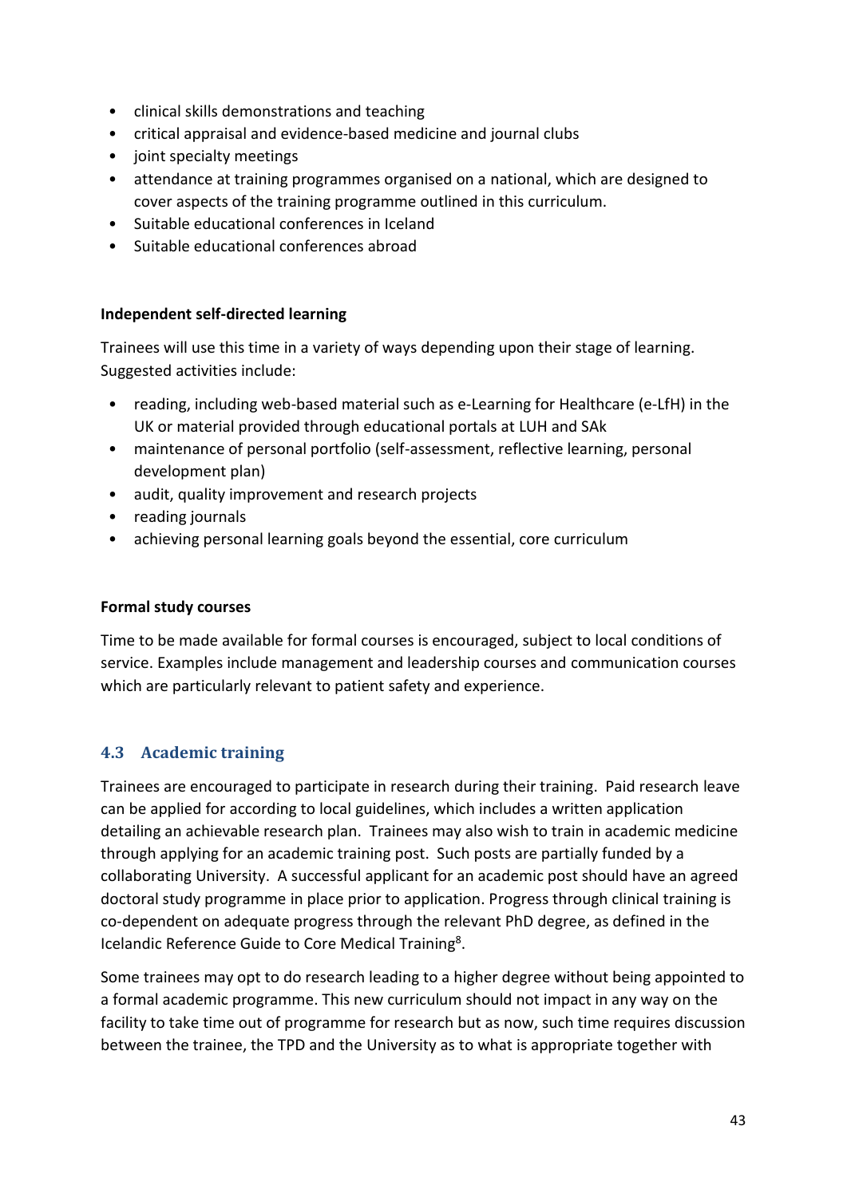- clinical skills demonstrations and teaching
- critical appraisal and evidence-based medicine and journal clubs
- joint specialty meetings
- attendance at training programmes organised on a national, which are designed to cover aspects of the training programme outlined in this curriculum.
- Suitable educational conferences in Iceland
- Suitable educational conferences abroad

**Independent self-directed learning**

Trainees will use this time in a variety of ways depending upon their stage of learning. Suggested activities include:

- reading, including web-based material such as e-Learning for Healthcare (e-LfH) in the UK or material provided through educational portals at LUH and SAk
- maintenance of personal portfolio (self-assessment, reflective learning, personal development plan)
- audit, quality improvement and research projects
- reading journals
- achieving personal learning goals beyond the essential, core curriculum

**Formal study courses**

Time to be made available for formal courses is encouraged, subject to local conditions of service. Examples include management and leadership courses and communication courses which are particularly relevant to patient safety and experience.

## 4.3 Academic training

Trainees are encouraged to participate in research during their training. Paid research leave can be applied for according to local guidelines, which includes a written application detailing an achievable research plan. Trainees may also wish to train in academic medicine through applying for an academic training post. Such posts are partially funded by a collaborating University. A successful applicant for an academic post should have an agreed doctoral study programme in place prior to application. Progress through clinical training is co-dependent on adequate progress through the relevant PhD degree, as defined in the Icelandic Reference Guide to Core Medical Training[8].

Some trainees may opt to do research leading to a higher degree without being appointed to a formal academic programme. This new curriculum should not impact in any way on the facility to take time out of programme for research but as now, such time requires discussion between the trainee, the TPD and the University as to what is appropriate together with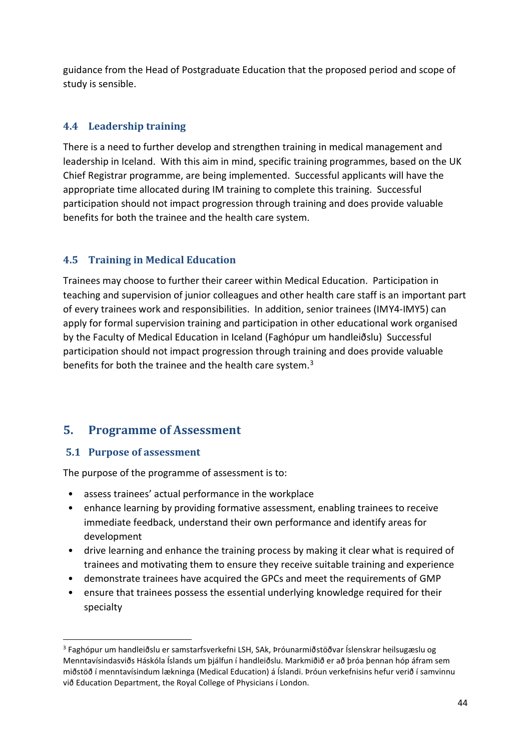guidance from the Head of Postgraduate Education that the proposed period and scope of study is sensible.

### 4.4 Leadership training

There is a need to further develop and strengthen training in medical management and leadership in Iceland. With this aim in mind, specific training programmes, based on the UK Chief Registrar programme, are being implemented. Successful applicants will have the appropriate time allocated during IM training to complete this training. Successful participation should not impact progression through training and does provide valuable benefits for both the trainee and the health care system.

### 4.5 Training in Medical Education

Trainees may choose to further their career within Medical Education. Participation in teaching and supervision of junior colleagues and other health care staff is an important part of every trainees work and responsibilities. In addition, senior trainees (IMY4-IMY5) can apply for formal supervision training and participation in other educational work organised by the Faculty of Medical Education in Iceland (Faghópur um handleiðslu) Successful participation should not impact progression through training and does provide valuable benefits for both the trainee and the health care system.[3]

## 5. Programme of Assessment

### 5.1 Purpose of assessment

The purpose of the programme of assessment is to:

- assess trainees' actual performance in the workplace
- enhance learning by providing formative assessment, enabling trainees to receive immediate feedback, understand their own performance and identify areas for development
- drive learning and enhance the training process by making it clear what is required of trainees and motivating them to ensure they receive suitable training and experience
- demonstrate trainees have acquired the GPCs and meet the requirements of GMP
- ensure that trainees possess the essential underlying knowledge required for their specialty

[3] Faghópur um handleiðslu er samstarfsverkefni LSH, SAk, Þróunarmiðstöðvar Íslenskrar heilsugæslu og Menntavísindasviðs Háskóla Íslands um þjálfun í handleiðslu. Markmiðið er að þróa þennan hóp áfram sem miðstöð í menntavísindum lækninga (Medical Education) á Íslandi. Þróun verkefnisins hefur verið í samvinnu við Education Department, the Royal College of Physicians í London.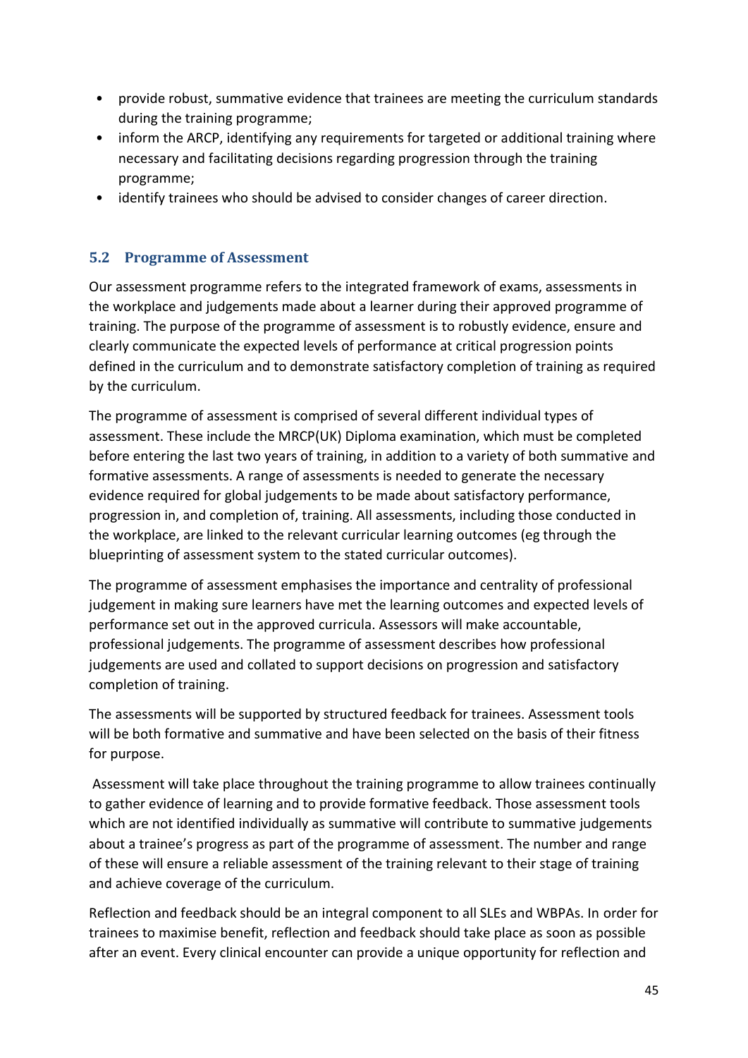- provide robust, summative evidence that trainees are meeting the curriculum standards during the training programme;
- inform the ARCP, identifying any requirements for targeted or additional training where necessary and facilitating decisions regarding progression through the training programme;
- identify trainees who should be advised to consider changes of career direction.

## 5.2 Programme of Assessment

Our assessment programme refers to the integrated framework of exams, assessments in the workplace and judgements made about a learner during their approved programme of training. The purpose of the programme of assessment is to robustly evidence, ensure and clearly communicate the expected levels of performance at critical progression points defined in the curriculum and to demonstrate satisfactory completion of training as required by the curriculum.

The programme of assessment is comprised of several different individual types of assessment. These include the MRCP(UK) Diploma examination, which must be completed before entering the last two years of training, in addition to a variety of both summative and formative assessments. A range of assessments is needed to generate the necessary evidence required for global judgements to be made about satisfactory performance, progression in, and completion of, training. All assessments, including those conducted in the workplace, are linked to the relevant curricular learning outcomes (eg through the blueprinting of assessment system to the stated curricular outcomes).

The programme of assessment emphasises the importance and centrality of professional judgement in making sure learners have met the learning outcomes and expected levels of performance set out in the approved curricula. Assessors will make accountable, professional judgements. The programme of assessment describes how professional judgements are used and collated to support decisions on progression and satisfactory completion of training.

The assessments will be supported by structured feedback for trainees. Assessment tools will be both formative and summative and have been selected on the basis of their fitness for purpose.

Assessment will take place throughout the training programme to allow trainees continually to gather evidence of learning and to provide formative feedback. Those assessment tools which are not identified individually as summative will contribute to summative judgements about a trainee's progress as part of the programme of assessment. The number and range of these will ensure a reliable assessment of the training relevant to their stage of training and achieve coverage of the curriculum.

Reflection and feedback should be an integral component to all SLEs and WBPAs. In order for trainees to maximise benefit, reflection and feedback should take place as soon as possible after an event. Every clinical encounter can provide a unique opportunity for reflection and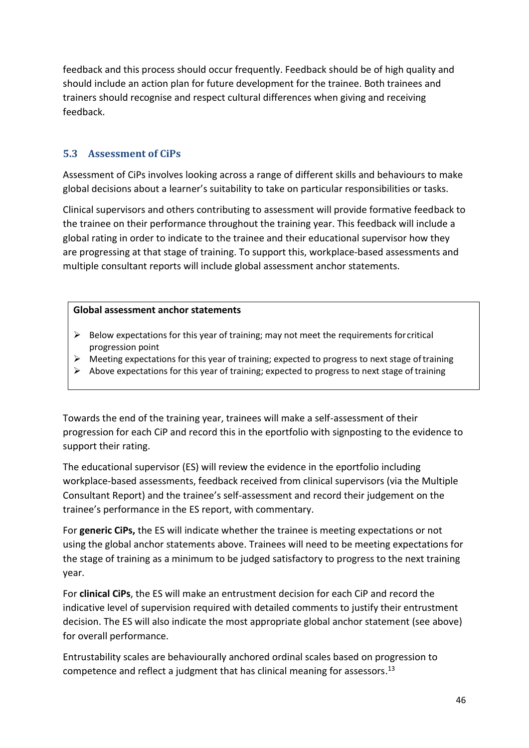feedback and this process should occur frequently. Feedback should be of high quality and should include an action plan for future development for the trainee. Both trainees and trainers should recognise and respect cultural differences when giving and receiving feedback.

## 5.3 Assessment of CiPs

Assessment of CiPs involves looking across a range of different skills and behaviours to make global decisions about a learner's suitability to take on particular responsibilities or tasks.

Clinical supervisors and others contributing to assessment will provide formative feedback to the trainee on their performance throughout the training year. This feedback will include a global rating in order to indicate to the trainee and their educational supervisor how they are progressing at that stage of training. To support this, workplace-based assessments and multiple consultant reports will include global assessment anchor statements.

**Global assessment anchor statements**

- Below expectations for this year of training; may not meet the requirements for critical progression point
- Meeting expectations for this year of training; expected to progress to next stage of training
- Above expectations for this year of training; expected to progress to next stage of training

Towards the end of the training year, trainees will make a self-assessment of their progression for each CiP and record this in the eportfolio with signposting to the evidence to support their rating.

The educational supervisor (ES) will review the evidence in the eportfolio including workplace-based assessments, feedback received from clinical supervisors (via the Multiple Consultant Report) and the trainee's self-assessment and record their judgement on the trainee's performance in the ES report, with commentary.

For **generic CiPs,** the ES will indicate whether the trainee is meeting expectations or not using the global anchor statements above. Trainees will need to be meeting expectations for the stage of training as a minimum to be judged satisfactory to progress to the next training year.

For **clinical CiPs**, the ES will make an entrustment decision for each CiP and record the indicative level of supervision required with detailed comments to justify their entrustment decision. The ES will also indicate the most appropriate global anchor statement (see above) for overall performance.

Entrustability scales are behaviourally anchored ordinal scales based on progression to competence and reflect a judgment that has clinical meaning for assessors.[13]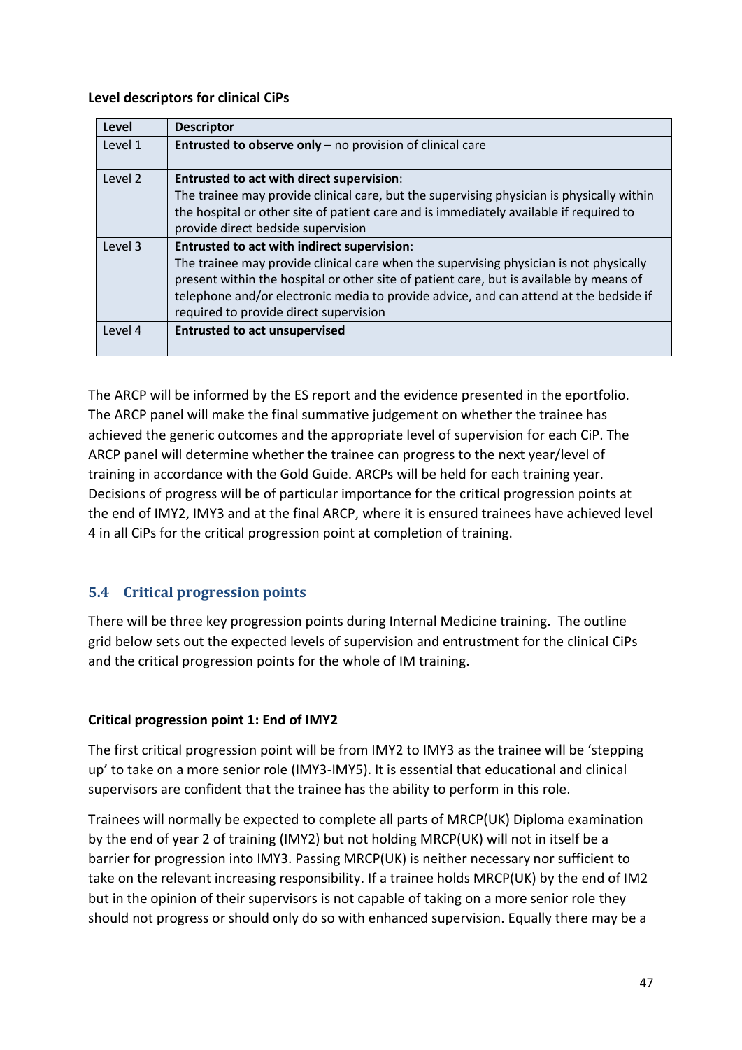**Level descriptors for clinical CiPs**

| Level | Descriptor |
|---|---|
| Level 1 | **Entrusted to observe only** – no provision of clinical care |
| Level 2 | **Entrusted to act with direct supervision**: The trainee may provide clinical care, but the supervising physician is physically within the hospital or other site of patient care and is immediately available if required to provide direct bedside supervision |
| Level 3 | **Entrusted to act with indirect supervision**: The trainee may provide clinical care when the supervising physician is not physically present within the hospital or other site of patient care, but is available by means of telephone and/or electronic media to provide advice, and can attend at the bedside if required to provide direct supervision |
| Level 4 | **Entrusted to act unsupervised** |

The ARCP will be informed by the ES report and the evidence presented in the eportfolio. The ARCP panel will make the final summative judgement on whether the trainee has achieved the generic outcomes and the appropriate level of supervision for each CiP. The ARCP panel will determine whether the trainee can progress to the next year/level of training in accordance with the Gold Guide. ARCPs will be held for each training year. Decisions of progress will be of particular importance for the critical progression points at the end of IMY2, IMY3 and at the final ARCP, where it is ensured trainees have achieved level 4 in all CiPs for the critical progression point at completion of training.

## 5.4 Critical progression points

There will be three key progression points during Internal Medicine training. The outline grid below sets out the expected levels of supervision and entrustment for the clinical CiPs and the critical progression points for the whole of IM training.

**Critical progression point 1: End of IMY2**

The first critical progression point will be from IMY2 to IMY3 as the trainee will be 'stepping up' to take on a more senior role (IMY3-IMY5). It is essential that educational and clinical supervisors are confident that the trainee has the ability to perform in this role.

Trainees will normally be expected to complete all parts of MRCP(UK) Diploma examination by the end of year 2 of training (IMY2) but not holding MRCP(UK) will not in itself be a barrier for progression into IMY3. Passing MRCP(UK) is neither necessary nor sufficient to take on the relevant increasing responsibility. If a trainee holds MRCP(UK) by the end of IM2 but in the opinion of their supervisors is not capable of taking on a more senior role they should not progress or should only do so with enhanced supervision. Equally there may be a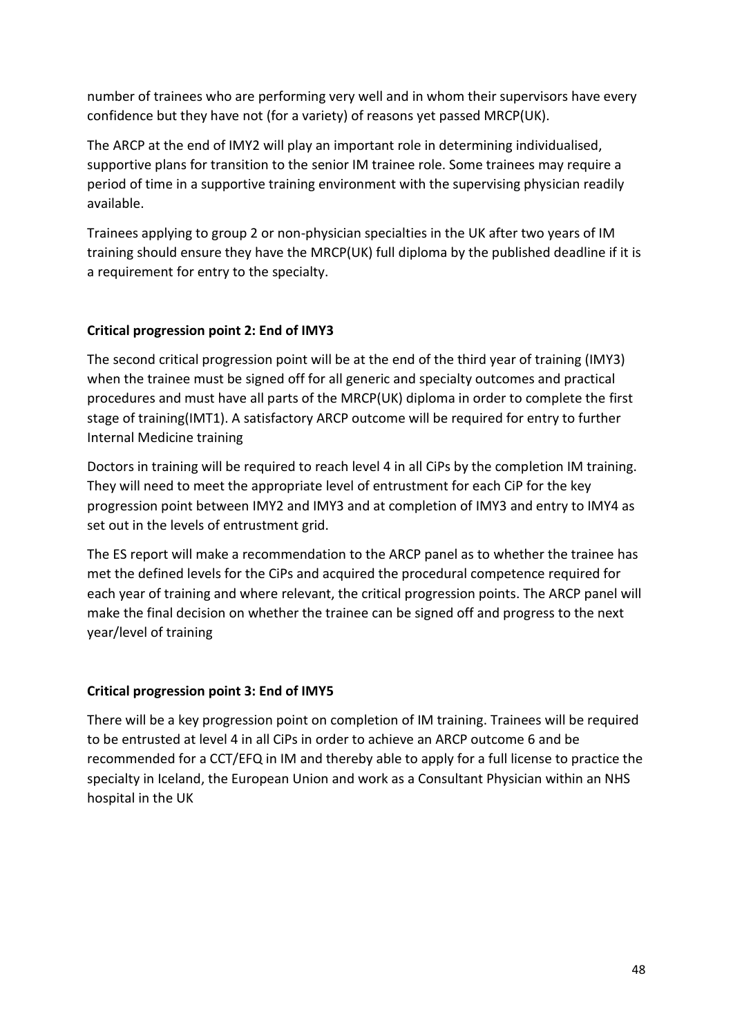number of trainees who are performing very well and in whom their supervisors have every confidence but they have not (for a variety) of reasons yet passed MRCP(UK).

The ARCP at the end of IMY2 will play an important role in determining individualised, supportive plans for transition to the senior IM trainee role. Some trainees may require a period of time in a supportive training environment with the supervising physician readily available.

Trainees applying to group 2 or non-physician specialties in the UK after two years of IM training should ensure they have the MRCP(UK) full diploma by the published deadline if it is a requirement for entry to the specialty.

**Critical progression point 2: End of IMY3**

The second critical progression point will be at the end of the third year of training (IMY3) when the trainee must be signed off for all generic and specialty outcomes and practical procedures and must have all parts of the MRCP(UK) diploma in order to complete the first stage of training(IMT1). A satisfactory ARCP outcome will be required for entry to further Internal Medicine training

Doctors in training will be required to reach level 4 in all CiPs by the completion IM training. They will need to meet the appropriate level of entrustment for each CiP for the key progression point between IMY2 and IMY3 and at completion of IMY3 and entry to IMY4 as set out in the levels of entrustment grid.

The ES report will make a recommendation to the ARCP panel as to whether the trainee has met the defined levels for the CiPs and acquired the procedural competence required for each year of training and where relevant, the critical progression points. The ARCP panel will make the final decision on whether the trainee can be signed off and progress to the next year/level of training

**Critical progression point 3: End of IMY5**

There will be a key progression point on completion of IM training. Trainees will be required to be entrusted at level 4 in all CiPs in order to achieve an ARCP outcome 6 and be recommended for a CCT/EFQ in IM and thereby able to apply for a full license to practice the specialty in Iceland, the European Union and work as a Consultant Physician within an NHS hospital in the UK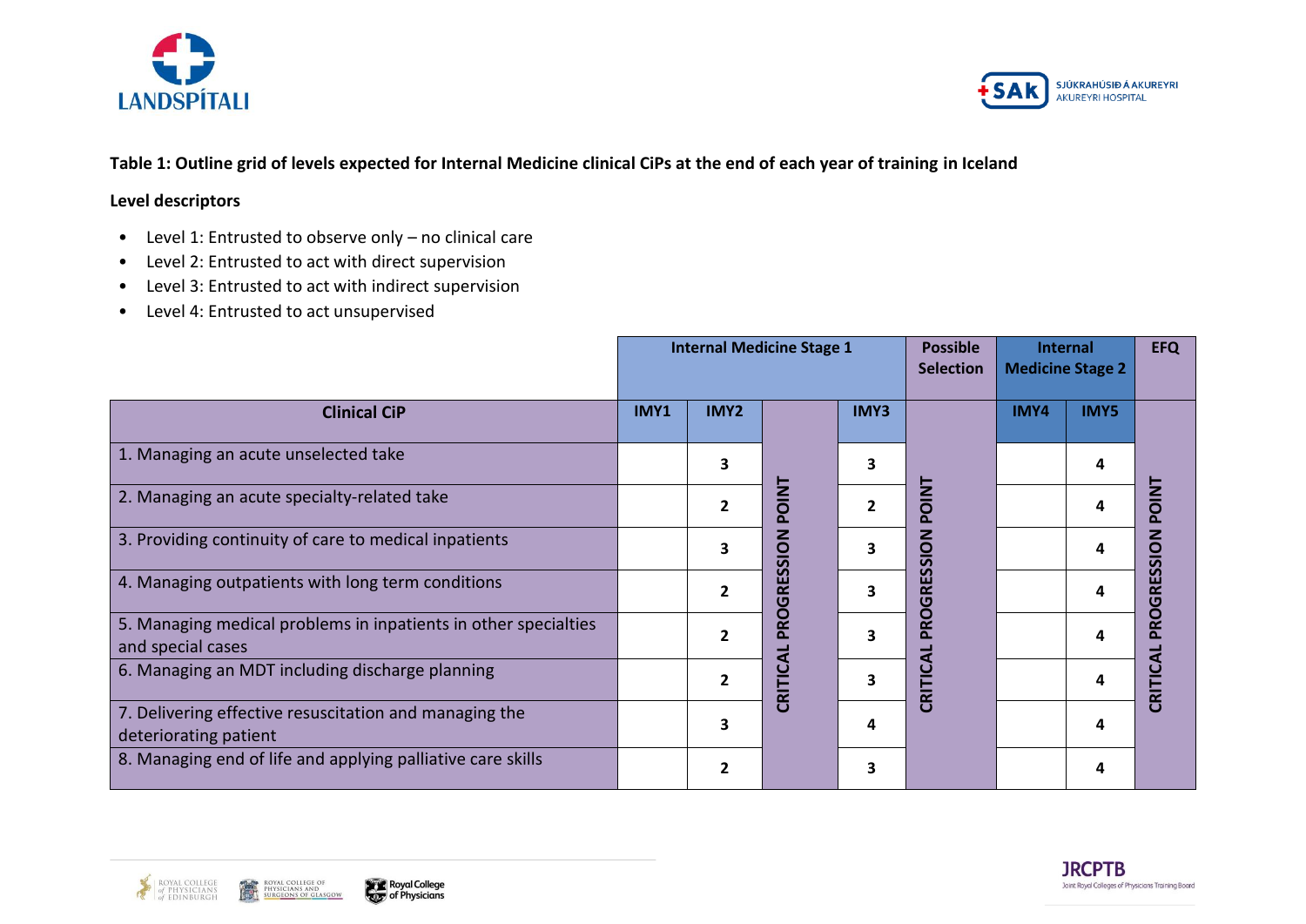**Table 1: Outline grid of levels expected for Internal Medicine clinical CiPs at the end of each year of training in Iceland**

**Level descriptors**

- Level 1: Entrusted to observe only – no clinical care
- Level 2: Entrusted to act with direct supervision
- Level 3: Entrusted to act with indirect supervision
- Level 4: Entrusted to act unsupervised

| | Internal Medicine Stage 1 | | | | Possible Selection | Internal Medicine Stage 2 | | EFQ |
|---|---|---|---|---|---|---|---|---|
| **Clinical CiP** | **IMY1** | **IMY2** | **CRITICAL PROGRESSION POINT** | **IMY3** | **CRITICAL PROGRESSION POINT** | **IMY4** | **IMY5** | **CRITICAL PROGRESSION POINT** |
| 1. Managing an acute unselected take | | 3 | | 3 | | | 4 | |
| 2. Managing an acute specialty-related take | | 2 | | 2 | | | 4 | |
| 3. Providing continuity of care to medical inpatients | | 3 | | 3 | | | 4 | |
| 4. Managing outpatients with long term conditions | | 2 | | 3 | | | 4 | |
| 5. Managing medical problems in inpatients in other specialties and special cases | | 2 | | 3 | | | 4 | |
| 6. Managing an MDT including discharge planning | | 2 | | 3 | | | 4 | |
| 7. Delivering effective resuscitation and managing the deteriorating patient | | 3 | | 4 | | | 4 | |
| 8. Managing end of life and applying palliative care skills | | 2 | | 3 | | | 4 | |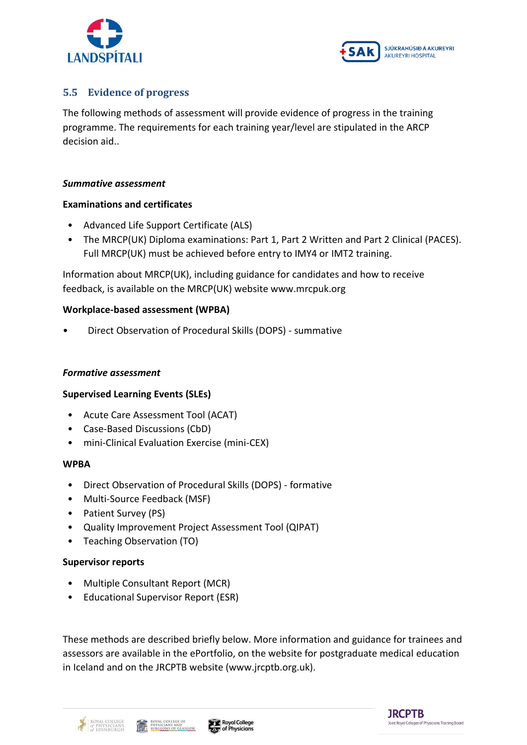## 5.5 Evidence of progress

The following methods of assessment will provide evidence of progress in the training programme. The requirements for each training year/level are stipulated in the ARCP decision aid..

***Summative assessment***

**Examinations and certificates**

- Advanced Life Support Certificate (ALS)
- The MRCP(UK) Diploma examinations: Part 1, Part 2 Written and Part 2 Clinical (PACES). Full MRCP(UK) must be achieved before entry to IMY4 or IMT2 training.

Information about MRCP(UK), including guidance for candidates and how to receive feedback, is available on the MRCP(UK) website www.mrcpuk.org

**Workplace-based assessment (WPBA)**

- Direct Observation of Procedural Skills (DOPS) - summative

***Formative assessment***

**Supervised Learning Events (SLEs)**

- Acute Care Assessment Tool (ACAT)
- Case-Based Discussions (CbD)
- mini-Clinical Evaluation Exercise (mini-CEX)

**WPBA**

- Direct Observation of Procedural Skills (DOPS) - formative
- Multi-Source Feedback (MSF)
- Patient Survey (PS)
- Quality Improvement Project Assessment Tool (QIPAT)
- Teaching Observation (TO)

**Supervisor reports**

- Multiple Consultant Report (MCR)
- Educational Supervisor Report (ESR)

These methods are described briefly below. More information and guidance for trainees and assessors are available in the ePortfolio, on the website for postgraduate medical education in Iceland and on the JRCPTB website (www.jrcptb.org.uk).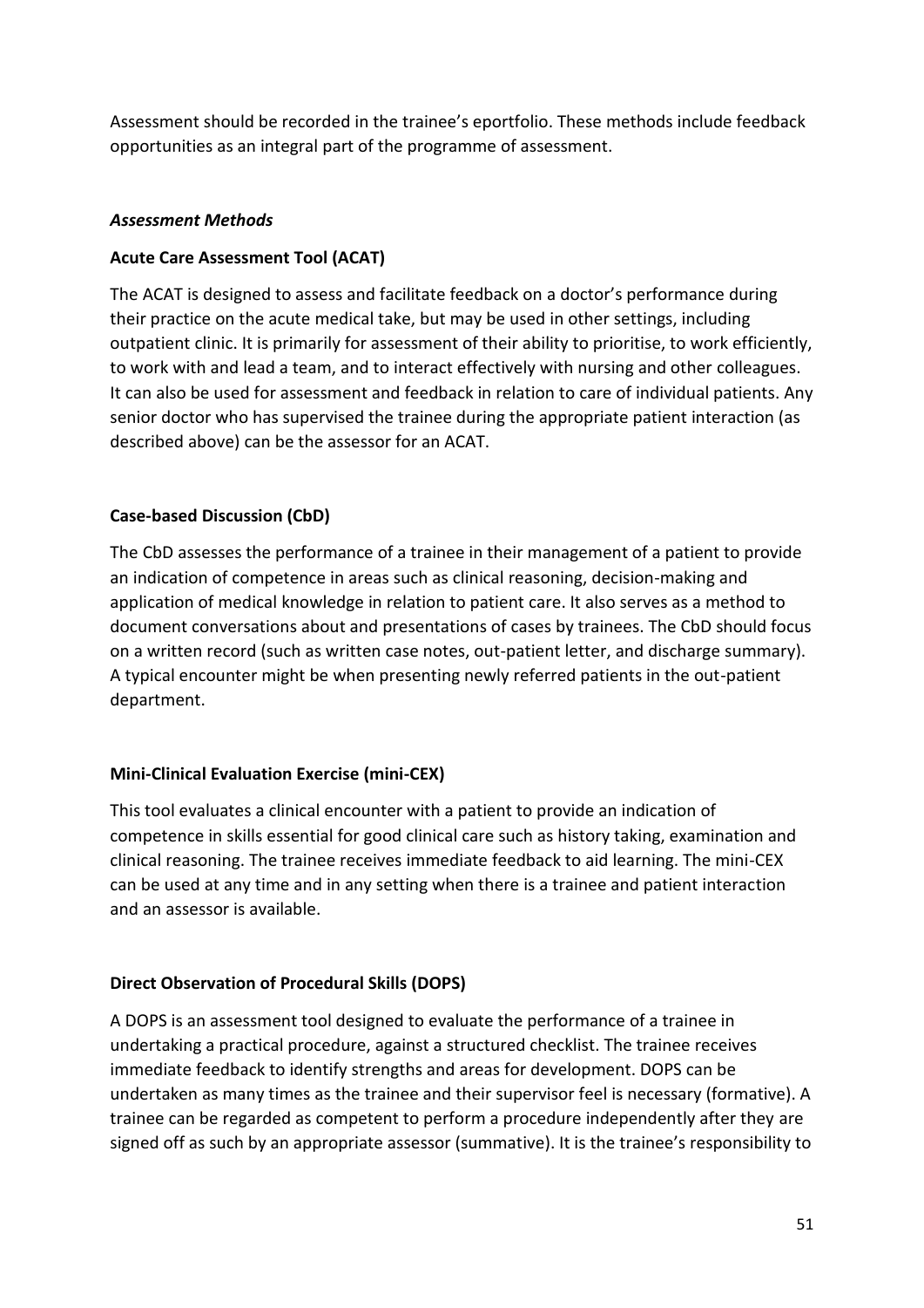Assessment should be recorded in the trainee's eportfolio. These methods include feedback opportunities as an integral part of the programme of assessment.

### *Assessment Methods*

#### **Acute Care Assessment Tool (ACAT)**

The ACAT is designed to assess and facilitate feedback on a doctor's performance during their practice on the acute medical take, but may be used in other settings, including outpatient clinic. It is primarily for assessment of their ability to prioritise, to work efficiently, to work with and lead a team, and to interact effectively with nursing and other colleagues. It can also be used for assessment and feedback in relation to care of individual patients. Any senior doctor who has supervised the trainee during the appropriate patient interaction (as described above) can be the assessor for an ACAT.

#### **Case-based Discussion (CbD)**

The CbD assesses the performance of a trainee in their management of a patient to provide an indication of competence in areas such as clinical reasoning, decision-making and application of medical knowledge in relation to patient care. It also serves as a method to document conversations about and presentations of cases by trainees. The CbD should focus on a written record (such as written case notes, out-patient letter, and discharge summary). A typical encounter might be when presenting newly referred patients in the out-patient department.

#### **Mini-Clinical Evaluation Exercise (mini-CEX)**

This tool evaluates a clinical encounter with a patient to provide an indication of competence in skills essential for good clinical care such as history taking, examination and clinical reasoning. The trainee receives immediate feedback to aid learning. The mini-CEX can be used at any time and in any setting when there is a trainee and patient interaction and an assessor is available.

#### **Direct Observation of Procedural Skills (DOPS)**

A DOPS is an assessment tool designed to evaluate the performance of a trainee in undertaking a practical procedure, against a structured checklist. The trainee receives immediate feedback to identify strengths and areas for development. DOPS can be undertaken as many times as the trainee and their supervisor feel is necessary (formative). A trainee can be regarded as competent to perform a procedure independently after they are signed off as such by an appropriate assessor (summative). It is the trainee's responsibility to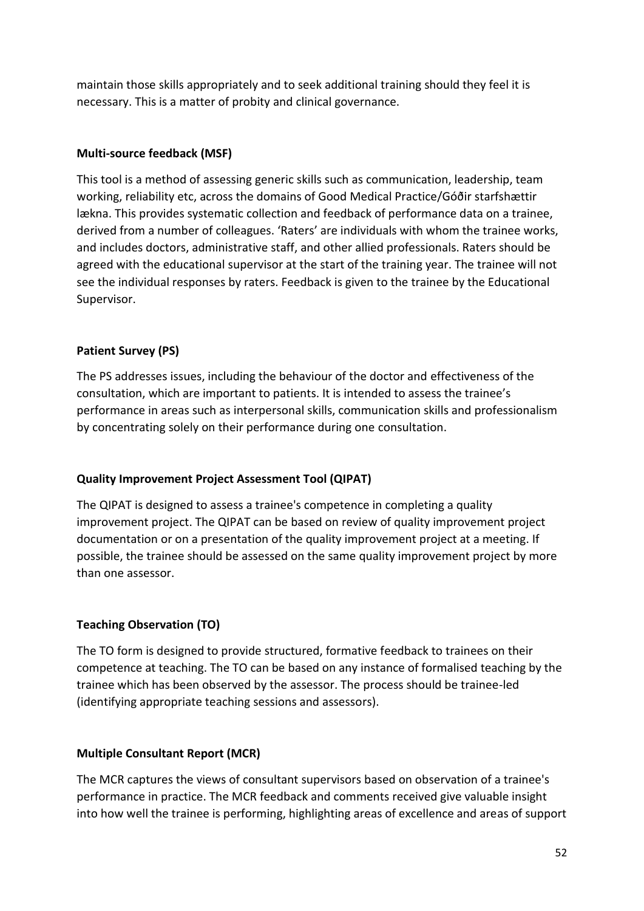maintain those skills appropriately and to seek additional training should they feel it is necessary. This is a matter of probity and clinical governance.

**Multi-source feedback (MSF)**

This tool is a method of assessing generic skills such as communication, leadership, team working, reliability etc, across the domains of Good Medical Practice/Góðir starfshættir lækna. This provides systematic collection and feedback of performance data on a trainee, derived from a number of colleagues. 'Raters' are individuals with whom the trainee works, and includes doctors, administrative staff, and other allied professionals. Raters should be agreed with the educational supervisor at the start of the training year. The trainee will not see the individual responses by raters. Feedback is given to the trainee by the Educational Supervisor.

**Patient Survey (PS)**

The PS addresses issues, including the behaviour of the doctor and effectiveness of the consultation, which are important to patients. It is intended to assess the trainee's performance in areas such as interpersonal skills, communication skills and professionalism by concentrating solely on their performance during one consultation.

**Quality Improvement Project Assessment Tool (QIPAT)**

The QIPAT is designed to assess a trainee's competence in completing a quality improvement project. The QIPAT can be based on review of quality improvement project documentation or on a presentation of the quality improvement project at a meeting. If possible, the trainee should be assessed on the same quality improvement project by more than one assessor.

**Teaching Observation (TO)**

The TO form is designed to provide structured, formative feedback to trainees on their competence at teaching. The TO can be based on any instance of formalised teaching by the trainee which has been observed by the assessor. The process should be trainee-led (identifying appropriate teaching sessions and assessors).

**Multiple Consultant Report (MCR)**

The MCR captures the views of consultant supervisors based on observation of a trainee's performance in practice. The MCR feedback and comments received give valuable insight into how well the trainee is performing, highlighting areas of excellence and areas of support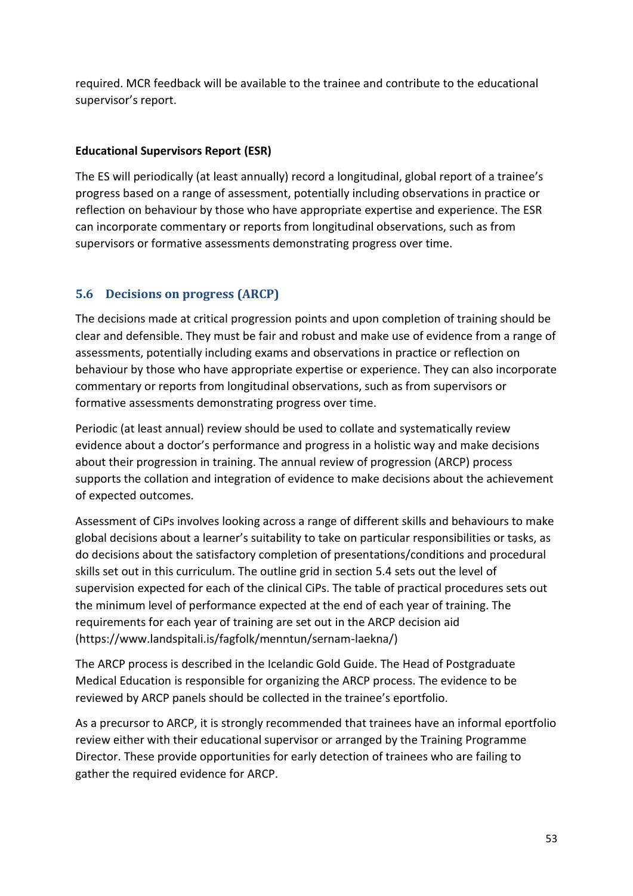required. MCR feedback will be available to the trainee and contribute to the educational supervisor's report.

**Educational Supervisors Report (ESR)**

The ES will periodically (at least annually) record a longitudinal, global report of a trainee's progress based on a range of assessment, potentially including observations in practice or reflection on behaviour by those who have appropriate expertise and experience. The ESR can incorporate commentary or reports from longitudinal observations, such as from supervisors or formative assessments demonstrating progress over time.

## 5.6 Decisions on progress (ARCP)

The decisions made at critical progression points and upon completion of training should be clear and defensible. They must be fair and robust and make use of evidence from a range of assessments, potentially including exams and observations in practice or reflection on behaviour by those who have appropriate expertise or experience. They can also incorporate commentary or reports from longitudinal observations, such as from supervisors or formative assessments demonstrating progress over time.

Periodic (at least annual) review should be used to collate and systematically review evidence about a doctor's performance and progress in a holistic way and make decisions about their progression in training. The annual review of progression (ARCP) process supports the collation and integration of evidence to make decisions about the achievement of expected outcomes.

Assessment of CiPs involves looking across a range of different skills and behaviours to make global decisions about a learner's suitability to take on particular responsibilities or tasks, as do decisions about the satisfactory completion of presentations/conditions and procedural skills set out in this curriculum. The outline grid in section 5.4 sets out the level of supervision expected for each of the clinical CiPs. The table of practical procedures sets out the minimum level of performance expected at the end of each year of training. The requirements for each year of training are set out in the ARCP decision aid (https://www.landspitali.is/fagfolk/menntun/sernam-laekna/)

The ARCP process is described in the Icelandic Gold Guide. The Head of Postgraduate Medical Education is responsible for organizing the ARCP process. The evidence to be reviewed by ARCP panels should be collected in the trainee's eportfolio.

As a precursor to ARCP, it is strongly recommended that trainees have an informal eportfolio review either with their educational supervisor or arranged by the Training Programme Director. These provide opportunities for early detection of trainees who are failing to gather the required evidence for ARCP.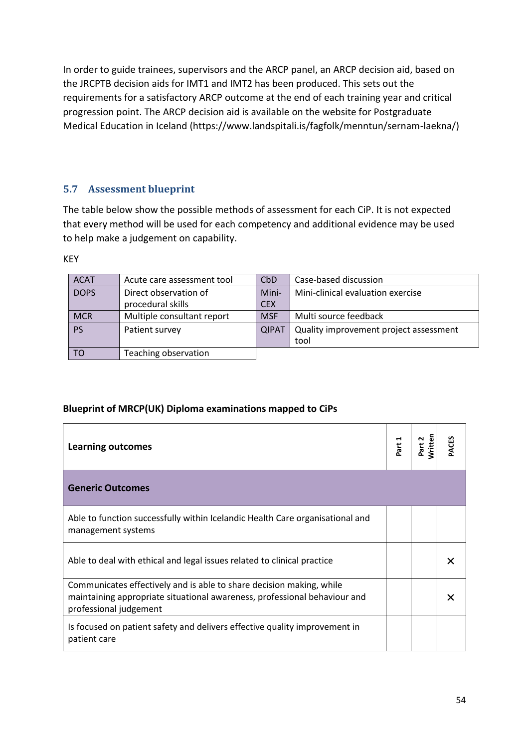In order to guide trainees, supervisors and the ARCP panel, an ARCP decision aid, based on the JRCPTB decision aids for IMT1 and IMT2 has been produced. This sets out the requirements for a satisfactory ARCP outcome at the end of each training year and critical progression point. The ARCP decision aid is available on the website for Postgraduate Medical Education in Iceland (https://www.landspitali.is/fagfolk/menntun/sernam-laekna/)

## 5.7 Assessment blueprint

The table below show the possible methods of assessment for each CiP. It is not expected that every method will be used for each competency and additional evidence may be used to help make a judgement on capability.

KEY

| | | | |
|---|---|---|---|
| ACAT | Acute care assessment tool | CbD | Case-based discussion |
| DOPS | Direct observation of procedural skills | Mini-CEX | Mini-clinical evaluation exercise |
| MCR | Multiple consultant report | MSF | Multi source feedback |
| PS | Patient survey | QIPAT | Quality improvement project assessment tool |
| TO | Teaching observation | | |

**Blueprint of MRCP(UK) Diploma examinations mapped to CiPs**

| Learning outcomes | Part 1 | Part 2 Written | PACES |
|---|---|---|---|
| **Generic Outcomes** | | | |
| Able to function successfully within Icelandic Health Care organisational and management systems | | | |
| Able to deal with ethical and legal issues related to clinical practice | | | × |
| Communicates effectively and is able to share decision making, while maintaining appropriate situational awareness, professional behaviour and professional judgement | | | × |
| Is focused on patient safety and delivers effective quality improvement in patient care | | | |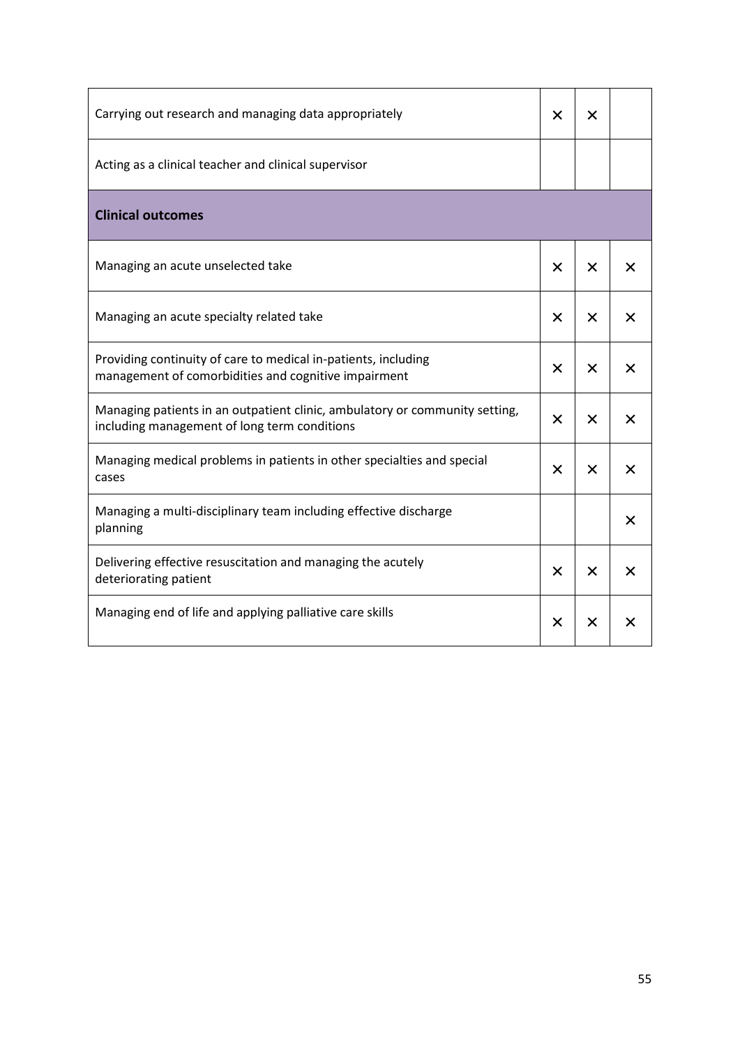| | | | |
|---|---|---|---|
| Carrying out research and managing data appropriately | × | × | |
| Acting as a clinical teacher and clinical supervisor | | | |
| **Clinical outcomes** | | | |
| Managing an acute unselected take | × | × | × |
| Managing an acute specialty related take | × | × | × |
| Providing continuity of care to medical in-patients, including management of comorbidities and cognitive impairment | × | × | × |
| Managing patients in an outpatient clinic, ambulatory or community setting, including management of long term conditions | × | × | × |
| Managing medical problems in patients in other specialties and special cases | × | × | × |
| Managing a multi-disciplinary team including effective discharge planning | | | × |
| Delivering effective resuscitation and managing the acutely deteriorating patient | × | × | × |
| Managing end of life and applying palliative care skills | × | × | × |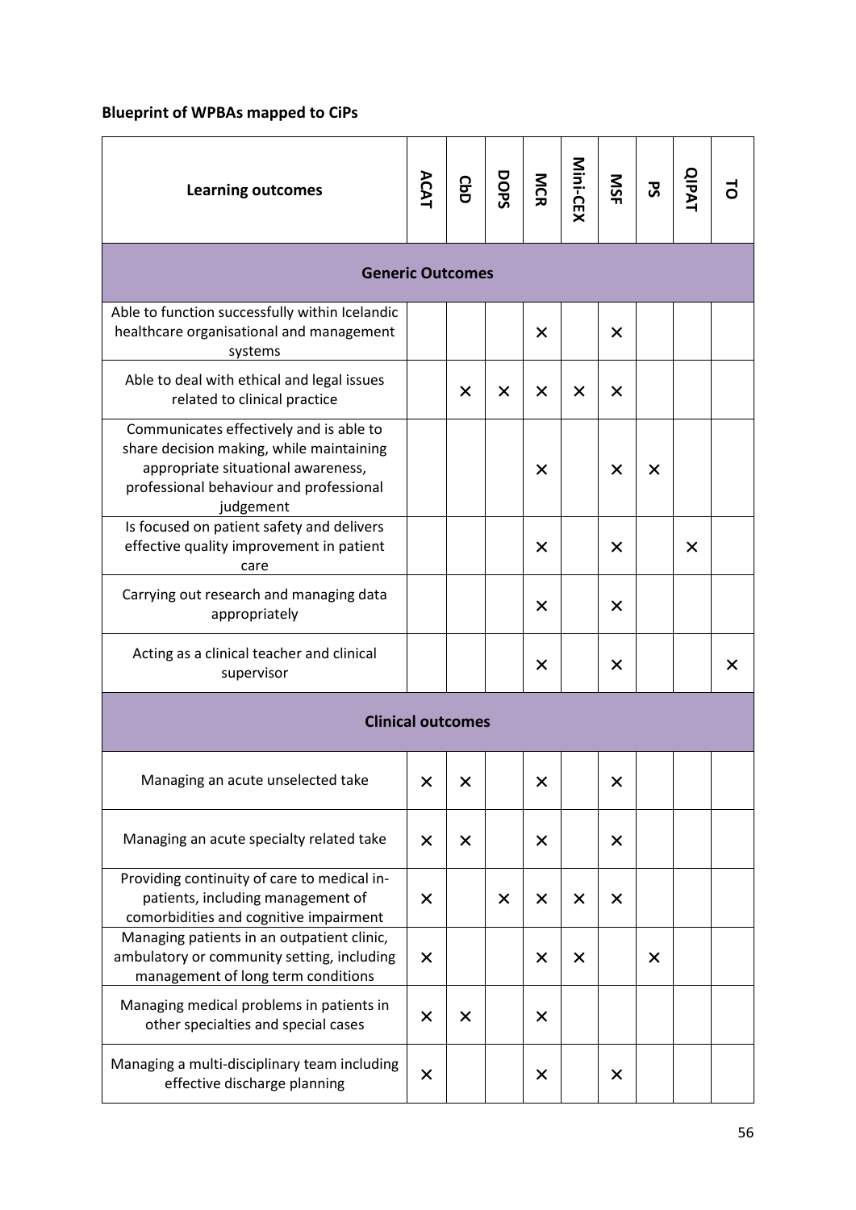**Blueprint of WPBAs mapped to CiPs**

| Learning outcomes | ACAT | CbD | DOPS | MCR | Mini-CEX | MSF | PS | QIPAT | TO |
|---|---|---|---|---|---|---|---|---|---|
| **Generic Outcomes** | | | | | | | | | |
| Able to function successfully within Icelandic healthcare organisational and management systems | | | | × | | × | | | |
| Able to deal with ethical and legal issues related to clinical practice | | × | × | × | × | × | | | |
| Communicates effectively and is able to share decision making, while maintaining appropriate situational awareness, professional behaviour and professional judgement | | | | × | | × | × | | |
| Is focused on patient safety and delivers effective quality improvement in patient care | | | | × | | × | | × | |
| Carrying out research and managing data appropriately | | | | × | | × | | | |
| Acting as a clinical teacher and clinical supervisor | | | | × | | × | | | × |
| **Clinical outcomes** | | | | | | | | | |
| Managing an acute unselected take | × | × | | × | | × | | | |
| Managing an acute specialty related take | × | × | | × | | × | | | |
| Providing continuity of care to medical in-patients, including management of comorbidities and cognitive impairment | × | | × | × | × | × | | | |
| Managing patients in an outpatient clinic, ambulatory or community setting, including management of long term conditions | × | | | × | × | | × | | |
| Managing medical problems in patients in other specialties and special cases | × | × | | × | | | | | |
| Managing a multi-disciplinary team including effective discharge planning | × | | | × | | × | | | |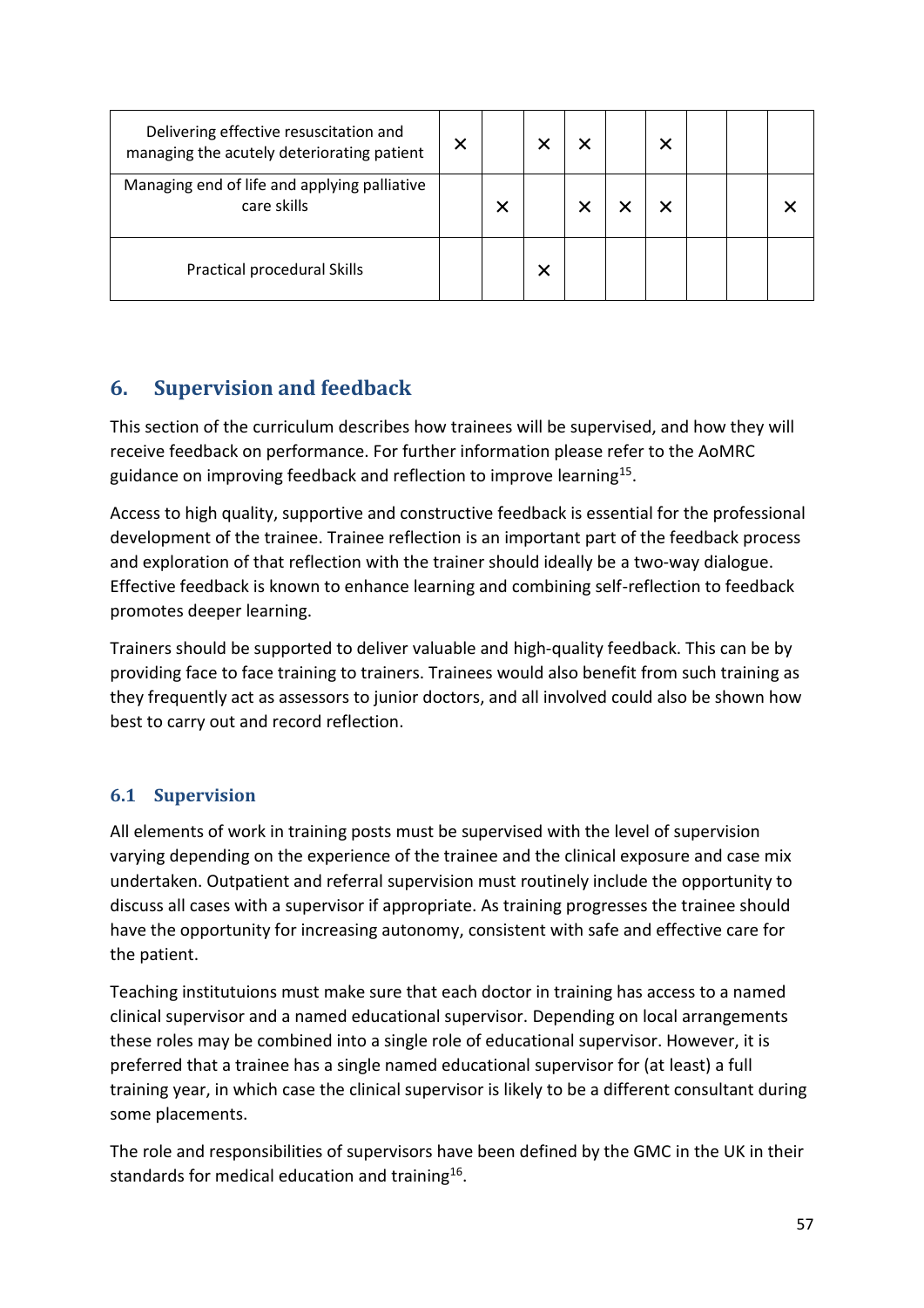| | | | | | | | | | |
|---|---|---|---|---|---|---|---|---|---|
| Delivering effective resuscitation and managing the acutely deteriorating patient | × | | × | × | | × | | | |
| Managing end of life and applying palliative care skills | | × | | × | × | × | | | × |
| Practical procedural Skills | | | × | | | | | | |

## 6. Supervision and feedback

This section of the curriculum describes how trainees will be supervised, and how they will receive feedback on performance. For further information please refer to the AoMRC guidance on improving feedback and reflection to improve learning[15].

Access to high quality, supportive and constructive feedback is essential for the professional development of the trainee. Trainee reflection is an important part of the feedback process and exploration of that reflection with the trainer should ideally be a two-way dialogue. Effective feedback is known to enhance learning and combining self-reflection to feedback promotes deeper learning.

Trainers should be supported to deliver valuable and high-quality feedback. This can be by providing face to face training to trainers. Trainees would also benefit from such training as they frequently act as assessors to junior doctors, and all involved could also be shown how best to carry out and record reflection.

### 6.1 Supervision

All elements of work in training posts must be supervised with the level of supervision varying depending on the experience of the trainee and the clinical exposure and case mix undertaken. Outpatient and referral supervision must routinely include the opportunity to discuss all cases with a supervisor if appropriate. As training progresses the trainee should have the opportunity for increasing autonomy, consistent with safe and effective care for the patient.

Teaching institutuions must make sure that each doctor in training has access to a named clinical supervisor and a named educational supervisor. Depending on local arrangements these roles may be combined into a single role of educational supervisor. However, it is preferred that a trainee has a single named educational supervisor for (at least) a full training year, in which case the clinical supervisor is likely to be a different consultant during some placements.

The role and responsibilities of supervisors have been defined by the GMC in the UK in their standards for medical education and training[16].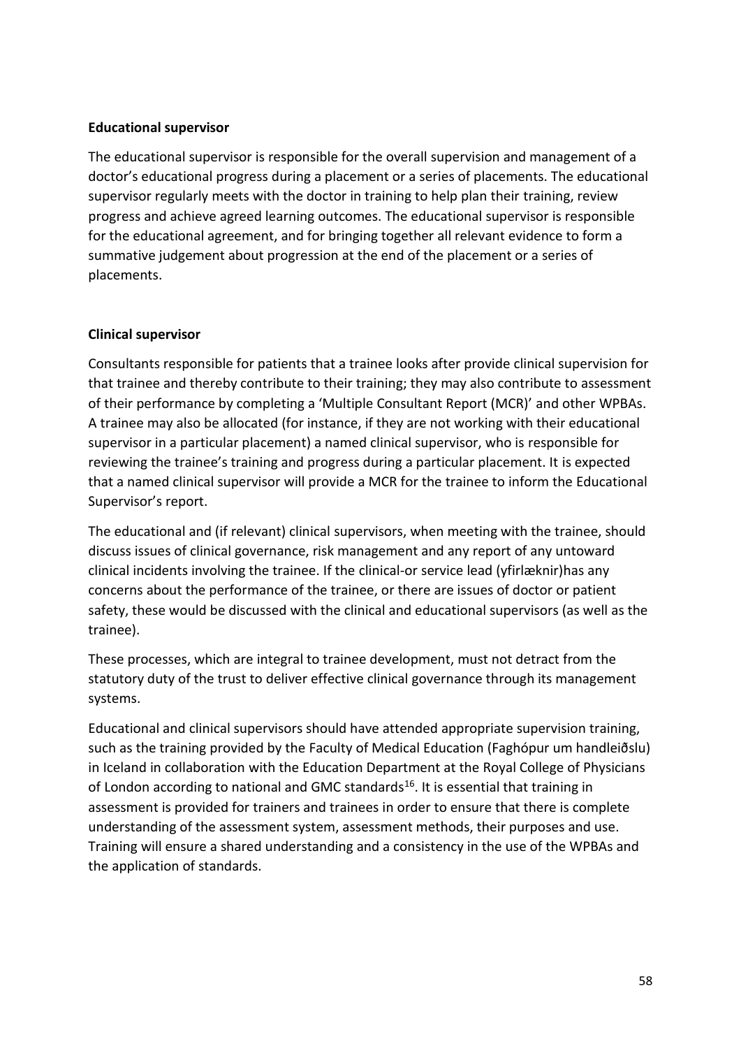**Educational supervisor**

The educational supervisor is responsible for the overall supervision and management of a doctor's educational progress during a placement or a series of placements. The educational supervisor regularly meets with the doctor in training to help plan their training, review progress and achieve agreed learning outcomes. The educational supervisor is responsible for the educational agreement, and for bringing together all relevant evidence to form a summative judgement about progression at the end of the placement or a series of placements.

**Clinical supervisor**

Consultants responsible for patients that a trainee looks after provide clinical supervision for that trainee and thereby contribute to their training; they may also contribute to assessment of their performance by completing a 'Multiple Consultant Report (MCR)' and other WPBAs. A trainee may also be allocated (for instance, if they are not working with their educational supervisor in a particular placement) a named clinical supervisor, who is responsible for reviewing the trainee's training and progress during a particular placement. It is expected that a named clinical supervisor will provide a MCR for the trainee to inform the Educational Supervisor's report.

The educational and (if relevant) clinical supervisors, when meeting with the trainee, should discuss issues of clinical governance, risk management and any report of any untoward clinical incidents involving the trainee. If the clinical-or service lead (yfirlæknir)has any concerns about the performance of the trainee, or there are issues of doctor or patient safety, these would be discussed with the clinical and educational supervisors (as well as the trainee).

These processes, which are integral to trainee development, must not detract from the statutory duty of the trust to deliver effective clinical governance through its management systems.

Educational and clinical supervisors should have attended appropriate supervision training, such as the training provided by the Faculty of Medical Education (Faghópur um handleiðslu) in Iceland in collaboration with the Education Department at the Royal College of Physicians of London according to national and GMC standards[16]. It is essential that training in assessment is provided for trainers and trainees in order to ensure that there is complete understanding of the assessment system, assessment methods, their purposes and use. Training will ensure a shared understanding and a consistency in the use of the WPBAs and the application of standards.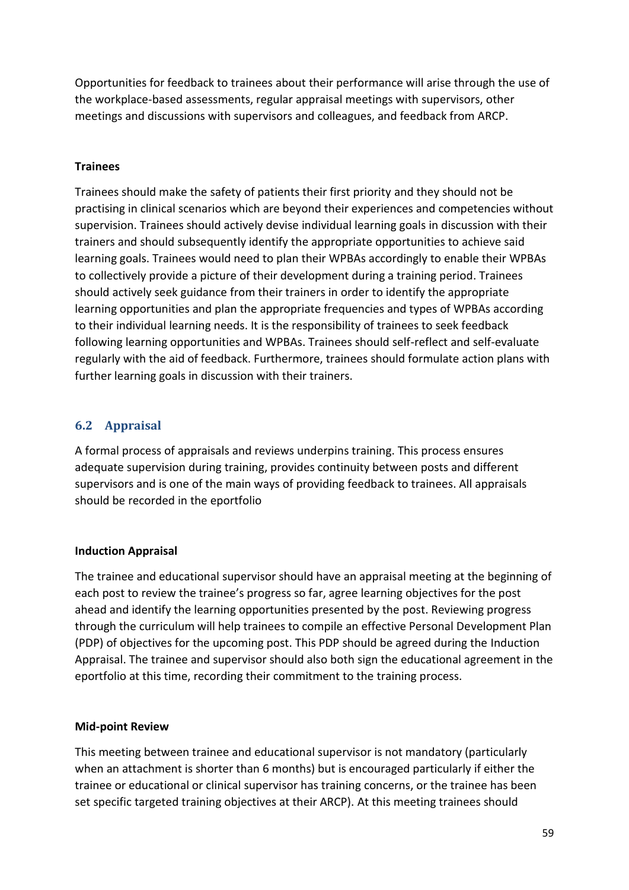Opportunities for feedback to trainees about their performance will arise through the use of the workplace-based assessments, regular appraisal meetings with supervisors, other meetings and discussions with supervisors and colleagues, and feedback from ARCP.

**Trainees**

Trainees should make the safety of patients their first priority and they should not be practising in clinical scenarios which are beyond their experiences and competencies without supervision. Trainees should actively devise individual learning goals in discussion with their trainers and should subsequently identify the appropriate opportunities to achieve said learning goals. Trainees would need to plan their WPBAs accordingly to enable their WPBAs to collectively provide a picture of their development during a training period. Trainees should actively seek guidance from their trainers in order to identify the appropriate learning opportunities and plan the appropriate frequencies and types of WPBAs according to their individual learning needs. It is the responsibility of trainees to seek feedback following learning opportunities and WPBAs. Trainees should self-reflect and self-evaluate regularly with the aid of feedback. Furthermore, trainees should formulate action plans with further learning goals in discussion with their trainers.

## 6.2 Appraisal

A formal process of appraisals and reviews underpins training. This process ensures adequate supervision during training, provides continuity between posts and different supervisors and is one of the main ways of providing feedback to trainees. All appraisals should be recorded in the eportfolio

**Induction Appraisal**

The trainee and educational supervisor should have an appraisal meeting at the beginning of each post to review the trainee's progress so far, agree learning objectives for the post ahead and identify the learning opportunities presented by the post. Reviewing progress through the curriculum will help trainees to compile an effective Personal Development Plan (PDP) of objectives for the upcoming post. This PDP should be agreed during the Induction Appraisal. The trainee and supervisor should also both sign the educational agreement in the eportfolio at this time, recording their commitment to the training process.

**Mid-point Review**

This meeting between trainee and educational supervisor is not mandatory (particularly when an attachment is shorter than 6 months) but is encouraged particularly if either the trainee or educational or clinical supervisor has training concerns, or the trainee has been set specific targeted training objectives at their ARCP). At this meeting trainees should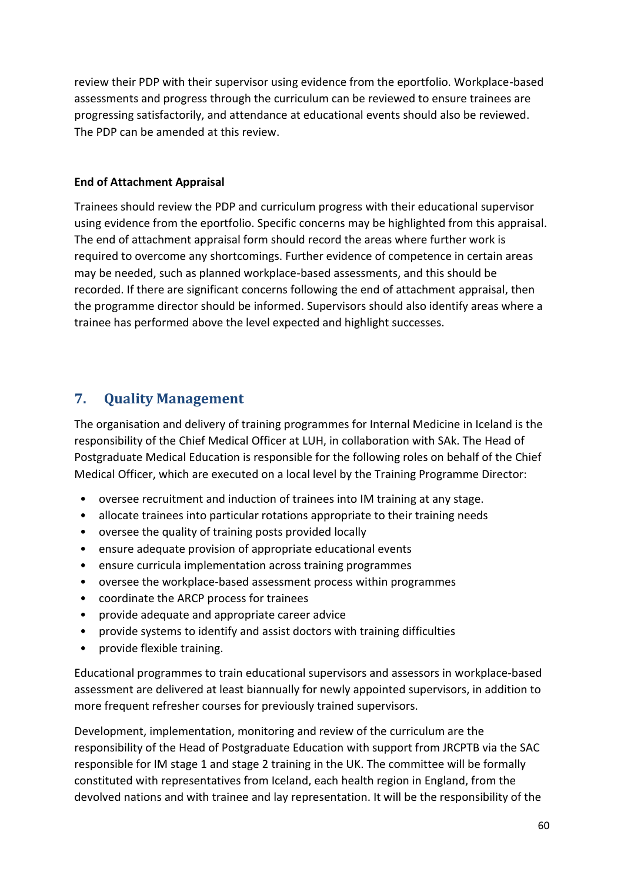review their PDP with their supervisor using evidence from the eportfolio. Workplace-based assessments and progress through the curriculum can be reviewed to ensure trainees are progressing satisfactorily, and attendance at educational events should also be reviewed. The PDP can be amended at this review.

**End of Attachment Appraisal**

Trainees should review the PDP and curriculum progress with their educational supervisor using evidence from the eportfolio. Specific concerns may be highlighted from this appraisal. The end of attachment appraisal form should record the areas where further work is required to overcome any shortcomings. Further evidence of competence in certain areas may be needed, such as planned workplace-based assessments, and this should be recorded. If there are significant concerns following the end of attachment appraisal, then the programme director should be informed. Supervisors should also identify areas where a trainee has performed above the level expected and highlight successes.

## 7. Quality Management

The organisation and delivery of training programmes for Internal Medicine in Iceland is the responsibility of the Chief Medical Officer at LUH, in collaboration with SAk. The Head of Postgraduate Medical Education is responsible for the following roles on behalf of the Chief Medical Officer, which are executed on a local level by the Training Programme Director:

- oversee recruitment and induction of trainees into IM training at any stage.
- allocate trainees into particular rotations appropriate to their training needs
- oversee the quality of training posts provided locally
- ensure adequate provision of appropriate educational events
- ensure curricula implementation across training programmes
- oversee the workplace-based assessment process within programmes
- coordinate the ARCP process for trainees
- provide adequate and appropriate career advice
- provide systems to identify and assist doctors with training difficulties
- provide flexible training.

Educational programmes to train educational supervisors and assessors in workplace-based assessment are delivered at least biannually for newly appointed supervisors, in addition to more frequent refresher courses for previously trained supervisors.

Development, implementation, monitoring and review of the curriculum are the responsibility of the Head of Postgraduate Education with support from JRCPTB via the SAC responsible for IM stage 1 and stage 2 training in the UK. The committee will be formally constituted with representatives from Iceland, each health region in England, from the devolved nations and with trainee and lay representation. It will be the responsibility of the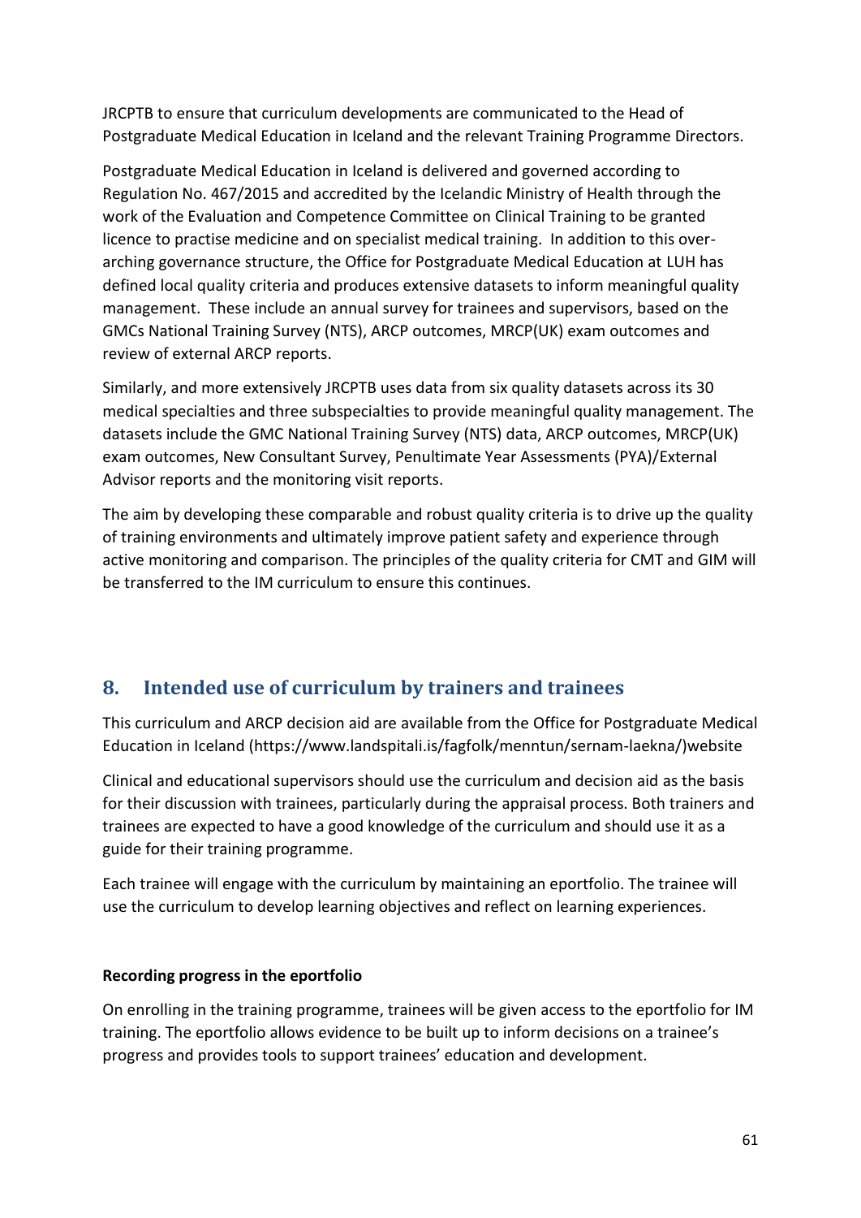JRCPTB to ensure that curriculum developments are communicated to the Head of Postgraduate Medical Education in Iceland and the relevant Training Programme Directors.

Postgraduate Medical Education in Iceland is delivered and governed according to Regulation No. 467/2015 and accredited by the Icelandic Ministry of Health through the work of the Evaluation and Competence Committee on Clinical Training to be granted licence to practise medicine and on specialist medical training. In addition to this over-arching governance structure, the Office for Postgraduate Medical Education at LUH has defined local quality criteria and produces extensive datasets to inform meaningful quality management. These include an annual survey for trainees and supervisors, based on the GMCs National Training Survey (NTS), ARCP outcomes, MRCP(UK) exam outcomes and review of external ARCP reports.

Similarly, and more extensively JRCPTB uses data from six quality datasets across its 30 medical specialties and three subspecialties to provide meaningful quality management. The datasets include the GMC National Training Survey (NTS) data, ARCP outcomes, MRCP(UK) exam outcomes, New Consultant Survey, Penultimate Year Assessments (PYA)/External Advisor reports and the monitoring visit reports.

The aim by developing these comparable and robust quality criteria is to drive up the quality of training environments and ultimately improve patient safety and experience through active monitoring and comparison. The principles of the quality criteria for CMT and GIM will be transferred to the IM curriculum to ensure this continues.

## 8. Intended use of curriculum by trainers and trainees

This curriculum and ARCP decision aid are available from the Office for Postgraduate Medical Education in Iceland (https://www.landspitali.is/fagfolk/menntun/sernam-laekna/)website

Clinical and educational supervisors should use the curriculum and decision aid as the basis for their discussion with trainees, particularly during the appraisal process. Both trainers and trainees are expected to have a good knowledge of the curriculum and should use it as a guide for their training programme.

Each trainee will engage with the curriculum by maintaining an eportfolio. The trainee will use the curriculum to develop learning objectives and reflect on learning experiences.

**Recording progress in the eportfolio**

On enrolling in the training programme, trainees will be given access to the eportfolio for IM training. The eportfolio allows evidence to be built up to inform decisions on a trainee's progress and provides tools to support trainees' education and development.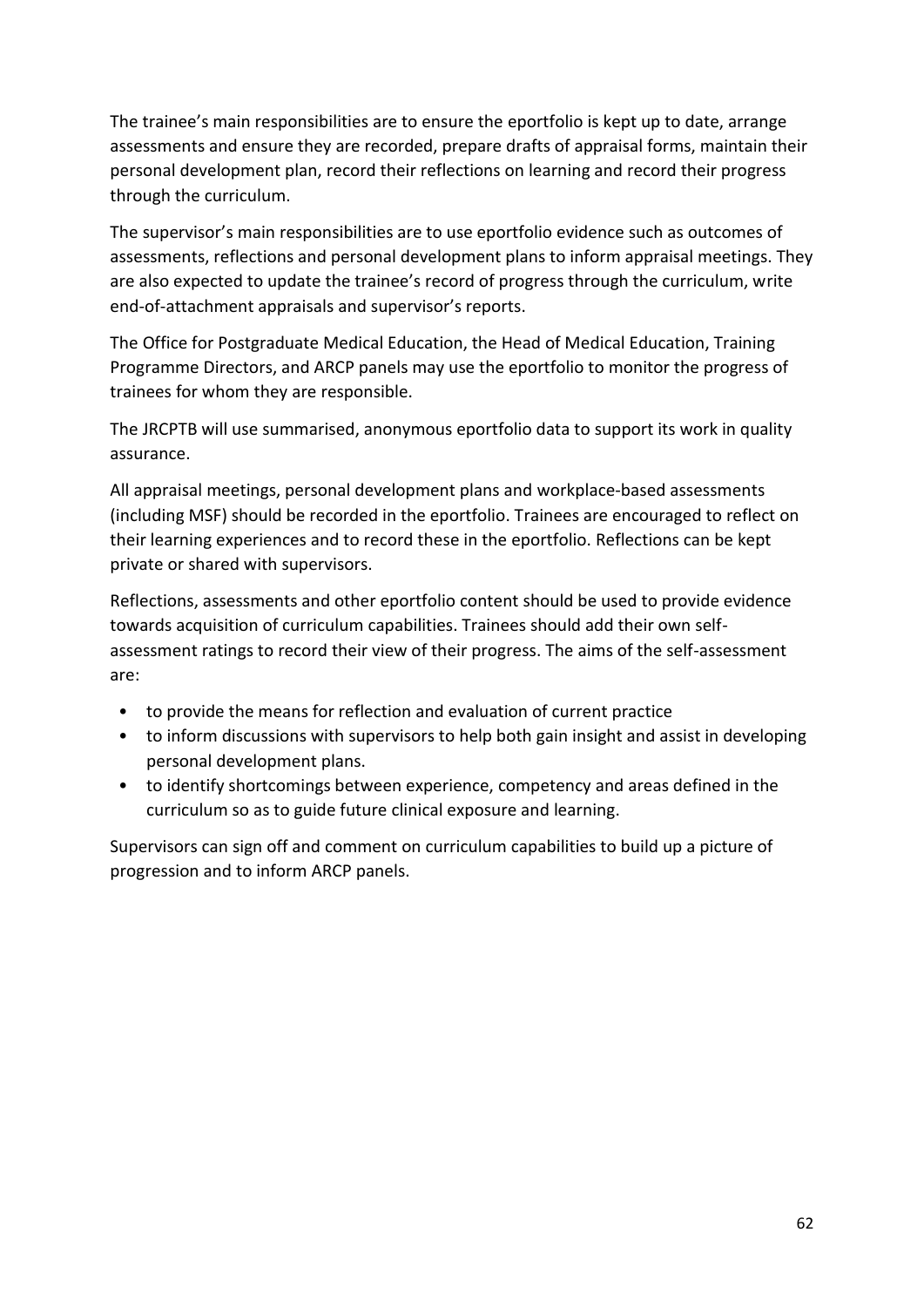The trainee's main responsibilities are to ensure the eportfolio is kept up to date, arrange assessments and ensure they are recorded, prepare drafts of appraisal forms, maintain their personal development plan, record their reflections on learning and record their progress through the curriculum.

The supervisor's main responsibilities are to use eportfolio evidence such as outcomes of assessments, reflections and personal development plans to inform appraisal meetings. They are also expected to update the trainee's record of progress through the curriculum, write end-of-attachment appraisals and supervisor's reports.

The Office for Postgraduate Medical Education, the Head of Medical Education, Training Programme Directors, and ARCP panels may use the eportfolio to monitor the progress of trainees for whom they are responsible.

The JRCPTB will use summarised, anonymous eportfolio data to support its work in quality assurance.

All appraisal meetings, personal development plans and workplace-based assessments (including MSF) should be recorded in the eportfolio. Trainees are encouraged to reflect on their learning experiences and to record these in the eportfolio. Reflections can be kept private or shared with supervisors.

Reflections, assessments and other eportfolio content should be used to provide evidence towards acquisition of curriculum capabilities. Trainees should add their own self-assessment ratings to record their view of their progress. The aims of the self-assessment are:

- to provide the means for reflection and evaluation of current practice
- to inform discussions with supervisors to help both gain insight and assist in developing personal development plans.
- to identify shortcomings between experience, competency and areas defined in the curriculum so as to guide future clinical exposure and learning.

Supervisors can sign off and comment on curriculum capabilities to build up a picture of progression and to inform ARCP panels.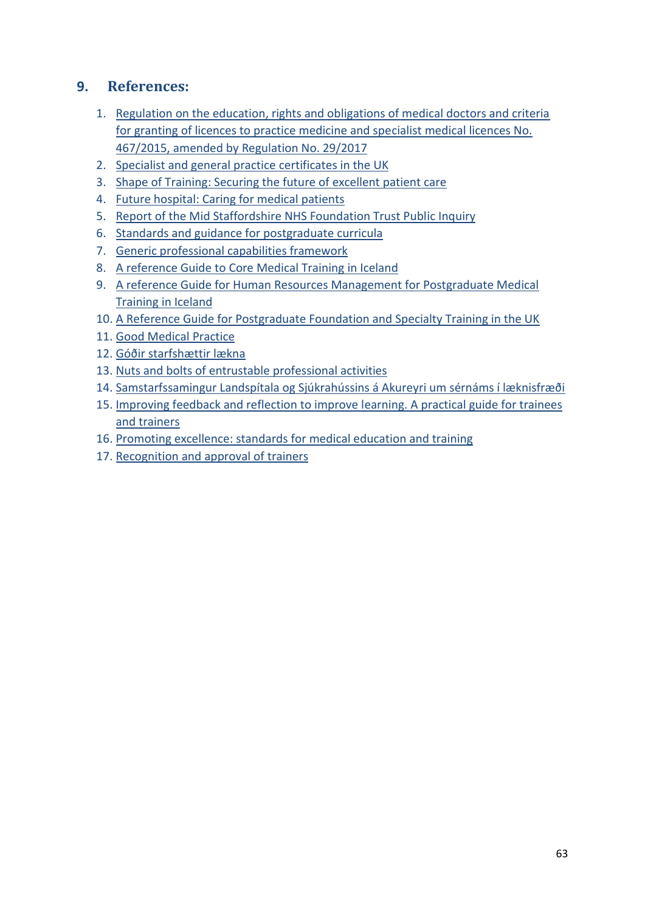## 9. References:

1. Regulation on the education, rights and obligations of medical doctors and criteria for granting of licences to practice medicine and specialist medical licences No. 467/2015, amended by Regulation No. 29/2017
2. Specialist and general practice certificates in the UK
3. Shape of Training: Securing the future of excellent patient care
4. Future hospital: Caring for medical patients
5. Report of the Mid Staffordshire NHS Foundation Trust Public Inquiry
6. Standards and guidance for postgraduate curricula
7. Generic professional capabilities framework
8. A reference Guide to Core Medical Training in Iceland
9. A reference Guide for Human Resources Management for Postgraduate Medical Training in Iceland
10. A Reference Guide for Postgraduate Foundation and Specialty Training in the UK
11. Good Medical Practice
12. Góðir starfshættir lækna
13. Nuts and bolts of entrustable professional activities
14. Samstarfssamingur Landspítala og Sjúkrahússins á Akureyri um sérnáms í læknisfræði
15. Improving feedback and reflection to improve learning. A practical guide for trainees and trainers
16. Promoting excellence: standards for medical education and training
17. Recognition and approval of trainers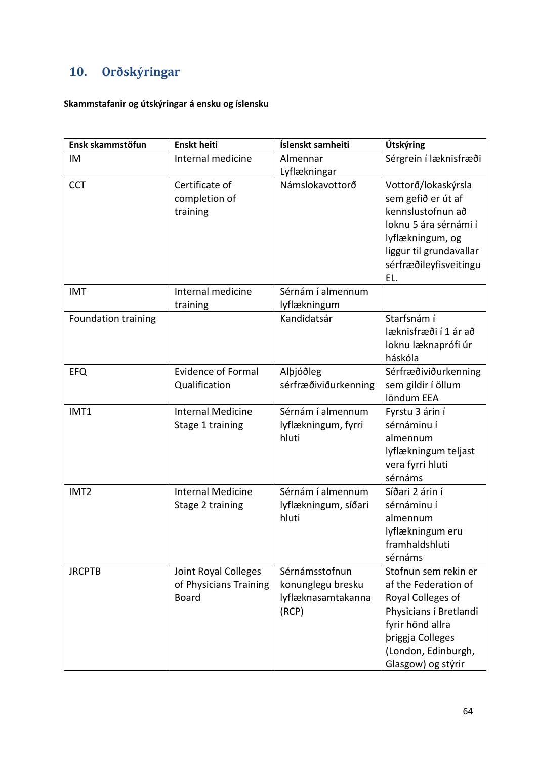## 10. Orðskýringar

**Skammstafanir og útskýringar á ensku og íslensku**

| Ensk skammstöfun | Enskt heiti | Íslenskt samheiti | Útskýring |
|---|---|---|---|
| IM | Internal medicine | Almennar Lyflækningar | Sérgrein í læknisfræði |
| CCT | Certificate of completion of training | Námslokavottorð | Vottorð/lokaskýrsla sem gefið er út af kennslustofnun að loknu 5 ára sérnámi í lyflækningum, og liggur til grundavallar sérfræðileyfisveitingu EL. |
| IMT | Internal medicine training | Sérnám í almennum lyflækningum | |
| Foundation training | | Kandidatsár | Starfsnám í læknisfræði í 1 ár að loknu læknaprófi úr háskóla |
| EFQ | Evidence of Formal Qualification | Alþjóðleg sérfræðiviðurkenning | Sérfræðiviðurkenning sem gildir í öllum löndum EEA |
| IMT1 | Internal Medicine Stage 1 training | Sérnám í almennum lyflækningum, fyrri hluti | Fyrstu 3 árin í sérnáminu í almennum lyflækningum teljast vera fyrri hluti sérnáms |
| IMT2 | Internal Medicine Stage 2 training | Sérnám í almennum lyflækningum, síðari hluti | Síðari 2 árin í sérnáminu í almennum lyflækningum eru framhaldshluti sérnáms |
| JRCPTB | Joint Royal Colleges of Physicians Training Board | Sérnámsstofnun konunglegu bresku lyflæknasamtakanna (RCP) | Stofnun sem rekin er af the Federation of Royal Colleges of Physicians í Bretlandi fyrir hönd allra þriggja Colleges (London, Edinburgh, Glasgow) og stýrir |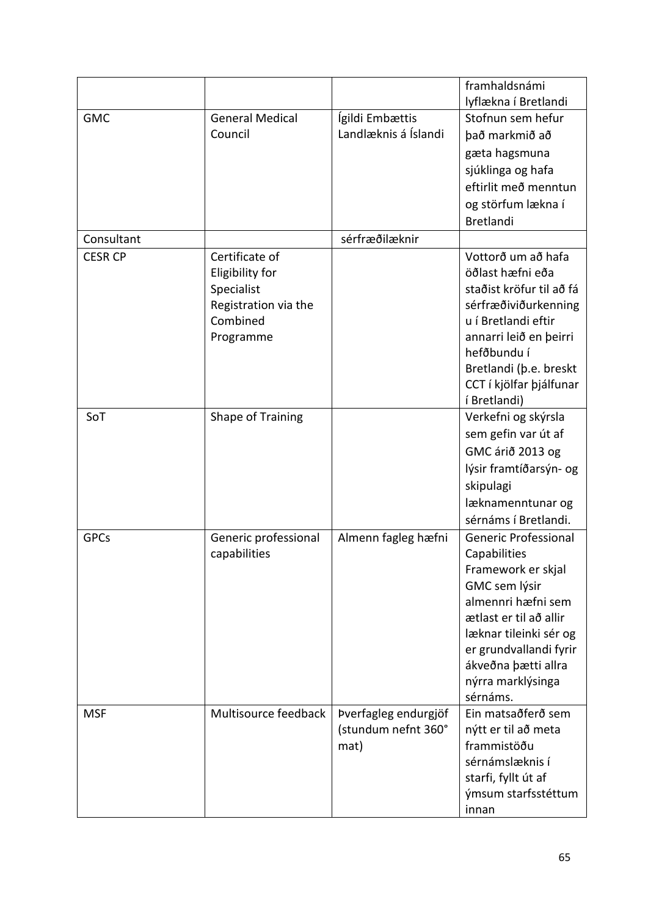| | | | |
|---|---|---|---|
| | | | framhaldsnámi lyflækna í Bretlandi |
| GMC | General Medical Council | Ígildi Embættis Landlæknis á Íslandi | Stofnun sem hefur það markmið að gæta hagsmuna sjúklinga og hafa eftirlit með menntun og störfum lækna í Bretlandi |
| Consultant | | sérfræðilæknir | |
| CESR CP | Certificate of Eligibility for Specialist Registration via the Combined Programme | | Vottorð um að hafa öðlast hæfni eða staðist kröfur til að fá sérfræðiviðurkenning u í Bretlandi eftir annarri leið en þeirri hefðbundu í Bretlandi (þ.e. breskt CCT í kjölfar þjálfunar í Bretlandi) |
| SoT | Shape of Training | | Verkefni og skýrsla sem gefin var út af GMC árið 2013 og lýsir framtíðarsýn- og skipulagi læknamenntunar og sérnáms í Bretlandi. |
| GPCs | Generic professional capabilities | Almenn fagleg hæfni | Generic Professional Capabilities Framework er skjal GMC sem lýsir almennri hæfni sem ætlast er til að allir læknar tileinki sér og er grundvallandi fyrir ákveðna þætti allra nýrra marklýsinga sérnáms. |
| MSF | Multisource feedback | Þverfagleg endurgjöf (stundum nefnt 360° mat) | Ein matsaðferð sem nýtt er til að meta frammistöðu sérnámslæknis í starfi, fyllt út af ýmsum starfsstéttum innan |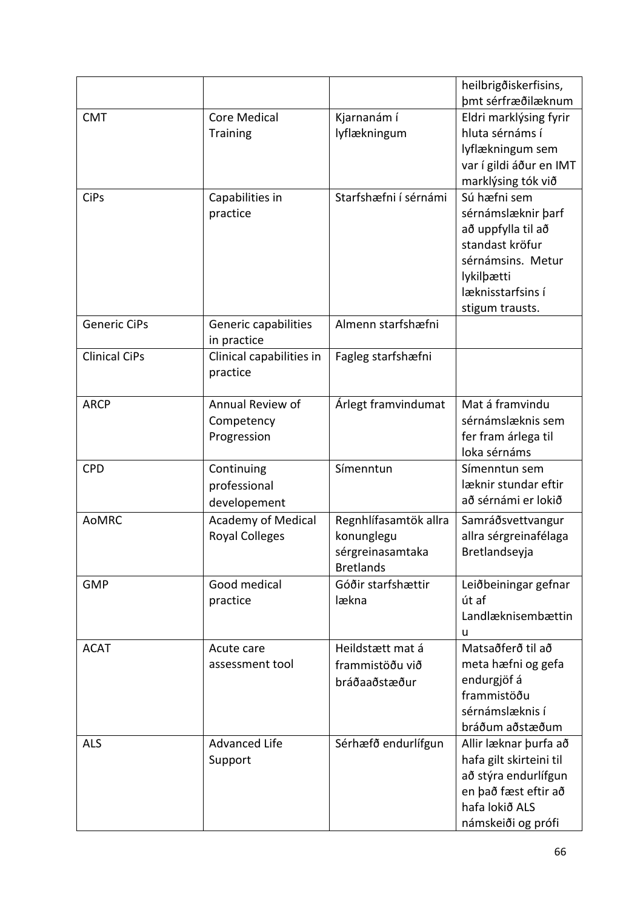| | | | |
|---|---|---|---|
| | | | heilbrigðiskerfisins, þmt sérfræðilæknum |
| CMT | Core Medical Training | Kjarnanám í lyflækningum | Eldri marklýsing fyrir hluta sérnáms í lyflækningum sem var í gildi áður en IMT marklýsing tók við |
| CiPs | Capabilities in practice | Starfshæfni í sérnámi | Sú hæfni sem sérnámslæknir þarf að uppfylla til að standast kröfur sérnámsins. Metur lykilþætti læknisstarfsins í stigum trausts. |
| Generic CiPs | Generic capabilities in practice | Almenn starfshæfni | |
| Clinical CiPs | Clinical capabilities in practice | Fagleg starfshæfni | |
| ARCP | Annual Review of Competency Progression | Árlegt framvindumat | Mat á framvindu sérnámslæknis sem fer fram árlega til loka sérnáms |
| CPD | Continuing professional developement | Símenntun | Símenntun sem læknir stundar eftir að sérnámi er lokið |
| AoMRC | Academy of Medical Royal Colleges | Regnhlífasamtök allra konunglegu sérgreinasamtaka Bretlands | Samráðsvettvangur allra sérgreinafélaga Bretlandseyja |
| GMP | Good medical practice | Góðir starfshættir lækna | Leiðbeiningar gefnar út af Landlæknisembættinu |
| ACAT | Acute care assessment tool | Heildstætt mat á frammistöðu við bráðaaðstæður | Matsaðferð til að meta hæfni og gefa endurgjöf á frammistöðu sérnámslæknis í bráðum aðstæðum |
| ALS | Advanced Life Support | Sérhæfð endurlífgun | Allir læknar þurfa að hafa gilt skirteini til að stýra endurlífgun en það fæst eftir að hafa lokið ALS námskeiði og prófi |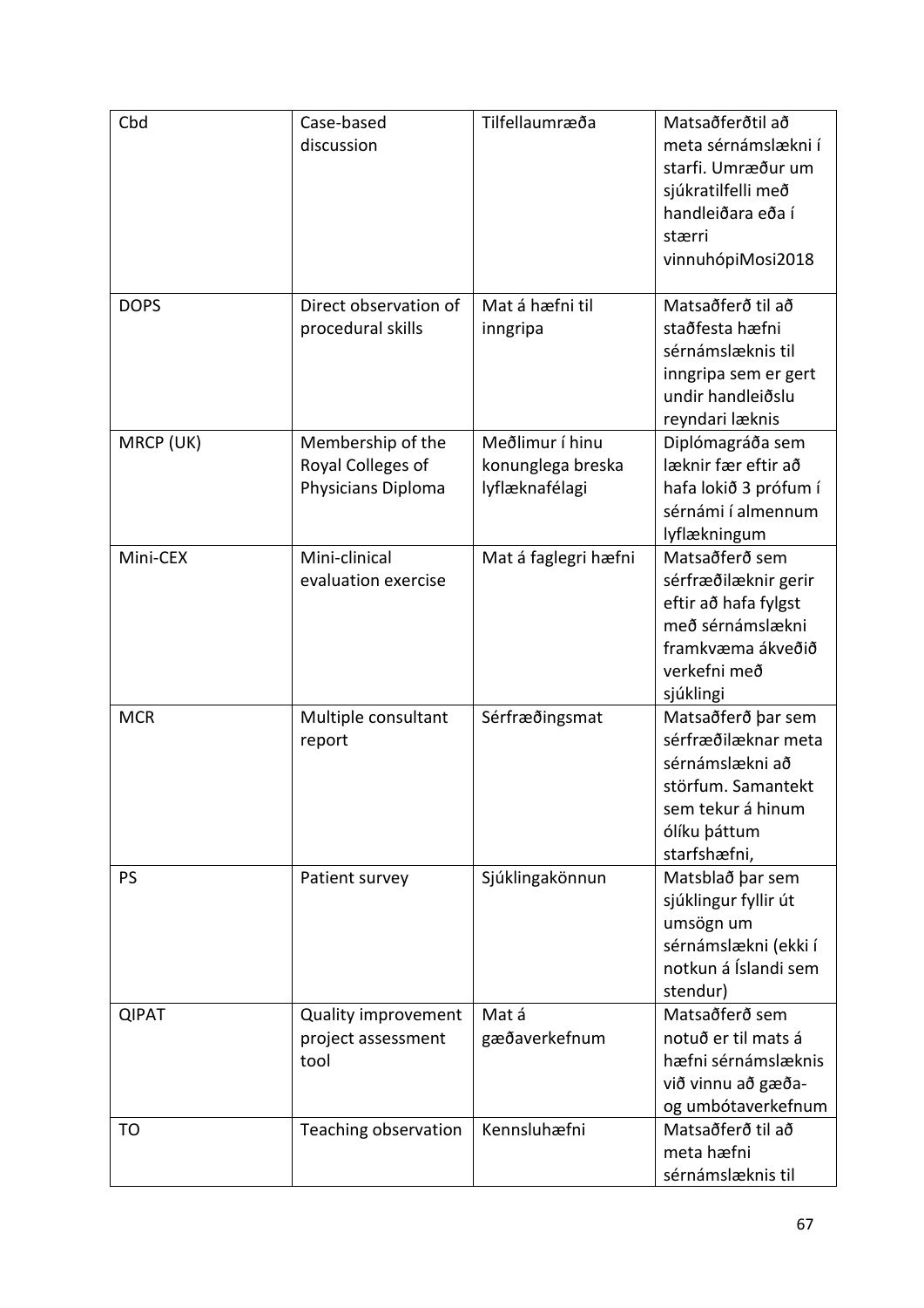| | | | |
|---|---|---|---|
| Cbd | Case-based discussion | Tilfellaumræða | Matsaðferðtil að meta sérnámslækni í starfi. Umræður um sjúkratilfelli með handleiðara eða í stærri vinnuhópiMosi2018 |
| DOPS | Direct observation of procedural skills | Mat á hæfni til inngripa | Matsaðferð til að staðfesta hæfni sérnámslæknis til inngripa sem er gert undir handleiðslu reyndari læknis |
| MRCP (UK) | Membership of the Royal Colleges of Physicians Diploma | Meðlimur í hinu konunglega breska lyflæknafélagi | Diplómagráða sem læknir fær eftir að hafa lokið 3 prófum í sérnámi í almennum lyflækningum |
| Mini-CEX | Mini-clinical evaluation exercise | Mat á faglegri hæfni | Matsaðferð sem sérfræðilæknir gerir eftir að hafa fylgst með sérnámslækni framkvæma ákveðið verkefni með sjúklingi |
| MCR | Multiple consultant report | Sérfræðingsmat | Matsaðferð þar sem sérfræðilæknar meta sérnámslækni að störfum. Samantekt sem tekur á hinum ólíku þáttum starfshæfni, |
| PS | Patient survey | Sjúklingakönnun | Matsblað þar sem sjúklingur fyllir út umsögn um sérnámslækni (ekki í notkun á Íslandi sem stendur) |
| QIPAT | Quality improvement project assessment tool | Mat á gæðaverkefnum | Matsaðferð sem notuð er til mats á hæfni sérnámslæknis við vinnu að gæða- og umbótaverkefnum |
| TO | Teaching observation | Kennsluhæfni | Matsaðferð til að meta hæfni sérnámslæknis til |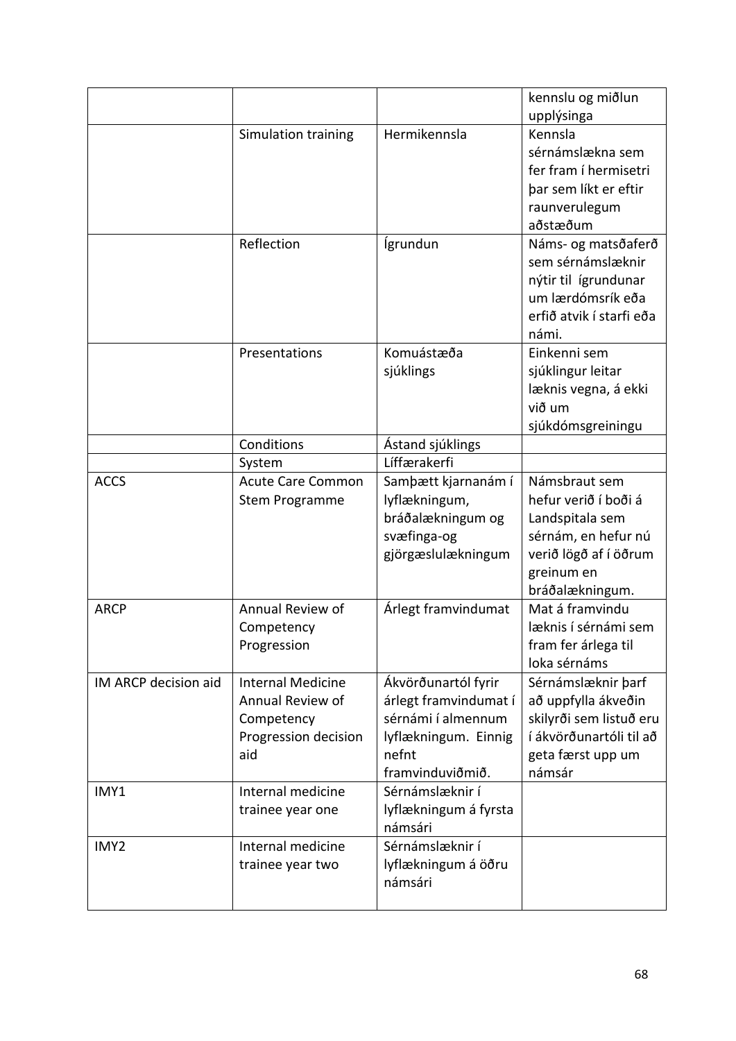| | | | |
|---|---|---|---|
| | | | kennslu og miðlun upplýsinga |
| | Simulation training | Hermikennsla | Kennsla sérnámslækna sem fer fram í hermisetri þar sem líkt er eftir raunverulegum aðstæðum |
| | Reflection | Ígrundun | Náms- og matsðaferð sem sérnámslæknir nýtir til ígrundunar um lærdómsrík eða erfið atvik í starfi eða námi. |
| | Presentations | Komuástæða sjúklings | Einkenni sem sjúklingur leitar læknis vegna, á ekki við um sjúkdómsgreiningu |
| | Conditions | Ástand sjúklings | |
| | System | Líffærakerfi | |
| ACCS | Acute Care Common Stem Programme | Samþætt kjarnanám í lyflækningum, bráðalækningum og svæfinga-og gjörgæslulækningum | Námsbraut sem hefur verið í boði á Landspitala sem sérnám, en hefur nú verið lögð af í öðrum greinum en bráðalækningum. |
| ARCP | Annual Review of Competency Progression | Árlegt framvindumat | Mat á framvindu læknis í sérnámi sem fram fer árlega til loka sérnáms |
| IM ARCP decision aid | Internal Medicine Annual Review of Competency Progression decision aid | Ákvörðunartól fyrir árlegt framvindumat í sérnámi í almennum lyflækningum. Einnig nefnt framvinduviðmið. | Sérnámslæknir þarf að uppfylla ákveðin skilyrði sem listuð eru í ákvörðunartóli til að geta færst upp um námsár |
| IMY1 | Internal medicine trainee year one | Sérnámslæknir í lyflækningum á fyrsta námsári | |
| IMY2 | Internal medicine trainee year two | Sérnámslæknir í lyflækningum á öðru námsári | |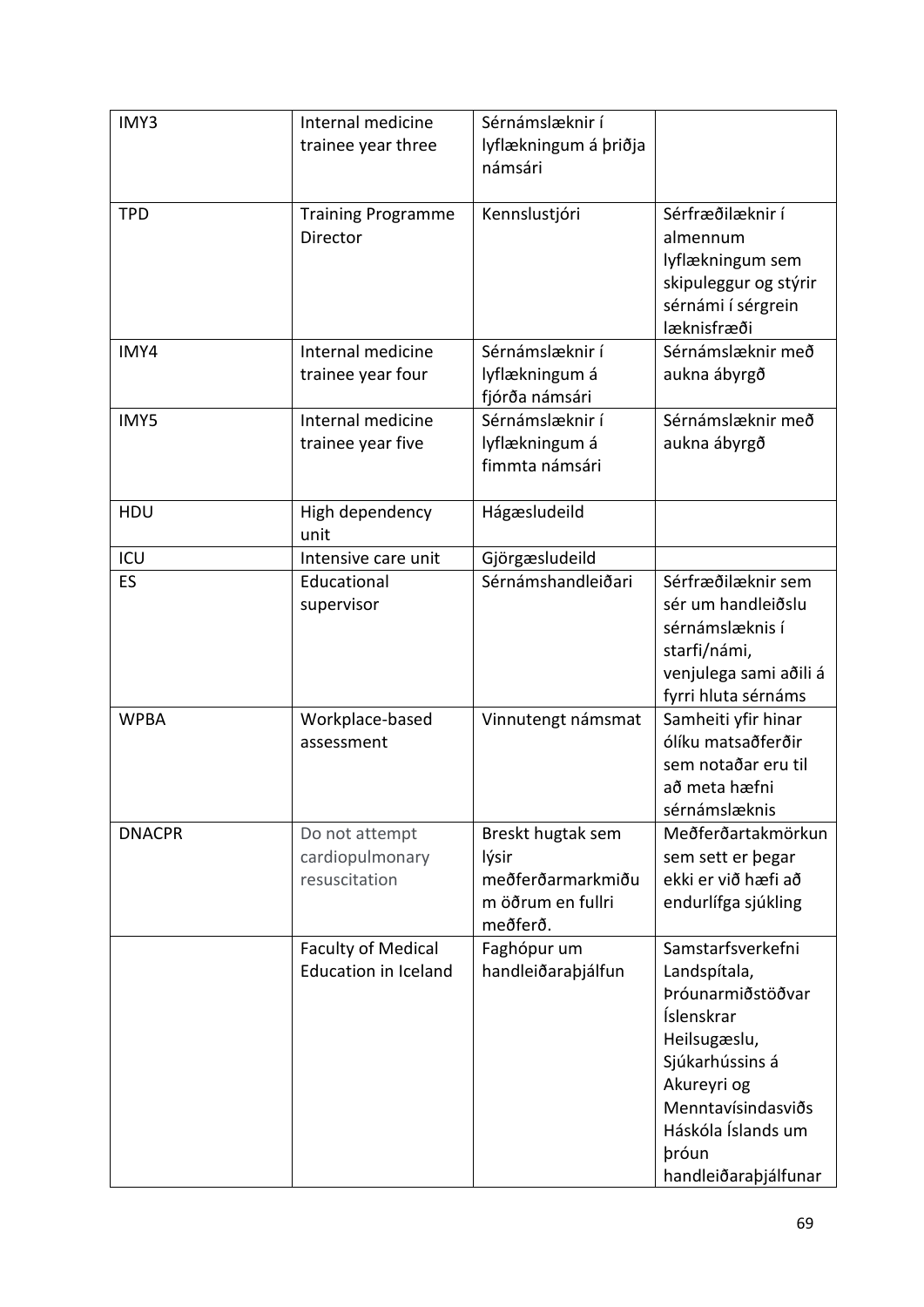| | | | |
|---|---|---|---|
| IMY3 | Internal medicine trainee year three | Sérnámslæknir í lyflækningum á þriðja námsári | |
| TPD | Training Programme Director | Kennslustjóri | Sérfræðilæknir í almennum lyflækningum sem skipuleggur og stýrir sérnámi í sérgrein læknisfræði |
| IMY4 | Internal medicine trainee year four | Sérnámslæknir í lyflækningum á fjórða námsári | Sérnámslæknir með aukna ábyrgð |
| IMY5 | Internal medicine trainee year five | Sérnámslæknir í lyflækningum á fimmta námsári | Sérnámslæknir með aukna ábyrgð |
| HDU | High dependency unit | Hágæsludeild | |
| ICU | Intensive care unit | Gjörgæsludeild | |
| ES | Educational supervisor | Sérnámshandleiðari | Sérfræðilæknir sem sér um handleiðslu sérnámslæknis í starfi/námi, venjulega sami aðili á fyrri hluta sérnáms |
| WPBA | Workplace-based assessment | Vinnutengt námsmat | Samheiti yfir hinar ólíku matsaðferðir sem notaðar eru til að meta hæfni sérnámslæknis |
| DNACPR | Do not attempt cardiopulmonary resuscitation | Breskt hugtak sem lýsir meðferðarmarkmiðum öðrum en fullri meðferð. | Meðferðartakmörkun sem sett er þegar ekki er við hæfi að endurlífga sjúkling |
| | Faculty of Medical Education in Iceland | Faghópur um handleiðaraþjálfun | Samstarfsverkefni Landspítala, Þróunarmiðstöðvar Íslenskrar Heilsugæslu, Sjúkarhússins á Akureyri og Menntavísindasviðs Háskóla Íslands um þróun handleiðaraþjálfunar |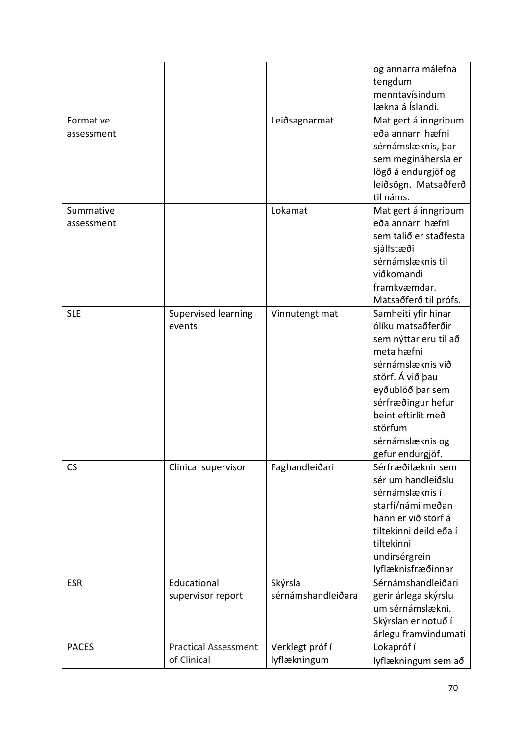| | | | |
|---|---|---|---|
| | | | og annarra málefna tengdum menntavísindum lækna á Íslandi. |
| Formative assessment | | Leiðsagnarmat | Mat gert á inngripum eða annarri hæfni sérnámslæknis, þar sem megináhersla er lögð á endurgjöf og leiðsögn. Matsaðferð til náms. |
| Summative assessment | | Lokamat | Mat gert á inngripum eða annarri hæfni sem talið er staðfesta sjálfstæði sérnámslæknis til viðkomandi framkvæmdar. Matsaðferð til prófs. |
| SLE | Supervised learning events | Vinnutengt mat | Samheiti yfir hinar ólíku matsaðferðir sem nýttar eru til að meta hæfni sérnámslæknis við störf. Á við þau eyðublöð þar sem sérfræðingur hefur beint eftirlit með störfum sérnámslæknis og gefur endurgjöf. |
| CS | Clinical supervisor | Faghandleiðari | Sérfræðilæknir sem sér um handleiðslu sérnámslæknis í starfi/námi meðan hann er við störf á tiltekinni deild eða í tiltekinni undirsérgrein lyflæknisfræðinnar |
| ESR | Educational supervisor report | Skýrsla sérnámshandleiðara | Sérnámshandleiðari gerir árlega skýrslu um sérnámslækni. Skýrslan er notuð í árlegu framvindumati |
| PACES | Practical Assessment of Clinical | Verklegt próf í lyflækningum | Lokapróf í lyflækningum sem að |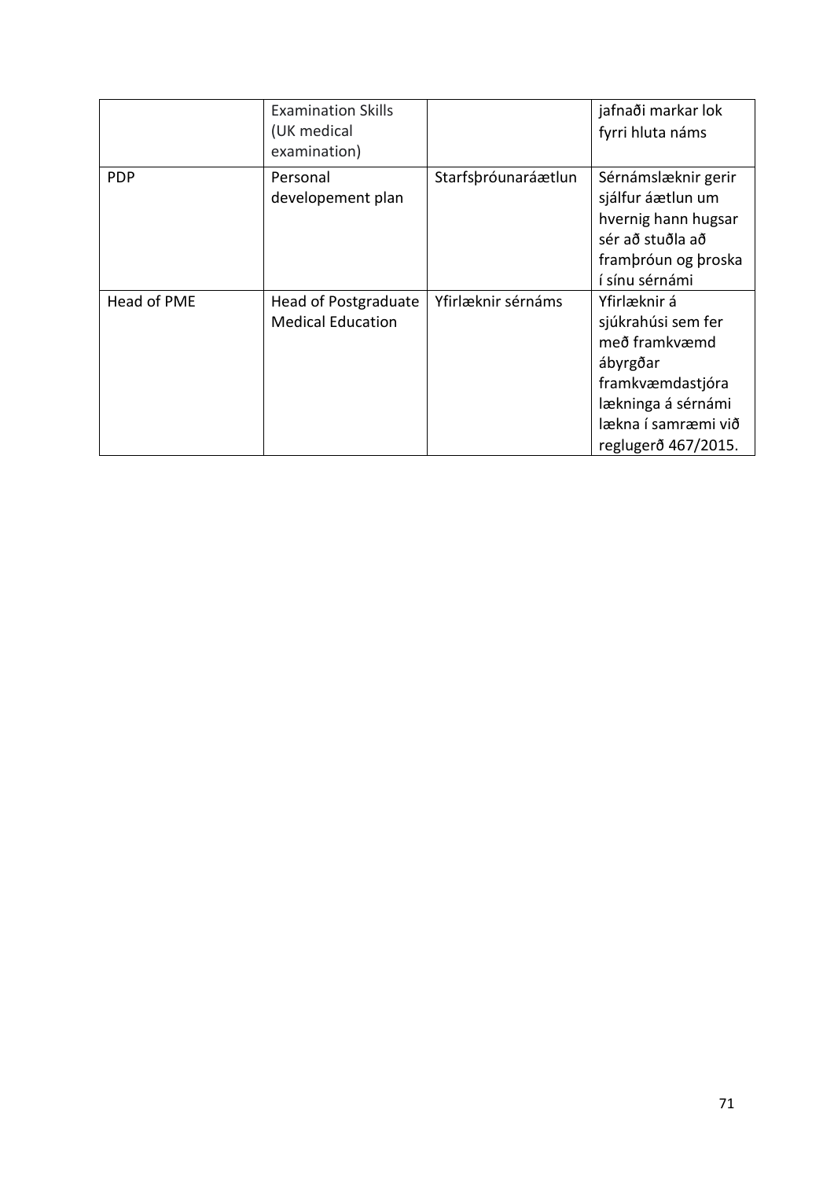| | | | |
|---|---|---|---|
| | Examination Skills (UK medical examination) | | jafnaði markar lok fyrri hluta náms |
| PDP | Personal developement plan | Starfsþróunaráætlun | Sérnámslæknir gerir sjálfur áætlun um hvernig hann hugsar sér að stuðla að framþróun og þroska í sínu sérnámi |
| Head of PME | Head of Postgraduate Medical Education | Yfirlæknir sérnáms | Yfirlæknir á sjúkrahúsi sem fer með framkvæmd ábyrgðar framkvæmdastjóra lækninga á sérnámi lækna í samræmi við reglugerð 467/2015. |